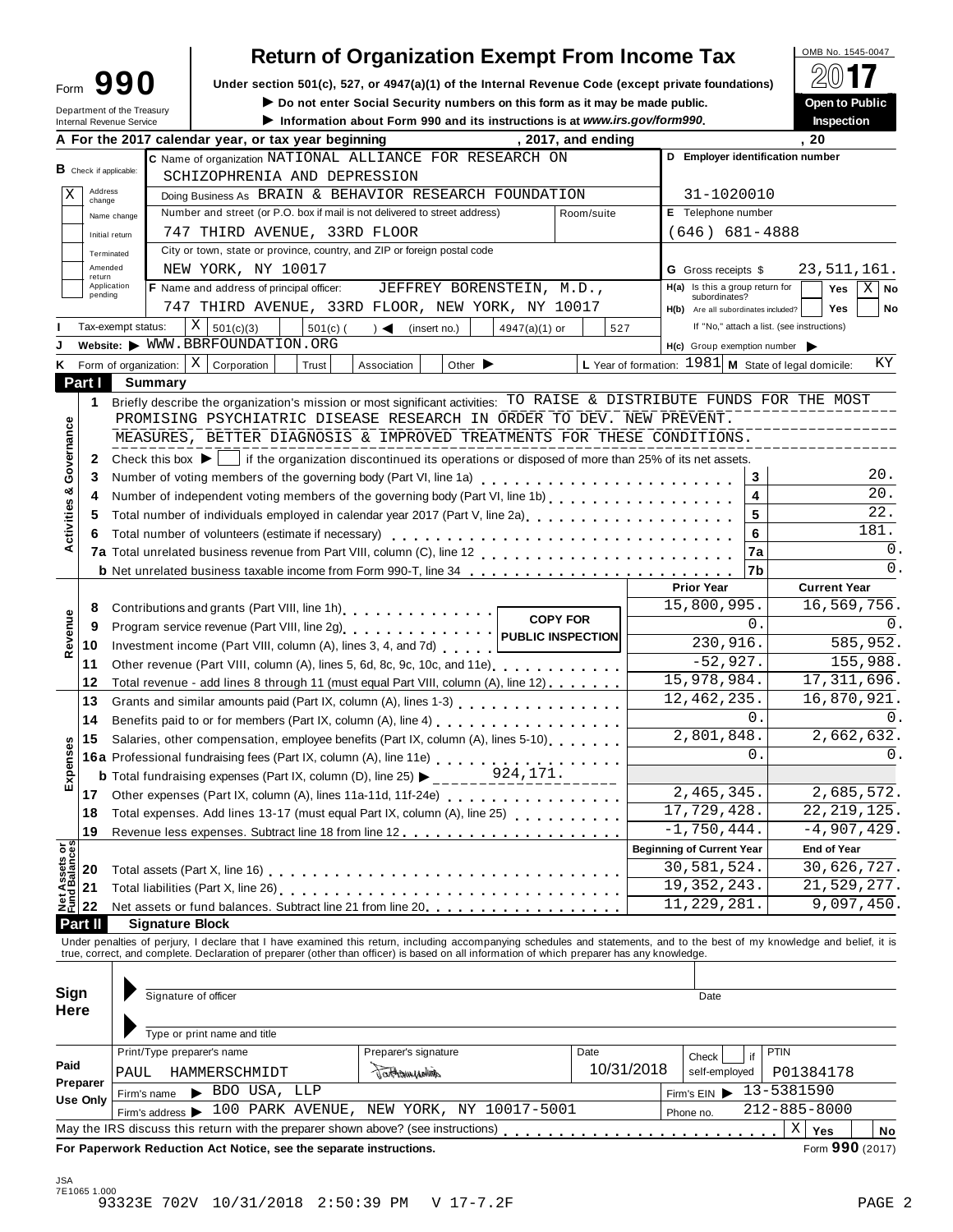# Form 990 — Return of Organization Exempt From Income Tax

**Under section 501(c), 527, or 4947(a)(1) of the Internal Revenue Code (except private foundations)**

▶ Do not enter Social Security numbers on this form as it may be made public.

▶ Information about Form 990 and its instructions is at *www.irs.gov/form990*.

Department of the Treasury
Internal Revenue Service

OMB No. 1545-0047

**2017**

**Open to Public Inspection**

**A** For the 2017 calendar year, or tax year beginning , 2017, and ending , 20

**B** Check if applicable:
- X Address change
- Name change
- Initial return
- Terminated
- Amended return
- Application pending

**C** Name of organization: NATIONAL ALLIANCE FOR RESEARCH ON SCHIZOPHRENIA AND DEPRESSION

Doing Business As: BRAIN & BEHAVIOR RESEARCH FOUNDATION

Number and street (or P.O. box if mail is not delivered to street address): 747 THIRD AVENUE, 33RD FLOOR

City or town, state or province, country, and ZIP or foreign postal code: NEW YORK, NY 10017

**D** Employer identification number: 31-1020010

**E** Telephone number: (646) 681-4888

**G** Gross receipts $ 23,511,161.

**F** Name and address of principal officer: JEFFREY BORENSTEIN, M.D., 747 THIRD AVENUE, 33RD FLOOR, NEW YORK, NY 10017

**H(a)** Is this a group return for subordinates? Yes / X No

**H(b)** Are all subordinates included? Yes / No — If "No," attach a list. (see instructions)

**I** Tax-exempt status: X 501(c)(3) / 501(c) ( ) ◀ (insert no.) / 4947(a)(1) or / 527

**J** Website: ▶ WWW.BBRFOUNDATION.ORG

**H(c)** Group exemption number ▶

**K** Form of organization: X Corporation / Trust / Association / Other ▶

**L** Year of formation: 1981 **M** State of legal domicile: KY

## Part I Summary

**Activities & Governance**

1. Briefly describe the organization's mission or most significant activities: TO RAISE & DISTRIBUTE FUNDS FOR THE MOST PROMISING PSYCHIATRIC DISEASE RESEARCH IN ORDER TO DEV. NEW PREVENT. MEASURES, BETTER DIAGNOSIS & IMPROVED TREATMENTS FOR THESE CONDITIONS.
2. Check this box ▶ ☐ if the organization discontinued its operations or disposed of more than 25% of its net assets.

| Line | Description | | Value |
|---|---|---|---|
| 3 | Number of voting members of the governing body (Part VI, line 1a) | 3 | 20. |
| 4 | Number of independent voting members of the governing body (Part VI, line 1b) | 4 | 20. |
| 5 | Total number of individuals employed in calendar year 2017 (Part V, line 2a) | 5 | 22. |
| 6 | Total number of volunteers (estimate if necessary) | 6 | 181. |
| 7a | Total unrelated business revenue from Part VIII, column (C), line 12 | 7a | 0. |
| b | Net unrelated business taxable income from Form 990-T, line 34 | 7b | 0. |

| Line | Description | Prior Year | Current Year |
|---|---|---|---|
| **Revenue** | | | |
| 8 | Contributions and grants (Part VIII, line 1h) | 15,800,995. | 16,569,756. |
| 9 | Program service revenue (Part VIII, line 2g) | 0. | 0. |
| 10 | Investment income (Part VIII, column (A), lines 3, 4, and 7d) | 230,916. | 585,952. |
| 11 | Other revenue (Part VIII, column (A), lines 5, 6d, 8c, 9c, 10c, and 11e) | -52,927. | 155,988. |
| 12 | Total revenue - add lines 8 through 11 (must equal Part VIII, column (A), line 12) | 15,978,984. | 17,311,696. |
| **Expenses** | | | |
| 13 | Grants and similar amounts paid (Part IX, column (A), lines 1-3) | 12,462,235. | 16,870,921. |
| 14 | Benefits paid to or for members (Part IX, column (A), line 4) | 0. | 0. |
| 15 | Salaries, other compensation, employee benefits (Part IX, column (A), lines 5-10) | 2,801,848. | 2,662,632. |
| 16a | Professional fundraising fees (Part IX, column (A), line 11e) | 0. | 0. |
| b | Total fundraising expenses (Part IX, column (D), line 25) ▶ 924,171. | | |
| 17 | Other expenses (Part IX, column (A), lines 11a-11d, 11f-24e) | 2,465,345. | 2,685,572. |
| 18 | Total expenses. Add lines 13-17 (must equal Part IX, column (A), line 25) | 17,729,428. | 22,219,125. |
| 19 | Revenue less expenses. Subtract line 18 from line 12 | -1,750,444. | -4,907,429. |

| Line | Net Assets or Fund Balances | Beginning of Current Year | End of Year |
|---|---|---|---|
| 20 | Total assets (Part X, line 16) | 30,581,524. | 30,626,727. |
| 21 | Total liabilities (Part X, line 26) | 19,352,243. | 21,529,277. |
| 22 | Net assets or fund balances. Subtract line 21 from line 20 | 11,229,281. | 9,097,450. |

COPY FOR PUBLIC INSPECTION

## Part II Signature Block

Under penalties of perjury, I declare that I have examined this return, including accompanying schedules and statements, and to the best of my knowledge and belief, it is true, correct, and complete. Declaration of preparer (other than officer) is based on all information of which preparer has any knowledge.

**Sign Here**

Signature of officer — Date

Type or print name and title

**Paid Preparer Use Only**

| Print/Type preparer's name | Preparer's signature | Date | Check if self-employed | PTIN |
|---|---|---|---|---|
| PAUL HAMMERSCHMIDT | [signature] | 10/31/2018 | | P01384178 |

Firm's name ▶ BDO USA, LLP — Firm's EIN ▶ 13-5381590

Firm's address ▶ 100 PARK AVENUE, NEW YORK, NY 10017-5001 — Phone no. 212-885-8000

May the IRS discuss this return with the preparer shown above? (see instructions) X Yes / No

**For Paperwork Reduction Act Notice, see the separate instructions.** Form **990** (2017)

JSA 7E1065 1.000

93323E 702V 10/31/2018 2:50:39 PM V 17-7.2F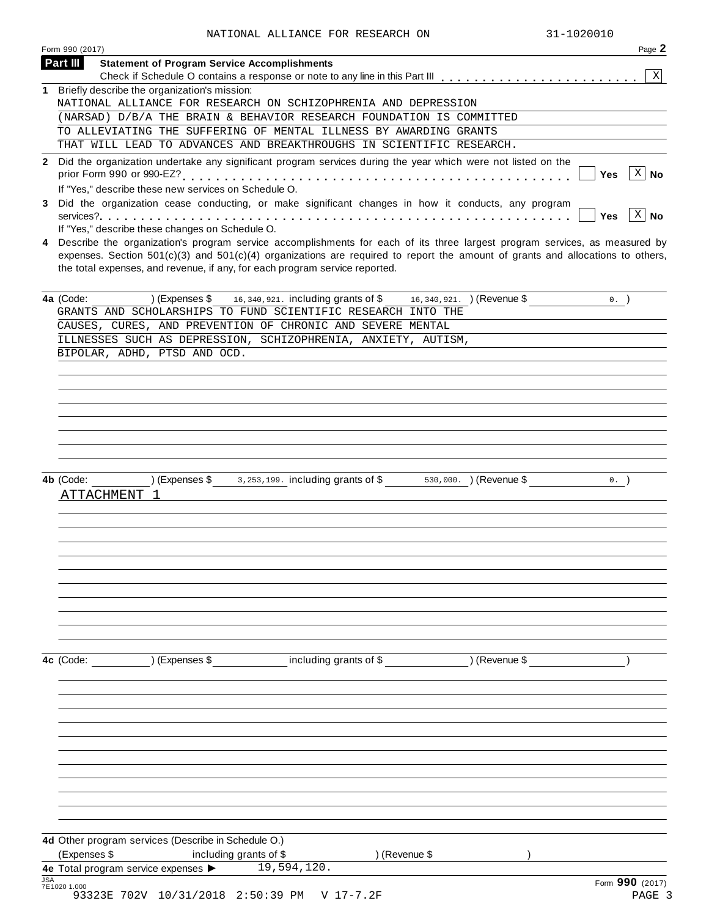NATIONAL ALLIANCE FOR RESEARCH ON 31-1020010

Form 990 (2017)

## Part III — Statement of Program Service Accomplishments

Check if Schedule O contains a response or note to any line in this Part III . . . . . . . . . . . . . . . . . . . . . . . [X]

**1** Briefly describe the organization's mission:

NATIONAL ALLIANCE FOR RESEARCH ON SCHIZOPHRENIA AND DEPRESSION (NARSAD) D/B/A THE BRAIN & BEHAVIOR RESEARCH FOUNDATION IS COMMITTED TO ALLEVIATING THE SUFFERING OF MENTAL ILLNESS BY AWARDING GRANTS THAT WILL LEAD TO ADVANCES AND BREAKTHROUGHS IN SCIENTIFIC RESEARCH.

**2** Did the organization undertake any significant program services during the year which were not listed on the prior Form 990 or 990-EZ? . . . . . . . . . . [ ] Yes [X] No

If "Yes," describe these new services on Schedule O.

**3** Did the organization cease conducting, or make significant changes in how it conducts, any program services? . . . . . . . . . . [ ] Yes [X] No

If "Yes," describe these changes on Schedule O.

**4** Describe the organization's program service accomplishments for each of its three largest program services, as measured by expenses. Section 501(c)(3) and 501(c)(4) organizations are required to report the amount of grants and allocations to others, the total expenses, and revenue, if any, for each program service reported.

**4a** (Code: ) (Expenses $ 16,340,921. including grants of $ 16,340,921. ) (Revenue $ 0. )

GRANTS AND SCHOLARSHIPS TO FUND SCIENTIFIC RESEARCH INTO THE CAUSES, CURES, AND PREVENTION OF CHRONIC AND SEVERE MENTAL ILLNESSES SUCH AS DEPRESSION, SCHIZOPHRENIA, ANXIETY, AUTISM, BIPOLAR, ADHD, PTSD AND OCD.

**4b** (Code: ) (Expenses $ 3,253,199. including grants of $ 530,000. ) (Revenue $ 0. )

ATTACHMENT 1

**4c** (Code: ) (Expenses $ including grants of $ ) (Revenue $ )

**4d** Other program services (Describe in Schedule O.)

(Expenses $ including grants of $ ) (Revenue $ )

**4e** Total program service expenses ▶ 19,594,120.

JSA 7E1020 1.000

Form **990** (2017)

93323E 702V 10/31/2018 2:50:39 PM V 17-7.2F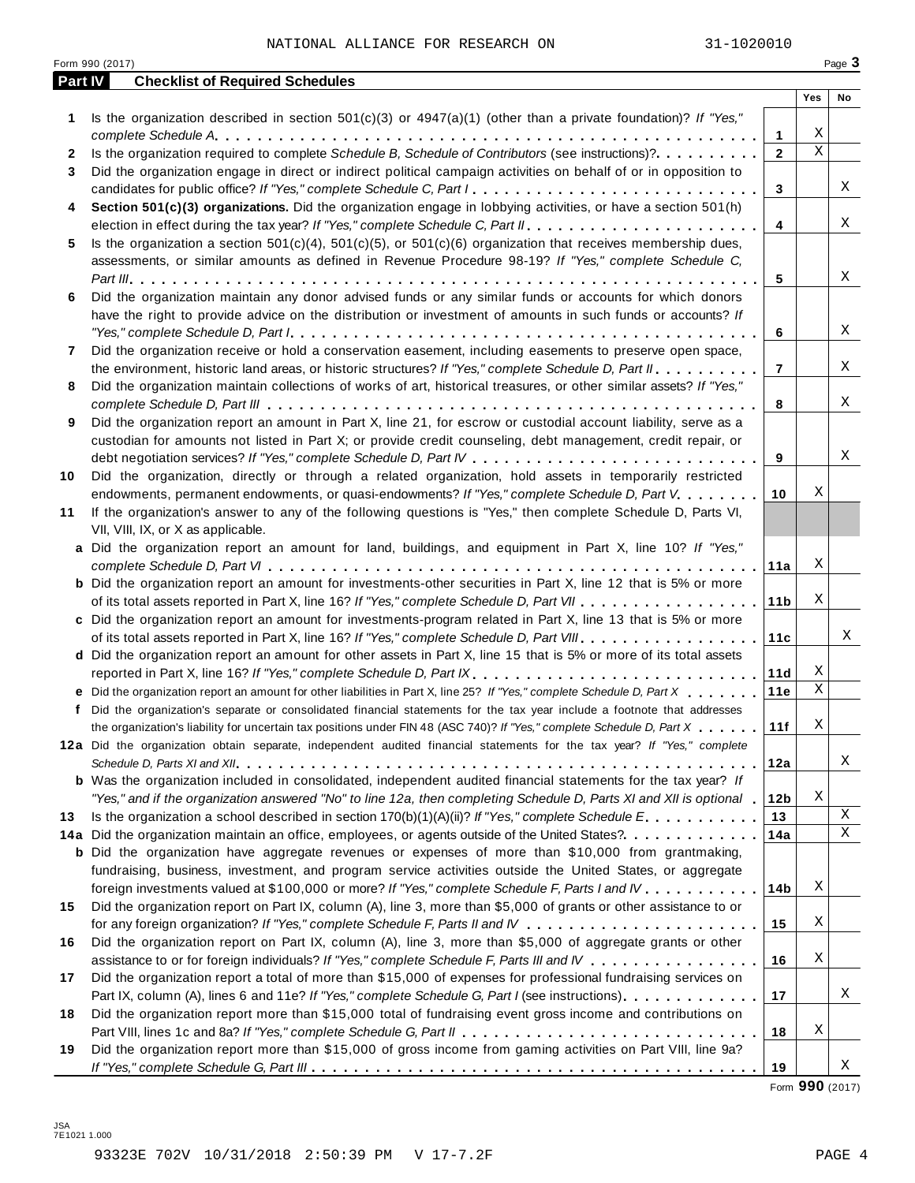NATIONAL ALLIANCE FOR RESEARCH ON 31-1020010

Form 990 (2017)

## Part IV Checklist of Required Schedules

| | | | Yes | No |
|---|---|---|---|---|
| **1** | Is the organization described in section 501(c)(3) or 4947(a)(1) (other than a private foundation)? *If "Yes," complete Schedule A* | **1** | X | |
| **2** | Is the organization required to complete *Schedule B, Schedule of Contributors* (see instructions)? | **2** | X | |
| **3** | Did the organization engage in direct or indirect political campaign activities on behalf of or in opposition to candidates for public office? *If "Yes," complete Schedule C, Part I* | **3** | | X |
| **4** | **Section 501(c)(3) organizations.** Did the organization engage in lobbying activities, or have a section 501(h) election in effect during the tax year? *If "Yes," complete Schedule C, Part II* | **4** | | X |
| **5** | Is the organization a section 501(c)(4), 501(c)(5), or 501(c)(6) organization that receives membership dues, assessments, or similar amounts as defined in Revenue Procedure 98-19? *If "Yes," complete Schedule C, Part III* | **5** | | X |
| **6** | Did the organization maintain any donor advised funds or any similar funds or accounts for which donors have the right to provide advice on the distribution or investment of amounts in such funds or accounts? *If "Yes," complete Schedule D, Part I* | **6** | | X |
| **7** | Did the organization receive or hold a conservation easement, including easements to preserve open space, the environment, historic land areas, or historic structures? *If "Yes," complete Schedule D, Part II* | **7** | | X |
| **8** | Did the organization maintain collections of works of art, historical treasures, or other similar assets? *If "Yes," complete Schedule D, Part III* | **8** | | X |
| **9** | Did the organization report an amount in Part X, line 21, for escrow or custodial account liability, serve as a custodian for amounts not listed in Part X; or provide credit counseling, debt management, credit repair, or debt negotiation services? *If "Yes," complete Schedule D, Part IV* | **9** | | X |
| **10** | Did the organization, directly or through a related organization, hold assets in temporarily restricted endowments, permanent endowments, or quasi-endowments? *If "Yes," complete Schedule D, Part V* | **10** | X | |
| **11** | If the organization's answer to any of the following questions is "Yes," then complete Schedule D, Parts VI, VII, VIII, IX, or X as applicable. | | | |
| **a** | Did the organization report an amount for land, buildings, and equipment in Part X, line 10? *If "Yes," complete Schedule D, Part VI* | **11a** | X | |
| **b** | Did the organization report an amount for investments-other securities in Part X, line 12 that is 5% or more of its total assets reported in Part X, line 16? *If "Yes," complete Schedule D, Part VII* | **11b** | X | |
| **c** | Did the organization report an amount for investments-program related in Part X, line 13 that is 5% or more of its total assets reported in Part X, line 16? *If "Yes," complete Schedule D, Part VIII* | **11c** | | X |
| **d** | Did the organization report an amount for other assets in Part X, line 15 that is 5% or more of its total assets reported in Part X, line 16? *If "Yes," complete Schedule D, Part IX* | **11d** | X | |
| **e** | Did the organization report an amount for other liabilities in Part X, line 25? *If "Yes," complete Schedule D, Part X* | **11e** | X | |
| **f** | Did the organization's separate or consolidated financial statements for the tax year include a footnote that addresses the organization's liability for uncertain tax positions under FIN 48 (ASC 740)? *If "Yes," complete Schedule D, Part X* | **11f** | X | |
| **12a** | Did the organization obtain separate, independent audited financial statements for the tax year? *If "Yes," complete Schedule D, Parts XI and XII* | **12a** | | X |
| **b** | Was the organization included in consolidated, independent audited financial statements for the tax year? *If "Yes," and if the organization answered "No" to line 12a, then completing Schedule D, Parts XI and XII is optional* | **12b** | X | |
| **13** | Is the organization a school described in section 170(b)(1)(A)(ii)? *If "Yes," complete Schedule E* | **13** | | X |
| **14a** | Did the organization maintain an office, employees, or agents outside of the United States? | **14a** | | X |
| **b** | Did the organization have aggregate revenues or expenses of more than $10,000 from grantmaking, fundraising, business, investment, and program service activities outside the United States, or aggregate foreign investments valued at $100,000 or more? *If "Yes," complete Schedule F, Parts I and IV* | **14b** | X | |
| **15** | Did the organization report on Part IX, column (A), line 3, more than $5,000 of grants or other assistance to or for any foreign organization? *If "Yes," complete Schedule F, Parts II and IV* | **15** | X | |
| **16** | Did the organization report on Part IX, column (A), line 3, more than $5,000 of aggregate grants or other assistance to or for foreign individuals? *If "Yes," complete Schedule F, Parts III and IV* | **16** | X | |
| **17** | Did the organization report a total of more than $15,000 of expenses for professional fundraising services on Part IX, column (A), lines 6 and 11e? *If "Yes," complete Schedule G, Part I* (see instructions) | **17** | | X |
| **18** | Did the organization report more than $15,000 total of fundraising event gross income and contributions on Part VIII, lines 1c and 8a? *If "Yes," complete Schedule G, Part II* | **18** | X | |
| **19** | Did the organization report more than $15,000 of gross income from gaming activities on Part VIII, line 9a? *If "Yes," complete Schedule G, Part III* | **19** | | X |

Form **990** (2017)

JSA
7E1021 1.000

93323E 702V 10/31/2018 2:50:39 PM V 17-7.2F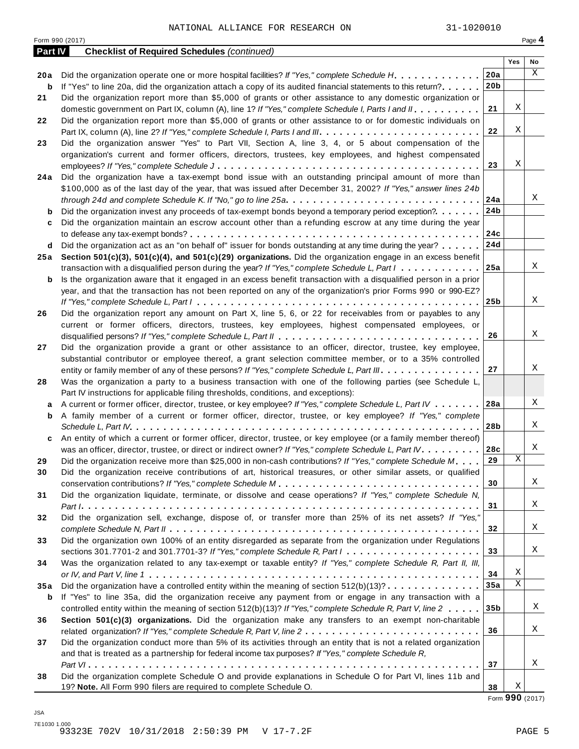NATIONAL ALLIANCE FOR RESEARCH ON 31-1020010

Form 990 (2017) Page **4**

## Part IV Checklist of Required Schedules *(continued)*

| | | | Yes | No |
|---|---|---|---|---|
| **20a** | Did the organization operate one or more hospital facilities? *If "Yes," complete Schedule H* | 20a | | X |
| **b** | If "Yes" to line 20a, did the organization attach a copy of its audited financial statements to this return? | 20b | | |
| **21** | Did the organization report more than $5,000 of grants or other assistance to any domestic organization or domestic government on Part IX, column (A), line 1? *If "Yes," complete Schedule I, Parts I and II* | 21 | X | |
| **22** | Did the organization report more than $5,000 of grants or other assistance to or for domestic individuals on Part IX, column (A), line 2? *If "Yes," complete Schedule I, Parts I and III* | 22 | X | |
| **23** | Did the organization answer "Yes" to Part VII, Section A, line 3, 4, or 5 about compensation of the organization's current and former officers, directors, trustees, key employees, and highest compensated employees? *If "Yes," complete Schedule J* | 23 | X | |
| **24a** | Did the organization have a tax-exempt bond issue with an outstanding principal amount of more than $100,000 as of the last day of the year, that was issued after December 31, 2002? *If "Yes," answer lines 24b through 24d and complete Schedule K. If "No," go to line 25a* | 24a | | X |
| **b** | Did the organization invest any proceeds of tax-exempt bonds beyond a temporary period exception? | 24b | | |
| **c** | Did the organization maintain an escrow account other than a refunding escrow at any time during the year to defease any tax-exempt bonds? | 24c | | |
| **d** | Did the organization act as an "on behalf of" issuer for bonds outstanding at any time during the year? | 24d | | |
| **25a** | **Section 501(c)(3), 501(c)(4), and 501(c)(29) organizations.** Did the organization engage in an excess benefit transaction with a disqualified person during the year? *If "Yes," complete Schedule L, Part I* | 25a | | X |
| **b** | Is the organization aware that it engaged in an excess benefit transaction with a disqualified person in a prior year, and that the transaction has not been reported on any of the organization's prior Forms 990 or 990-EZ? *If "Yes," complete Schedule L, Part I* | 25b | | X |
| **26** | Did the organization report any amount on Part X, line 5, 6, or 22 for receivables from or payables to any current or former officers, directors, trustees, key employees, highest compensated employees, or disqualified persons? *If "Yes," complete Schedule L, Part II* | 26 | | X |
| **27** | Did the organization provide a grant or other assistance to an officer, director, trustee, key employee, substantial contributor or employee thereof, a grant selection committee member, or to a 35% controlled entity or family member of any of these persons? *If "Yes," complete Schedule L, Part III* | 27 | | X |
| **28** | Was the organization a party to a business transaction with one of the following parties (see Schedule L, Part IV instructions for applicable filing thresholds, conditions, and exceptions): | | | |
| **a** | A current or former officer, director, trustee, or key employee? *If "Yes," complete Schedule L, Part IV* | 28a | | X |
| **b** | A family member of a current or former officer, director, trustee, or key employee? *If "Yes," complete Schedule L, Part IV* | 28b | | X |
| **c** | An entity of which a current or former officer, director, trustee, or key employee (or a family member thereof) was an officer, director, trustee, or direct or indirect owner? *If "Yes," complete Schedule L, Part IV* | 28c | | X |
| **29** | Did the organization receive more than $25,000 in non-cash contributions? *If "Yes," complete Schedule M* | 29 | X | |
| **30** | Did the organization receive contributions of art, historical treasures, or other similar assets, or qualified conservation contributions? *If "Yes," complete Schedule M* | 30 | | X |
| **31** | Did the organization liquidate, terminate, or dissolve and cease operations? *If "Yes," complete Schedule N, Part I* | 31 | | X |
| **32** | Did the organization sell, exchange, dispose of, or transfer more than 25% of its net assets? *If "Yes," complete Schedule N, Part II* | 32 | | X |
| **33** | Did the organization own 100% of an entity disregarded as separate from the organization under Regulations sections 301.7701-2 and 301.7701-3? *If "Yes," complete Schedule R, Part I* | 33 | | X |
| **34** | Was the organization related to any tax-exempt or taxable entity? *If "Yes," complete Schedule R, Part II, III, or IV, and Part V, line 1* | 34 | X | |
| **35a** | Did the organization have a controlled entity within the meaning of section 512(b)(13)? | 35a | X | |
| **b** | If "Yes" to line 35a, did the organization receive any payment from or engage in any transaction with a controlled entity within the meaning of section 512(b)(13)? *If "Yes," complete Schedule R, Part V, line 2* | 35b | | X |
| **36** | **Section 501(c)(3) organizations.** Did the organization make any transfers to an exempt non-charitable related organization? *If "Yes," complete Schedule R, Part V, line 2* | 36 | | X |
| **37** | Did the organization conduct more than 5% of its activities through an entity that is not a related organization and that is treated as a partnership for federal income tax purposes? *If "Yes," complete Schedule R, Part VI* | 37 | | X |
| **38** | Did the organization complete Schedule O and provide explanations in Schedule O for Part VI, lines 11b and 19? **Note.** All Form 990 filers are required to complete Schedule O. | 38 | X | |

Form **990** (2017)

JSA
7E1030 1.000
93323E 702V 10/31/2018 2:50:39 PM V 17-7.2F PAGE 5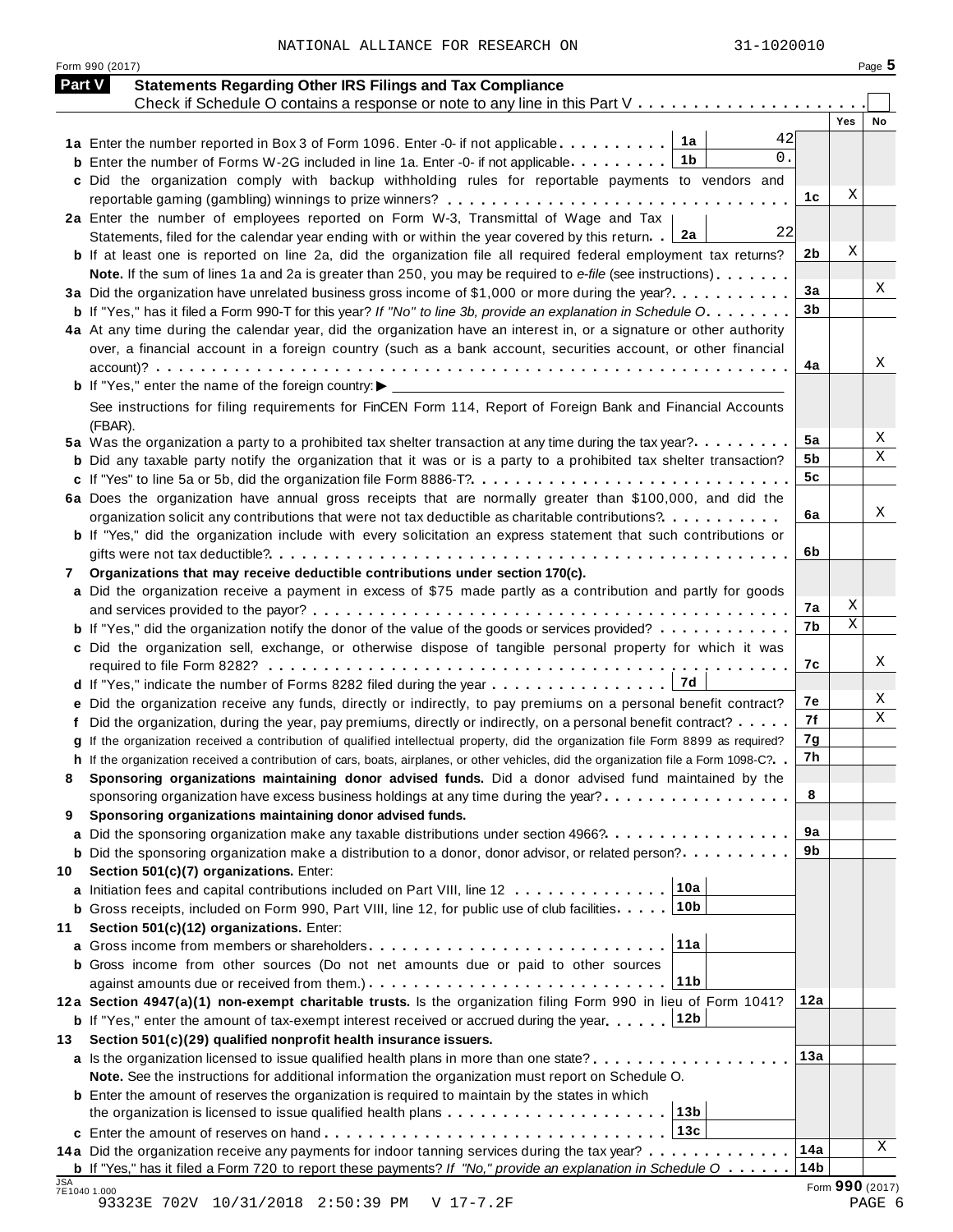NATIONAL ALLIANCE FOR RESEARCH ON 31-1020010

Form 990 (2017) Page **5**

## Part V Statements Regarding Other IRS Filings and Tax Compliance

Check if Schedule O contains a response or note to any line in this Part V . . . . . . . . . . . . . . . . . . . . . ☐

| | | | Yes | No |
|---|---|---|---|---|
| **1a** Enter the number reported in Box 3 of Form 1096. Enter -0- if not applicable | 1a 42 | | | |
| **b** Enter the number of Forms W-2G included in line 1a. Enter -0- if not applicable | 1b 0. | | | |
| **c** Did the organization comply with backup withholding rules for reportable payments to vendors and reportable gaming (gambling) winnings to prize winners? | | 1c | X | |
| **2a** Enter the number of employees reported on Form W-3, Transmittal of Wage and Tax Statements, filed for the calendar year ending with or within the year covered by this return | 2a 22 | | | |
| **b** If at least one is reported on line 2a, did the organization file all required federal employment tax returns? | | 2b | X | |
| **Note.** If the sum of lines 1a and 2a is greater than 250, you may be required to *e-file* (see instructions) | | | | |
| **3a** Did the organization have unrelated business gross income of $1,000 or more during the year? | | 3a | | X |
| **b** If "Yes," has it filed a Form 990-T for this year? *If "No" to line 3b, provide an explanation in Schedule O* | | 3b | | |
| **4a** At any time during the calendar year, did the organization have an interest in, or a signature or other authority over, a financial account in a foreign country (such as a bank account, securities account, or other financial account)? | | 4a | | X |
| **b** If "Yes," enter the name of the foreign country: ▶ | | | | |
| See instructions for filing requirements for FinCEN Form 114, Report of Foreign Bank and Financial Accounts (FBAR). | | | | |
| **5a** Was the organization a party to a prohibited tax shelter transaction at any time during the tax year? | | 5a | | X |
| **b** Did any taxable party notify the organization that it was or is a party to a prohibited tax shelter transaction? | | 5b | | X |
| **c** If "Yes" to line 5a or 5b, did the organization file Form 8886-T? | | 5c | | |
| **6a** Does the organization have annual gross receipts that are normally greater than $100,000, and did the organization solicit any contributions that were not tax deductible as charitable contributions? | | 6a | | X |
| **b** If "Yes," did the organization include with every solicitation an express statement that such contributions or gifts were not tax deductible? | | 6b | | |
| **7 Organizations that may receive deductible contributions under section 170(c).** | | | | |
| **a** Did the organization receive a payment in excess of $75 made partly as a contribution and partly for goods and services provided to the payor? | | 7a | X | |
| **b** If "Yes," did the organization notify the donor of the value of the goods or services provided? | | 7b | X | |
| **c** Did the organization sell, exchange, or otherwise dispose of tangible personal property for which it was required to file Form 8282? | | 7c | | X |
| **d** If "Yes," indicate the number of Forms 8282 filed during the year | 7d | | | |
| **e** Did the organization receive any funds, directly or indirectly, to pay premiums on a personal benefit contract? | | 7e | | X |
| **f** Did the organization, during the year, pay premiums, directly or indirectly, on a personal benefit contract? | | 7f | | X |
| **g** If the organization received a contribution of qualified intellectual property, did the organization file Form 8899 as required? | | 7g | | |
| **h** If the organization received a contribution of cars, boats, airplanes, or other vehicles, did the organization file a Form 1098-C? | | 7h | | |
| **8 Sponsoring organizations maintaining donor advised funds.** Did a donor advised fund maintained by the sponsoring organization have excess business holdings at any time during the year? | | 8 | | |
| **9 Sponsoring organizations maintaining donor advised funds.** | | | | |
| **a** Did the sponsoring organization make any taxable distributions under section 4966? | | 9a | | |
| **b** Did the sponsoring organization make a distribution to a donor, donor advisor, or related person? | | 9b | | |
| **10 Section 501(c)(7) organizations.** Enter: | | | | |
| **a** Initiation fees and capital contributions included on Part VIII, line 12 | 10a | | | |
| **b** Gross receipts, included on Form 990, Part VIII, line 12, for public use of club facilities | 10b | | | |
| **11 Section 501(c)(12) organizations.** Enter: | | | | |
| **a** Gross income from members or shareholders | 11a | | | |
| **b** Gross income from other sources (Do not net amounts due or paid to other sources against amounts due or received from them.) | 11b | | | |
| **12a Section 4947(a)(1) non-exempt charitable trusts.** Is the organization filing Form 990 in lieu of Form 1041? | | 12a | | |
| **b** If "Yes," enter the amount of tax-exempt interest received or accrued during the year | 12b | | | |
| **13 Section 501(c)(29) qualified nonprofit health insurance issuers.** | | | | |
| **a** Is the organization licensed to issue qualified health plans in more than one state? | | 13a | | |
| **Note.** See the instructions for additional information the organization must report on Schedule O. | | | | |
| **b** Enter the amount of reserves the organization is required to maintain by the states in which the organization is licensed to issue qualified health plans | 13b | | | |
| **c** Enter the amount of reserves on hand | 13c | | | |
| **14a** Did the organization receive any payments for indoor tanning services during the tax year? | | 14a | | X |
| **b** If "Yes," has it filed a Form 720 to report these payments? *If "No," provide an explanation in Schedule O* | | 14b | | |

JSA 7E1040 1.000 Form **990** (2017)

93323E 702V 10/31/2018 2:50:39 PM V 17-7.2F PAGE 6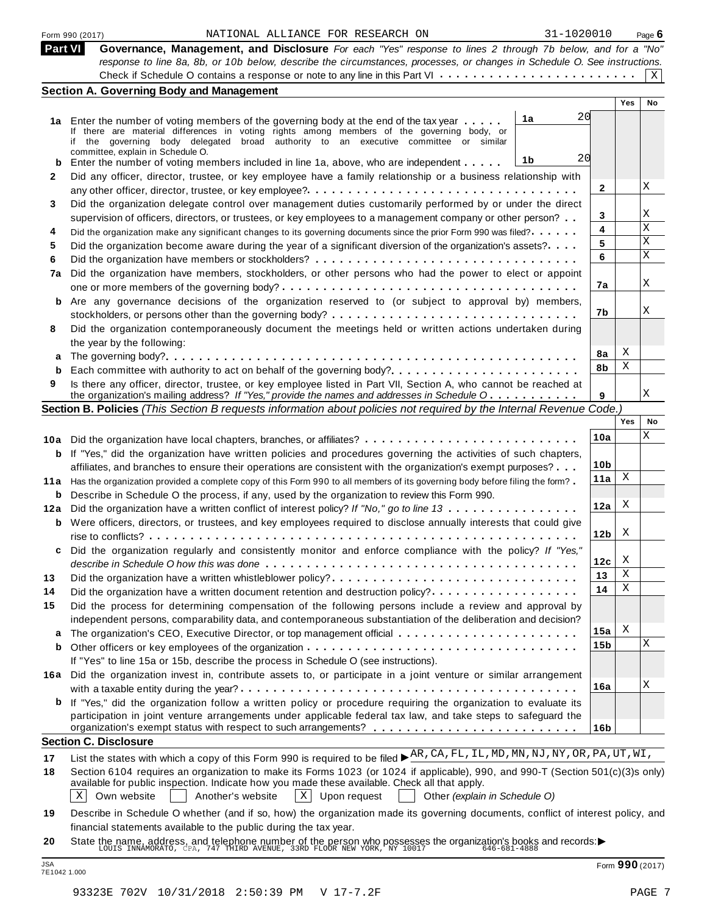Form 990 (2017) NATIONAL ALLIANCE FOR RESEARCH ON 31-1020010 Page 6

## Part VI Governance, Management, and Disclosure

*For each "Yes" response to lines 2 through 7b below, and for a "No" response to line 8a, 8b, or 10b below, describe the circumstances, processes, or changes in Schedule O. See instructions.*

Check if Schedule O contains a response or note to any line in this Part VI . . . . . . . . . . . . . . . . . . . . . . . . [X]

### Section A. Governing Body and Management

| | | | | Yes | No |
|---|---|---|---|---|---|
| **1a** | Enter the number of voting members of the governing body at the end of the tax year . . . . . If there are material differences in voting rights among members of the governing body, or if the governing body delegated broad authority to an executive committee or similar committee, explain in Schedule O. | 1a 20 | | | |
| **b** | Enter the number of voting members included in line 1a, above, who are independent . . . . . | 1b 20 | | | |
| **2** | Did any officer, director, trustee, or key employee have a family relationship or a business relationship with any other officer, director, trustee, or key employee? . . . . . . . . . . . . . . . . . . . . . . . . . . . . . . . | | 2 | | X |
| **3** | Did the organization delegate control over management duties customarily performed by or under the direct supervision of officers, directors, or trustees, or key employees to a management company or other person? . . | | 3 | | X |
| **4** | Did the organization make any significant changes to its governing documents since the prior Form 990 was filed? . . . . . | | 4 | | X |
| **5** | Did the organization become aware during the year of a significant diversion of the organization's assets? . . . . | | 5 | | X |
| **6** | Did the organization have members or stockholders? . . . . . . . . . . . . . . . . . . . . . . . . . . . . . . | | 6 | | X |
| **7a** | Did the organization have members, stockholders, or other persons who had the power to elect or appoint one or more members of the governing body? . . . . . . . . . . . . . . . . . . . . . . . . . . . . . . . . | | 7a | | X |
| **b** | Are any governance decisions of the organization reserved to (or subject to approval by) members, stockholders, or persons other than the governing body? . . . . . . . . . . . . . . . . . . . . . . . . . . . | | 7b | | X |
| **8** | Did the organization contemporaneously document the meetings held or written actions undertaken during the year by the following: | | | | |
| **a** | The governing body? . . . . . . . . . . . . . . . . . . . . . . . . . . . . . . . . . . . . . . . . . . . . . . | | 8a | X | |
| **b** | Each committee with authority to act on behalf of the governing body? . . . . . . . . . . . . . . . . . . . . . | | 8b | X | |
| **9** | Is there any officer, director, trustee, or key employee listed in Part VII, Section A, who cannot be reached at the organization's mailing address? *If "Yes," provide the names and addresses in Schedule O* . . . . . . . . . . | | 9 | | X |

### Section B. Policies *(This Section B requests information about policies not required by the Internal Revenue Code.)*

| | | | Yes | No |
|---|---|---|---|---|
| **10a** | Did the organization have local chapters, branches, or affiliates? . . . . . . . . . . . . . . . . . . . . . . . . | 10a | | X |
| **b** | If "Yes," did the organization have written policies and procedures governing the activities of such chapters, affiliates, and branches to ensure their operations are consistent with the organization's exempt purposes? . . . | 10b | | |
| **11a** | Has the organization provided a complete copy of this Form 990 to all members of its governing body before filing the form? . | 11a | X | |
| **b** | Describe in Schedule O the process, if any, used by the organization to review this Form 990. | | | |
| **12a** | Did the organization have a written conflict of interest policy? *If "No," go to line 13* . . . . . . . . . . . . . . . | 12a | X | |
| **b** | Were officers, directors, or trustees, and key employees required to disclose annually interests that could give rise to conflicts? . . . . . . . . . . . . . . . . . . . . . . . . . . . . . . . . . . . . . . . . . . . . . . | 12b | X | |
| **c** | Did the organization regularly and consistently monitor and enforce compliance with the policy? *If "Yes," describe in Schedule O how this was done* . . . . . . . . . . . . . . . . . . . . . . . . . . . . . . . . . | 12c | X | |
| **13** | Did the organization have a written whistleblower policy? . . . . . . . . . . . . . . . . . . . . . . . . . . . | 13 | X | |
| **14** | Did the organization have a written document retention and destruction policy? . . . . . . . . . . . . . . . . | 14 | X | |
| **15** | Did the process for determining compensation of the following persons include a review and approval by independent persons, comparability data, and contemporaneous substantiation of the deliberation and decision? | | | |
| **a** | The organization's CEO, Executive Director, or top management official . . . . . . . . . . . . . . . . . . . . | 15a | X | |
| **b** | Other officers or key employees of the organization . . . . . . . . . . . . . . . . . . . . . . . . . . . . . . . If "Yes" to line 15a or 15b, describe the process in Schedule O (see instructions). | 15b | | X |
| **16a** | Did the organization invest in, contribute assets to, or participate in a joint venture or similar arrangement with a taxable entity during the year? . . . . . . . . . . . . . . . . . . . . . . . . . . . . . . . . . . . . | 16a | | X |
| **b** | If "Yes," did the organization follow a written policy or procedure requiring the organization to evaluate its participation in joint venture arrangements under applicable federal tax law, and take steps to safeguard the organization's exempt status with respect to such arrangements? . . . . . . . . . . . . . . . . . . . . . . . | 16b | | |

### Section C. Disclosure

**17** List the states with which a copy of this Form 990 is required to be filed ▶ AR, CA, FL, IL, MD, MN, NJ, NY, OR, PA, UT, WI,

**18** Section 6104 requires an organization to make its Forms 1023 (or 1024 if applicable), 990, and 990-T (Section 501(c)(3)s only) available for public inspection. Indicate how you made these available. Check all that apply.

[X] Own website [ ] Another's website [X] Upon request [ ] Other *(explain in Schedule O)*

**19** Describe in Schedule O whether (and if so, how) the organization made its governing documents, conflict of interest policy, and financial statements available to the public during the tax year.

**20** State the name, address, and telephone number of the person who possesses the organization's books and records: ▶ LOUIS INNAMORATO, CPA, 747 THIRD AVENUE, 33RD FLOOR NEW YORK, NY 10017 646-681-4888

JSA 7E1042 1.000 Form **990** (2017)

93323E 702V 10/31/2018 2:50:39 PM V 17-7.2F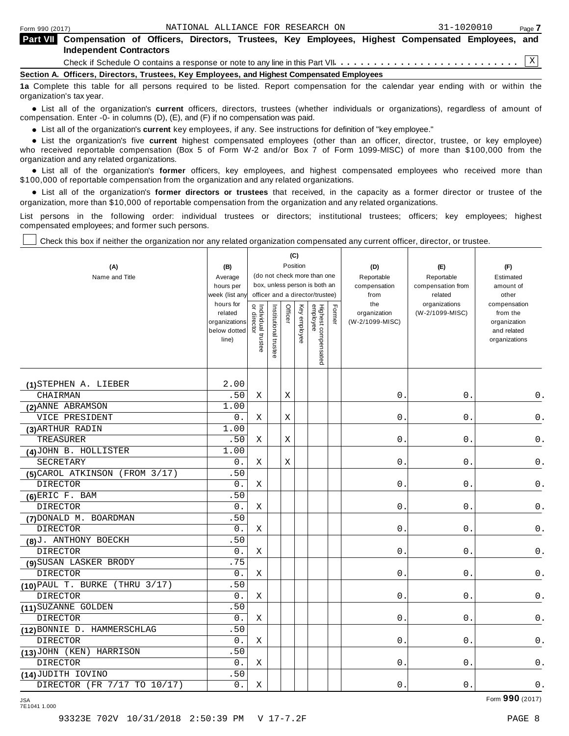Form 990 (2017) NATIONAL ALLIANCE FOR RESEARCH ON 31-1020010

## Part VII Compensation of Officers, Directors, Trustees, Key Employees, Highest Compensated Employees, and Independent Contractors

Check if Schedule O contains a response or note to any line in this Part VII. . . . . . . . . . . . . . . . . . . . . . . . . . . . X

### Section A. Officers, Directors, Trustees, Key Employees, and Highest Compensated Employees

**1a** Complete this table for all persons required to be listed. Report compensation for the calendar year ending with or within the organization's tax year.

- List all of the organization's **current** officers, directors, trustees (whether individuals or organizations), regardless of amount of compensation. Enter -0- in columns (D), (E), and (F) if no compensation was paid.
- List all of the organization's **current** key employees, if any. See instructions for definition of "key employee."
- List the organization's five **current** highest compensated employees (other than an officer, director, trustee, or key employee) who received reportable compensation (Box 5 of Form W-2 and/or Box 7 of Form 1099-MISC) of more than $100,000 from the organization and any related organizations.
- List all of the organization's **former** officers, key employees, and highest compensated employees who received more than $100,000 of reportable compensation from the organization and any related organizations.
- List all of the organization's **former directors or trustees** that received, in the capacity as a former director or trustee of the organization, more than $10,000 of reportable compensation from the organization and any related organizations.

List persons in the following order: individual trustees or directors; institutional trustees; officers; key employees; highest compensated employees; and former such persons.

☐ Check this box if neither the organization nor any related organization compensated any current officer, director, or trustee.

| (A) Name and Title | (B) Average hours per week (list any hours for related organizations below dotted line) | (C) Position: Individual trustee or director | Institutional trustee | Officer | Key employee | Highest compensated employee | Former | (D) Reportable compensation from the organization (W-2/1099-MISC) | (E) Reportable compensation from related organizations (W-2/1099-MISC) | (F) Estimated amount of other compensation from the organization and related organizations |
|---|---|---|---|---|---|---|---|---|---|---|
| (1) STEPHEN A. LIEBER<br>CHAIRMAN | 2.00<br>.50 | X | | X | | | | 0. | 0. | 0. |
| (2) ANNE ABRAMSON<br>VICE PRESIDENT | 1.00<br>0. | X | | X | | | | 0. | 0. | 0. |
| (3) ARTHUR RADIN<br>TREASURER | 1.00<br>.50 | X | | X | | | | 0. | 0. | 0. |
| (4) JOHN B. HOLLISTER<br>SECRETARY | 1.00<br>0. | X | | X | | | | 0. | 0. | 0. |
| (5) CAROL ATKINSON (FROM 3/17)<br>DIRECTOR | .50<br>0. | X | | | | | | 0. | 0. | 0. |
| (6) ERIC F. BAM<br>DIRECTOR | .50<br>0. | X | | | | | | 0. | 0. | 0. |
| (7) DONALD M. BOARDMAN<br>DIRECTOR | .50<br>0. | X | | | | | | 0. | 0. | 0. |
| (8) J. ANTHONY BOECKH<br>DIRECTOR | .50<br>0. | X | | | | | | 0. | 0. | 0. |
| (9) SUSAN LASKER BRODY<br>DIRECTOR | .75<br>0. | X | | | | | | 0. | 0. | 0. |
| (10) PAUL T. BURKE (THRU 3/17)<br>DIRECTOR | .50<br>0. | X | | | | | | 0. | 0. | 0. |
| (11) SUZANNE GOLDEN<br>DIRECTOR | .50<br>0. | X | | | | | | 0. | 0. | 0. |
| (12) BONNIE D. HAMMERSCHLAG<br>DIRECTOR | .50<br>0. | X | | | | | | 0. | 0. | 0. |
| (13) JOHN (KEN) HARRISON<br>DIRECTOR | .50<br>0. | X | | | | | | 0. | 0. | 0. |
| (14) JUDITH IOVINO<br>DIRECTOR (FR 7/17 TO 10/17) | .50<br>0. | X | | | | | | 0. | 0. | 0. |

Form **990** (2017)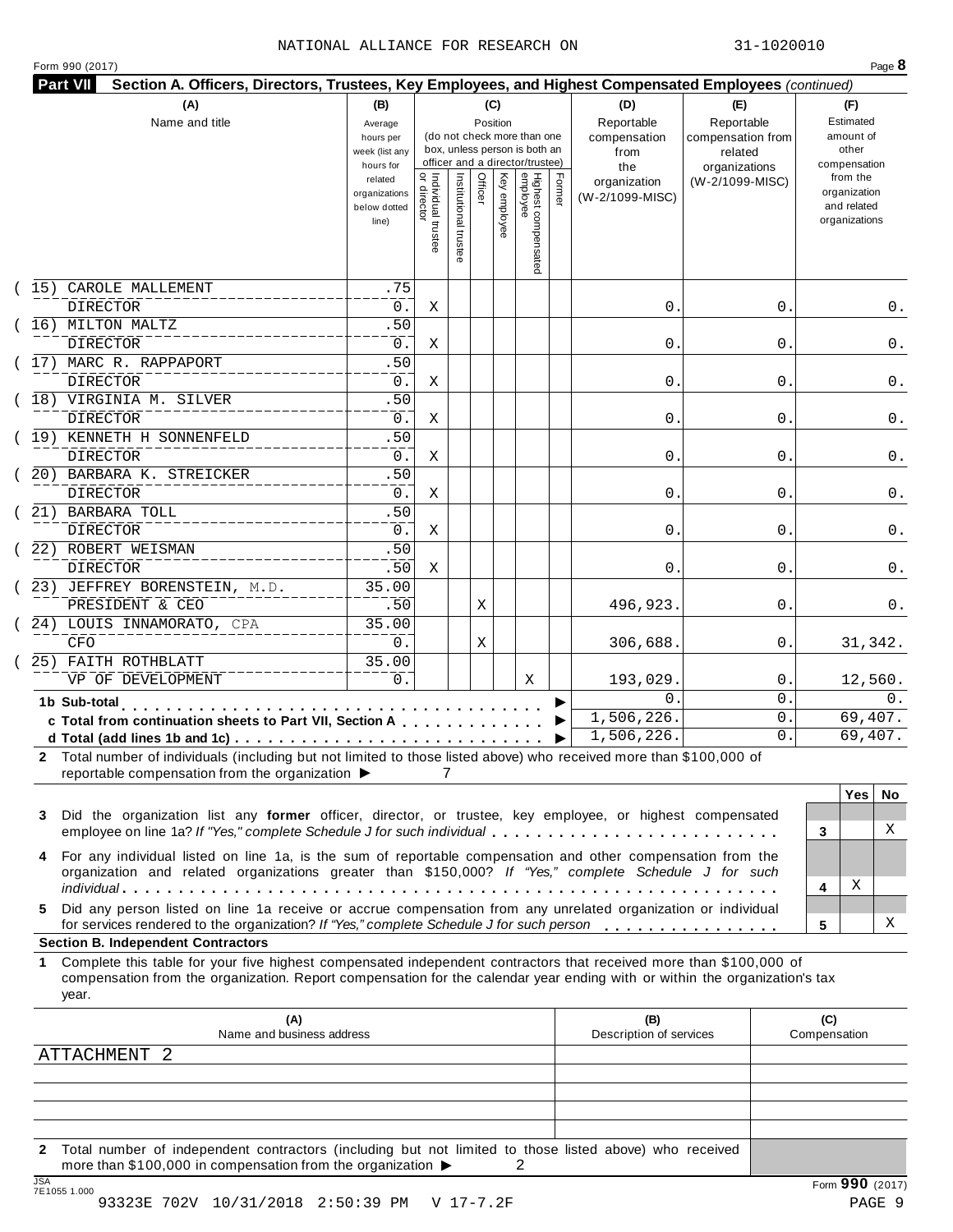NATIONAL ALLIANCE FOR RESEARCH ON 31-1020010

Form 990 (2017)

**Part VII Section A. Officers, Directors, Trustees, Key Employees, and Highest Compensated Employees** *(continued)*

| (A) Name and title | (B) Average hours per week (list any hours for related organizations below dotted line) | (C) Position: Individual trustee or director | Institutional trustee | Officer | Key employee | Highest compensated employee | Former | (D) Reportable compensation from the organization (W-2/1099-MISC) | (E) Reportable compensation from related organizations (W-2/1099-MISC) | (F) Estimated amount of other compensation from the organization and related organizations |
|---|---|---|---|---|---|---|---|---|---|---|
| (15) CAROLE MALLEMENT<br>DIRECTOR | .75<br>0. | X | | | | | | 0. | 0. | 0. |
| (16) MILTON MALTZ<br>DIRECTOR | .50<br>0. | X | | | | | | 0. | 0. | 0. |
| (17) MARC R. RAPPAPORT<br>DIRECTOR | .50<br>0. | X | | | | | | 0. | 0. | 0. |
| (18) VIRGINIA M. SILVER<br>DIRECTOR | .50<br>0. | X | | | | | | 0. | 0. | 0. |
| (19) KENNETH H SONNENFELD<br>DIRECTOR | .50<br>0. | X | | | | | | 0. | 0. | 0. |
| (20) BARBARA K. STREICKER<br>DIRECTOR | .50<br>0. | X | | | | | | 0. | 0. | 0. |
| (21) BARBARA TOLL<br>DIRECTOR | .50<br>0. | X | | | | | | 0. | 0. | 0. |
| (22) ROBERT WEISMAN<br>DIRECTOR | .50<br>.50 | X | | | | | | 0. | 0. | 0. |
| (23) JEFFREY BORENSTEIN, M.D.<br>PRESIDENT & CEO | 35.00<br>.50 | | | X | | | | 496,923. | 0. | 0. |
| (24) LOUIS INNAMORATO, CPA<br>CFO | 35.00<br>0. | | | X | | | | 306,688. | 0. | 31,342. |
| (25) FAITH ROTHBLATT<br>VP OF DEVELOPMENT | 35.00<br>0. | | | | | X | | 193,029. | 0. | 12,560. |
| **1b Sub-total** | | | | | | | | 0. | 0. | 0. |
| **c Total from continuation sheets to Part VII, Section A** | | | | | | | | 1,506,226. | 0. | 69,407. |
| **d Total (add lines 1b and 1c)** | | | | | | | | 1,506,226. | 0. | 69,407. |

**2** Total number of individuals (including but not limited to those listed above) who received more than $100,000 of reportable compensation from the organization ▶ 7

| | | Yes | No |
|---|---|---|---|
| **3** Did the organization list any **former** officer, director, or trustee, key employee, or highest compensated employee on line 1a? *If "Yes," complete Schedule J for such individual* | 3 | | X |
| **4** For any individual listed on line 1a, is the sum of reportable compensation and other compensation from the organization and related organizations greater than $150,000? *If "Yes," complete Schedule J for such individual* | 4 | X | |
| **5** Did any person listed on line 1a receive or accrue compensation from any unrelated organization or individual for services rendered to the organization? *If "Yes," complete Schedule J for such person* | 5 | | X |

**Section B. Independent Contractors**

**1** Complete this table for your five highest compensated independent contractors that received more than $100,000 of compensation from the organization. Report compensation for the calendar year ending with or within the organization's tax year.

| (A) Name and business address | (B) Description of services | (C) Compensation |
|---|---|---|
| ATTACHMENT 2 | | |
| | | |
| | | |
| | | |
| | | |

**2** Total number of independent contractors (including but not limited to those listed above) who received more than $100,000 in compensation from the organization ▶ 2

Form **990** (2017)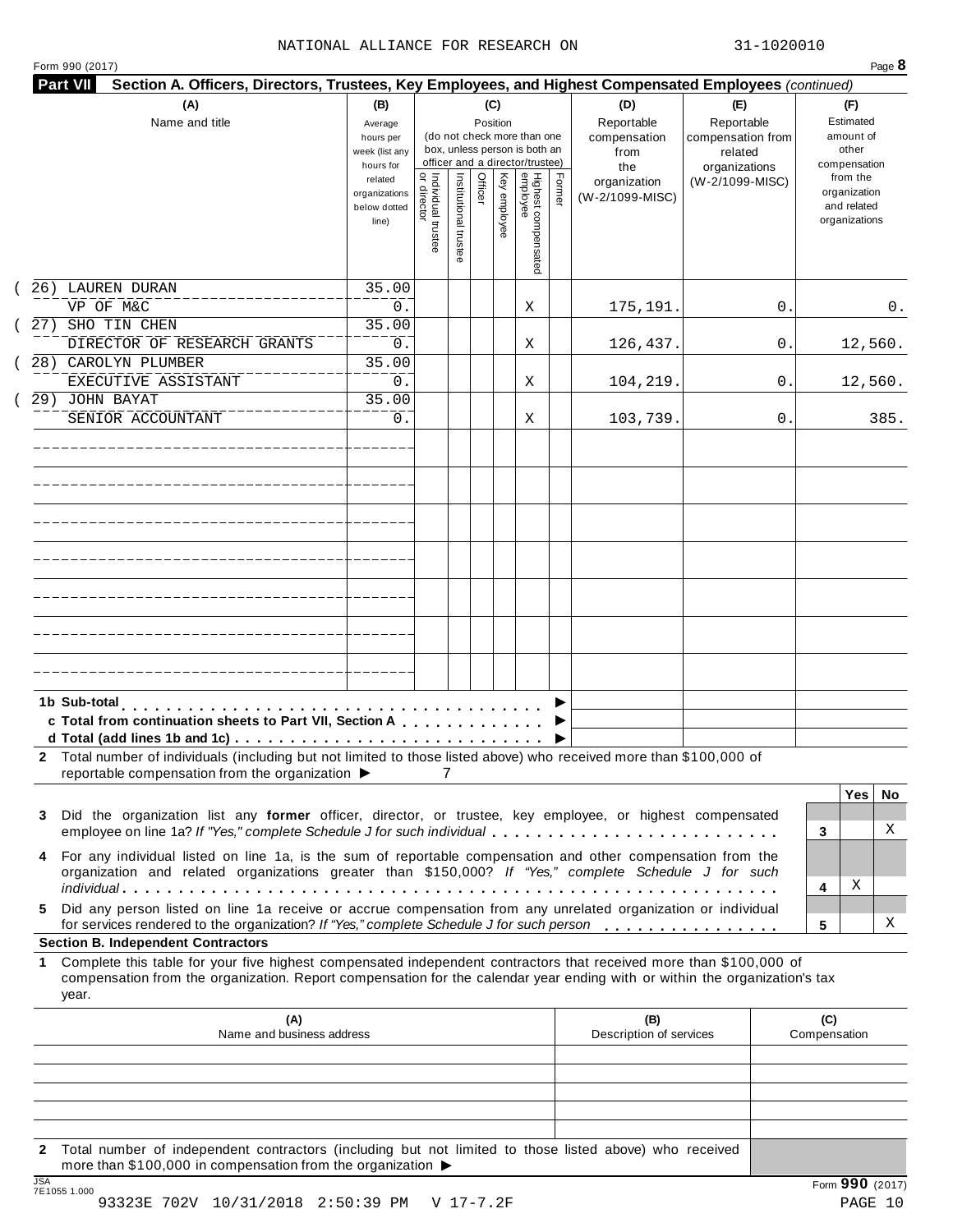NATIONAL ALLIANCE FOR RESEARCH ON 31-1020010

Form 990 (2017) Page **8**

**Part VII** **Section A. Officers, Directors, Trustees, Key Employees, and Highest Compensated Employees** *(continued)*

| (A) Name and title | (B) Average hours per week (list any hours for related organizations below dotted line) | (C) Position (do not check more than one box, unless person is both an officer and a director/trustee): Individual trustee or director | Institutional trustee | Officer | Key employee | Highest compensated employee | Former | (D) Reportable compensation from the organization (W-2/1099-MISC) | (E) Reportable compensation from related organizations (W-2/1099-MISC) | (F) Estimated amount of other compensation from the organization and related organizations |
|---|---|---|---|---|---|---|---|---|---|---|
| (26) LAUREN DURAN<br>VP OF M&C | 35.00<br>0. | | | | | X | | 175,191. | 0. | 0. |
| (27) SHO TIN CHEN<br>DIRECTOR OF RESEARCH GRANTS | 35.00<br>0. | | | | | X | | 126,437. | 0. | 12,560. |
| (28) CAROLYN PLUMBER<br>EXECUTIVE ASSISTANT | 35.00<br>0. | | | | | X | | 104,219. | 0. | 12,560. |
| (29) JOHN BAYAT<br>SENIOR ACCOUNTANT | 35.00<br>0. | | | | | X | | 103,739. | 0. | 385. |
| | | | | | | | | | | |
| | | | | | | | | | | |
| | | | | | | | | | | |
| | | | | | | | | | | |
| | | | | | | | | | | |
| | | | | | | | | | | |
| | | | | | | | | | | |

**1b Sub-total** . . . . . . . . . . . . . . . . . . . . . . . . . . . . . . . . . . . . ▶

**c Total from continuation sheets to Part VII, Section A** . . . . . . . . . . . . ▶

**d Total (add lines 1b and 1c)** . . . . . . . . . . . . . . . . . . . . . . . . . . . ▶

**2** Total number of individuals (including but not limited to those listed above) who received more than $100,000 of reportable compensation from the organization ▶ 7

| | | Yes | No |
|---|---|---|---|
| **3** Did the organization list any **former** officer, director, or trustee, key employee, or highest compensated employee on line 1a? *If "Yes," complete Schedule J for such individual* | 3 | | X |
| **4** For any individual listed on line 1a, is the sum of reportable compensation and other compensation from the organization and related organizations greater than $150,000? *If "Yes," complete Schedule J for such individual* | 4 | X | |
| **5** Did any person listed on line 1a receive or accrue compensation from any unrelated organization or individual for services rendered to the organization? *If "Yes," complete Schedule J for such person* | 5 | | X |

**Section B. Independent Contractors**

**1** Complete this table for your five highest compensated independent contractors that received more than $100,000 of compensation from the organization. Report compensation for the calendar year ending with or within the organization's tax year.

| (A) Name and business address | (B) Description of services | (C) Compensation |
|---|---|---|
| | | |
| | | |
| | | |
| | | |
| | | |

**2** Total number of independent contractors (including but not limited to those listed above) who received more than $100,000 in compensation from the organization ▶

Form **990** (2017)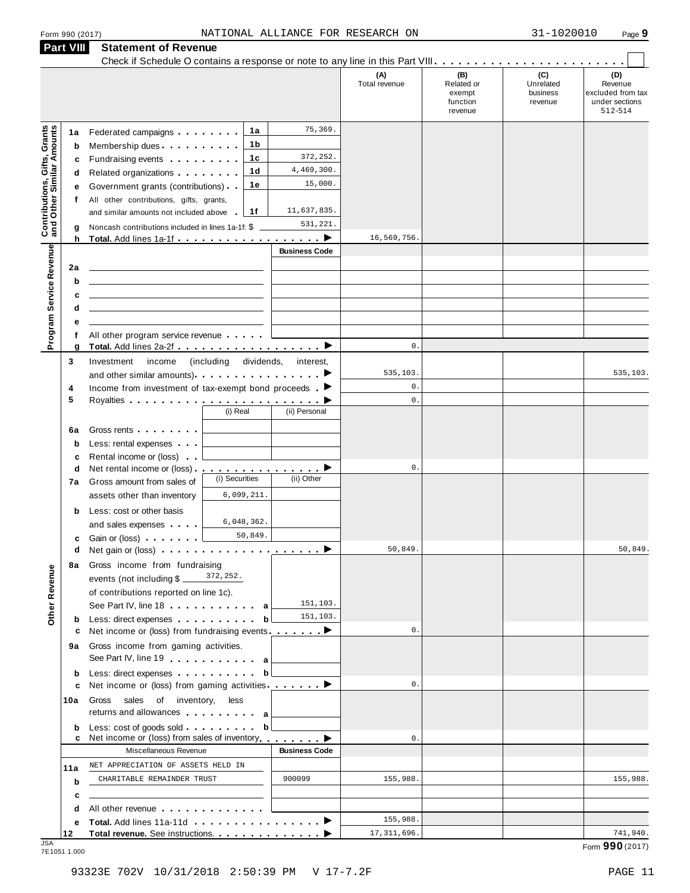Form 990 (2017) NATIONAL ALLIANCE FOR RESEARCH ON 31-1020010

## Part VIII Statement of Revenue

Check if Schedule O contains a response or note to any line in this Part VIII . . . . . . . . . . . . . . . . . . . . . . . . ☐

| | | | | (A) Total revenue | (B) Related or exempt function revenue | (C) Unrelated business revenue | (D) Revenue excluded from tax under sections 512-514 |
|---|---|---|---|---|---|---|---|
| **Contributions, Gifts, Grants and Other Similar Amounts** | | | | | | | |
| 1a | Federated campaigns | 1a | 75,369. | | | | |
| b | Membership dues | 1b | | | | | |
| c | Fundraising events | 1c | 372,252. | | | | |
| d | Related organizations | 1d | 4,469,300. | | | | |
| e | Government grants (contributions) | 1e | 15,000. | | | | |
| f | All other contributions, gifts, grants, and similar amounts not included above | 1f | 11,637,835. | | | | |
| g | Noncash contributions included in lines 1a-1f: $ | | 531,221. | | | | |
| h | **Total.** Add lines 1a-1f | | ▶ | 16,569,756. | | | |
| **Program Service Revenue** | | | **Business Code** | | | | |
| 2a | | | | | | | |
| b | | | | | | | |
| c | | | | | | | |
| d | | | | | | | |
| e | | | | | | | |
| f | All other program service revenue | | | | | | |
| g | **Total.** Add lines 2a-2f | | ▶ | 0. | | | |
| **Other Revenue** | | | | | | | |
| 3 | Investment income (including dividends, interest, and other similar amounts) | | ▶ | 535,103. | | | 535,103. |
| 4 | Income from investment of tax-exempt bond proceeds | | ▶ | 0. | | | |
| 5 | Royalties | | ▶ | 0. | | | |
| | | (i) Real | (ii) Personal | | | | |
| 6a | Gross rents | | | | | | |
| b | Less: rental expenses | | | | | | |
| c | Rental income or (loss) | | | | | | |
| d | Net rental income or (loss) | | ▶ | 0. | | | |
| | | (i) Securities | (ii) Other | | | | |
| 7a | Gross amount from sales of assets other than inventory | 6,099,211. | | | | | |
| b | Less: cost or other basis and sales expenses | 6,048,362. | | | | | |
| c | Gain or (loss) | 50,849. | | | | | |
| d | Net gain or (loss) | | ▶ | 50,849. | | | 50,849. |
| 8a | Gross income from fundraising events (not including $ 372,252. of contributions reported on line 1c). See Part IV, line 18 | a | 151,103. | | | | |
| b | Less: direct expenses | b | 151,103. | | | | |
| c | Net income or (loss) from fundraising events | | ▶ | 0. | | | |
| 9a | Gross income from gaming activities. See Part IV, line 19 | a | | | | | |
| b | Less: direct expenses | b | | | | | |
| c | Net income or (loss) from gaming activities | | ▶ | 0. | | | |
| 10a | Gross sales of inventory, less returns and allowances | a | | | | | |
| b | Less: cost of goods sold | b | | | | | |
| c | Net income or (loss) from sales of inventory | | ▶ | 0. | | | |
| | Miscellaneous Revenue | | **Business Code** | | | | |
| 11a | NET APPRECIATION OF ASSETS HELD IN | | | | | | |
| b | CHARITABLE REMAINDER TRUST | | 900099 | 155,988. | | | 155,988. |
| c | | | | | | | |
| d | All other revenue | | | | | | |
| e | **Total.** Add lines 11a-11d | | ▶ | 155,988. | | | |
| 12 | **Total revenue.** See instructions | | ▶ | 17,311,696. | | | 741,940. |

JSA 7E1051 1.000

Form **990** (2017)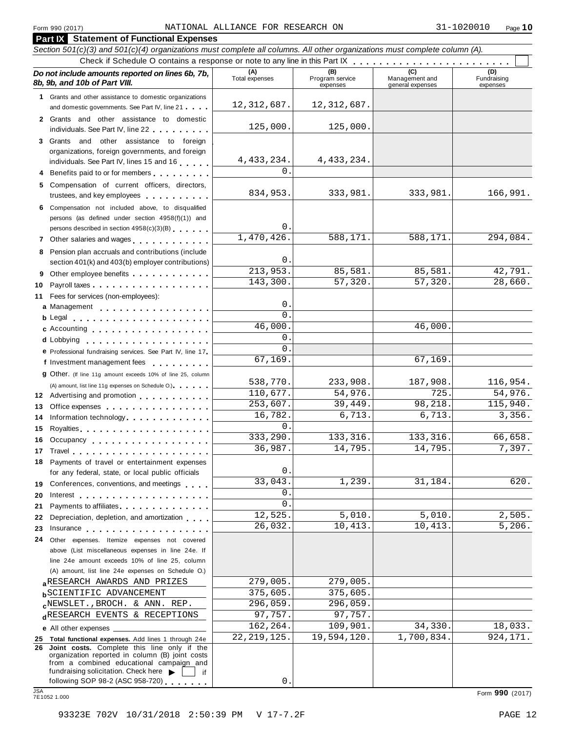Form 990 (2017) NATIONAL ALLIANCE FOR RESEARCH ON 31-1020010

## Part IX Statement of Functional Expenses

*Section 501(c)(3) and 501(c)(4) organizations must complete all columns. All other organizations must complete column (A).*

Check if Schedule O contains a response or note to any line in this Part IX . . . . . . . . . . . . . . . . . . . . . . . ☐

| *Do not include amounts reported on lines 6b, 7b, 8b, 9b, and 10b of Part VIII.* | (A) Total expenses | (B) Program service expenses | (C) Management and general expenses | (D) Fundraising expenses |
|---|---|---|---|---|
| 1 Grants and other assistance to domestic organizations and domestic governments. See Part IV, line 21 | 12,312,687. | 12,312,687. | | |
| 2 Grants and other assistance to domestic individuals. See Part IV, line 22 | 125,000. | 125,000. | | |
| 3 Grants and other assistance to foreign organizations, foreign governments, and foreign individuals. See Part IV, lines 15 and 16 | 4,433,234. | 4,433,234. | | |
| 4 Benefits paid to or for members | 0. | | | |
| 5 Compensation of current officers, directors, trustees, and key employees | 834,953. | 333,981. | 333,981. | 166,991. |
| 6 Compensation not included above, to disqualified persons (as defined under section 4958(f)(1)) and persons described in section 4958(c)(3)(B) | 0. | | | |
| 7 Other salaries and wages | 1,470,426. | 588,171. | 588,171. | 294,084. |
| 8 Pension plan accruals and contributions (include section 401(k) and 403(b) employer contributions) | 0. | | | |
| 9 Other employee benefits | 213,953. | 85,581. | 85,581. | 42,791. |
| 10 Payroll taxes | 143,300. | 57,320. | 57,320. | 28,660. |
| 11 Fees for services (non-employees): | | | | |
| a Management | 0. | | | |
| b Legal | 0. | | | |
| c Accounting | 46,000. | | 46,000. | |
| d Lobbying | 0. | | | |
| e Professional fundraising services. See Part IV, line 17 | 0. | | | |
| f Investment management fees | 67,169. | | 67,169. | |
| g Other. (If line 11g amount exceeds 10% of line 25, column (A) amount, list line 11g expenses on Schedule O.) | 538,770. | 233,908. | 187,908. | 116,954. |
| 12 Advertising and promotion | 110,677. | 54,976. | 725. | 54,976. |
| 13 Office expenses | 253,607. | 39,449. | 98,218. | 115,940. |
| 14 Information technology | 16,782. | 6,713. | 6,713. | 3,356. |
| 15 Royalties | 0. | | | |
| 16 Occupancy | 333,290. | 133,316. | 133,316. | 66,658. |
| 17 Travel | 36,987. | 14,795. | 14,795. | 7,397. |
| 18 Payments of travel or entertainment expenses for any federal, state, or local public officials | 0. | | | |
| 19 Conferences, conventions, and meetings | 33,043. | 1,239. | 31,184. | 620. |
| 20 Interest | 0. | | | |
| 21 Payments to affiliates | 0. | | | |
| 22 Depreciation, depletion, and amortization | 12,525. | 5,010. | 5,010. | 2,505. |
| 23 Insurance | 26,032. | 10,413. | 10,413. | 5,206. |
| 24 Other expenses. Itemize expenses not covered above (List miscellaneous expenses in line 24e. If line 24e amount exceeds 10% of line 25, column (A) amount, list line 24e expenses on Schedule O.) | | | | |
| a RESEARCH AWARDS AND PRIZES | 279,005. | 279,005. | | |
| b SCIENTIFIC ADVANCEMENT | 375,605. | 375,605. | | |
| c NEWSLET.,BROCH. & ANN. REP. | 296,059. | 296,059. | | |
| d RESEARCH EVENTS & RECEPTIONS | 97,757. | 97,757. | | |
| e All other expenses | 162,264. | 109,901. | 34,330. | 18,033. |
| 25 **Total functional expenses.** Add lines 1 through 24e | 22,219,125. | 19,594,120. | 1,700,834. | 924,171. |
| 26 **Joint costs.** Complete this line only if the organization reported in column (B) joint costs from a combined educational campaign and fundraising solicitation. Check here ▶ ☐ if following SOP 98-2 (ASC 958-720) | 0. | | | |

JSA 7E1052 1.000 Form **990** (2017)

93323E 702V 10/31/2018 2:50:39 PM V 17-7.2F PAGE 12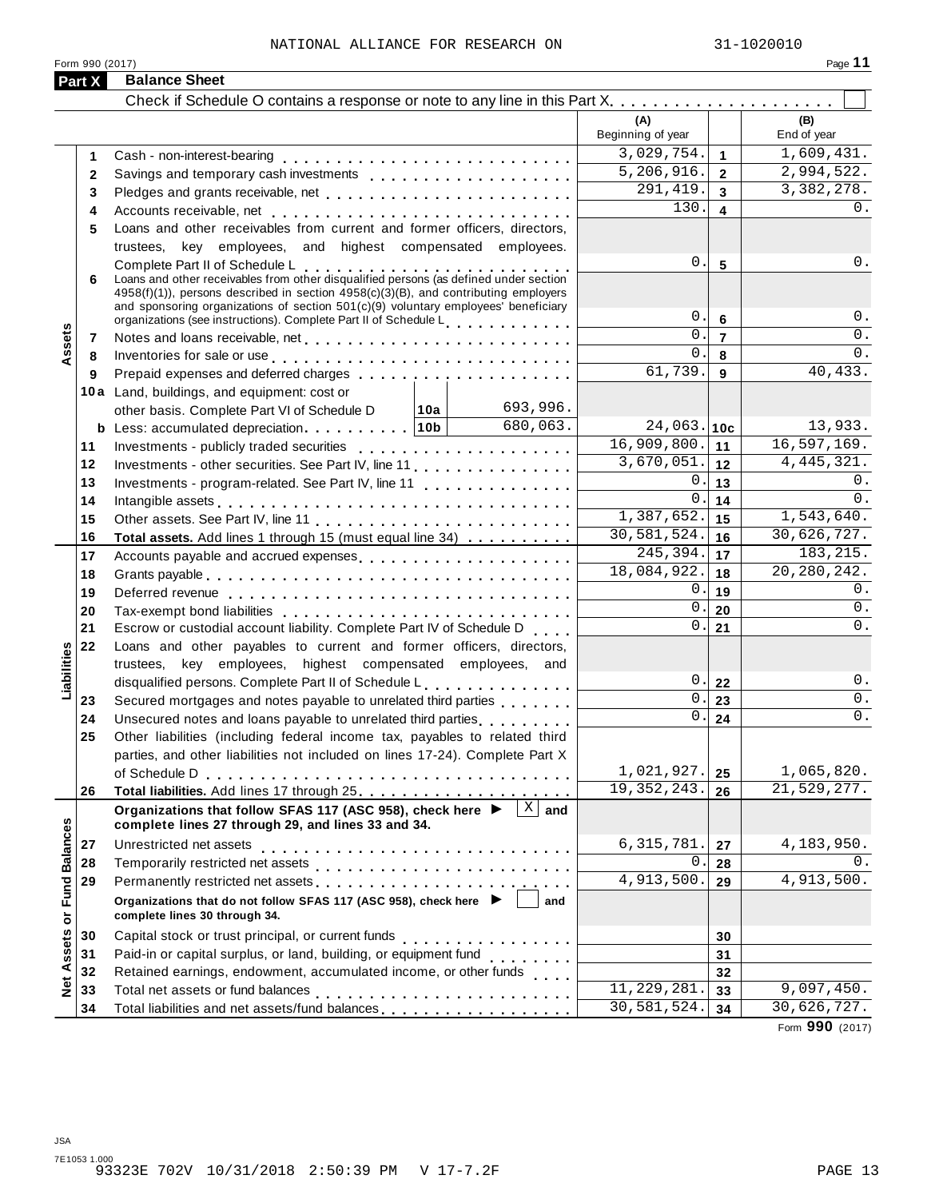NATIONAL ALLIANCE FOR RESEARCH ON 31-1020010

Form 990 (2017)

## Part X Balance Sheet

Check if Schedule O contains a response or note to any line in this Part X . . . . . . . . . . . . . . . . . . . . ☐

| | | | (A) Beginning of year | | (B) End of year |
|---|---|---|---|---|---|
| **Assets** | 1 | Cash - non-interest-bearing | 3,029,754. | 1 | 1,609,431. |
| | 2 | Savings and temporary cash investments | 5,206,916. | 2 | 2,994,522. |
| | 3 | Pledges and grants receivable, net | 291,419. | 3 | 3,382,278. |
| | 4 | Accounts receivable, net | 130. | 4 | 0. |
| | 5 | Loans and other receivables from current and former officers, directors, trustees, key employees, and highest compensated employees. Complete Part II of Schedule L | 0. | 5 | 0. |
| | 6 | Loans and other receivables from other disqualified persons (as defined under section 4958(f)(1)), persons described in section 4958(c)(3)(B), and contributing employers and sponsoring organizations of section 501(c)(9) voluntary employees' beneficiary organizations (see instructions). Complete Part II of Schedule L | 0. | 6 | 0. |
| | 7 | Notes and loans receivable, net | 0. | 7 | 0. |
| | 8 | Inventories for sale or use | 0. | 8 | 0. |
| | 9 | Prepaid expenses and deferred charges | 61,739. | 9 | 40,433. |
| | 10a | Land, buildings, and equipment: cost or other basis. Complete Part VI of Schedule D — 10a: 693,996. | | | |
| | b | Less: accumulated depreciation — 10b: 680,063. | 24,063. | 10c | 13,933. |
| | 11 | Investments - publicly traded securities | 16,909,800. | 11 | 16,597,169. |
| | 12 | Investments - other securities. See Part IV, line 11 | 3,670,051. | 12 | 4,445,321. |
| | 13 | Investments - program-related. See Part IV, line 11 | 0. | 13 | 0. |
| | 14 | Intangible assets | 0. | 14 | 0. |
| | 15 | Other assets. See Part IV, line 11 | 1,387,652. | 15 | 1,543,640. |
| | 16 | **Total assets.** Add lines 1 through 15 (must equal line 34) | 30,581,524. | 16 | 30,626,727. |
| **Liabilities** | 17 | Accounts payable and accrued expenses | 245,394. | 17 | 183,215. |
| | 18 | Grants payable | 18,084,922. | 18 | 20,280,242. |
| | 19 | Deferred revenue | 0. | 19 | 0. |
| | 20 | Tax-exempt bond liabilities | 0. | 20 | 0. |
| | 21 | Escrow or custodial account liability. Complete Part IV of Schedule D | 0. | 21 | 0. |
| | 22 | Loans and other payables to current and former officers, directors, trustees, key employees, highest compensated employees, and disqualified persons. Complete Part II of Schedule L | 0. | 22 | 0. |
| | 23 | Secured mortgages and notes payable to unrelated third parties | 0. | 23 | 0. |
| | 24 | Unsecured notes and loans payable to unrelated third parties | 0. | 24 | 0. |
| | 25 | Other liabilities (including federal income tax, payables to related third parties, and other liabilities not included on lines 17-24). Complete Part X of Schedule D | 1,021,927. | 25 | 1,065,820. |
| | 26 | **Total liabilities.** Add lines 17 through 25 | 19,352,243. | 26 | 21,529,277. |
| **Net Assets or Fund Balances** | | **Organizations that follow SFAS 117 (ASC 958), check here ▶ ☒ and complete lines 27 through 29, and lines 33 and 34.** | | | |
| | 27 | Unrestricted net assets | 6,315,781. | 27 | 4,183,950. |
| | 28 | Temporarily restricted net assets | 0. | 28 | 0. |
| | 29 | Permanently restricted net assets | 4,913,500. | 29 | 4,913,500. |
| | | **Organizations that do not follow SFAS 117 (ASC 958), check here ▶ ☐ and complete lines 30 through 34.** | | | |
| | 30 | Capital stock or trust principal, or current funds | | 30 | |
| | 31 | Paid-in or capital surplus, or land, building, or equipment fund | | 31 | |
| | 32 | Retained earnings, endowment, accumulated income, or other funds | | 32 | |
| | 33 | Total net assets or fund balances | 11,229,281. | 33 | 9,097,450. |
| | 34 | Total liabilities and net assets/fund balances | 30,581,524. | 34 | 30,626,727. |

Form **990** (2017)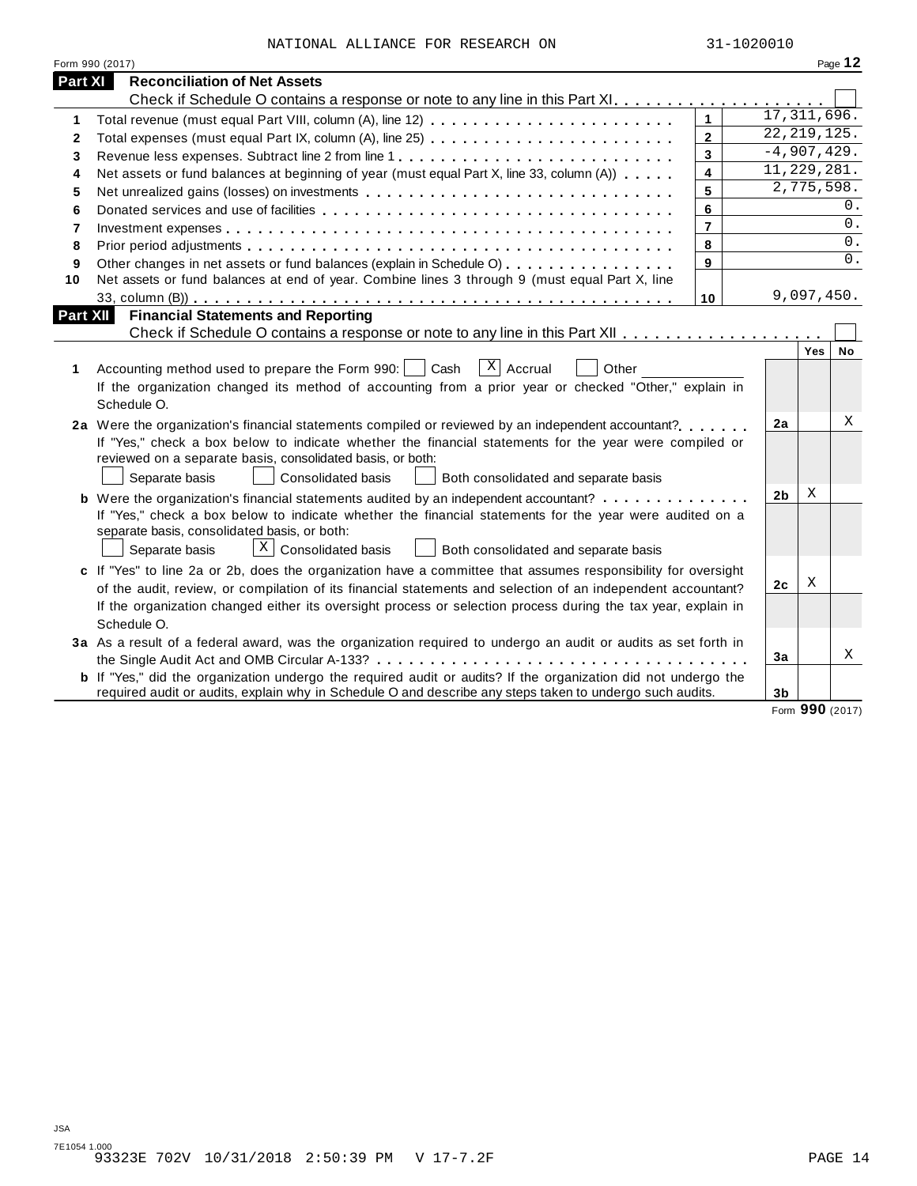NATIONAL ALLIANCE FOR RESEARCH ON 31-1020010

Form 990 (2017)

## Part XI Reconciliation of Net Assets

Check if Schedule O contains a response or note to any line in this Part XI . . . . . . . . . . . . . . . . . . . . ☐

| | | | |
|---|---|---|---|
| 1 | Total revenue (must equal Part VIII, column (A), line 12) | 1 | 17,311,696. |
| 2 | Total expenses (must equal Part IX, column (A), line 25) | 2 | 22,219,125. |
| 3 | Revenue less expenses. Subtract line 2 from line 1 | 3 | -4,907,429. |
| 4 | Net assets or fund balances at beginning of year (must equal Part X, line 33, column (A)) | 4 | 11,229,281. |
| 5 | Net unrealized gains (losses) on investments | 5 | 2,775,598. |
| 6 | Donated services and use of facilities | 6 | 0. |
| 7 | Investment expenses | 7 | 0. |
| 8 | Prior period adjustments | 8 | 0. |
| 9 | Other changes in net assets or fund balances (explain in Schedule O) | 9 | 0. |
| 10 | Net assets or fund balances at end of year. Combine lines 3 through 9 (must equal Part X, line 33, column (B)) | 10 | 9,097,450. |

## Part XII Financial Statements and Reporting

Check if Schedule O contains a response or note to any line in this Part XII . . . . . . . . . . . . . . . . . . ☐

| | | | Yes | No |
|---|---|---|---|---|
| 1 | Accounting method used to prepare the Form 990: ☐ Cash ☒ Accrual ☐ Other<br>If the organization changed its method of accounting from a prior year or checked "Other," explain in Schedule O. | | | |
| 2a | Were the organization's financial statements compiled or reviewed by an independent accountant?<br>If "Yes," check a box below to indicate whether the financial statements for the year were compiled or reviewed on a separate basis, consolidated basis, or both:<br>☐ Separate basis ☐ Consolidated basis ☐ Both consolidated and separate basis | 2a | | X |
| b | Were the organization's financial statements audited by an independent accountant?<br>If "Yes," check a box below to indicate whether the financial statements for the year were audited on a separate basis, consolidated basis, or both:<br>☐ Separate basis ☒ Consolidated basis ☐ Both consolidated and separate basis | 2b | X | |
| c | If "Yes" to line 2a or 2b, does the organization have a committee that assumes responsibility for oversight of the audit, review, or compilation of its financial statements and selection of an independent accountant?<br>If the organization changed either its oversight process or selection process during the tax year, explain in Schedule O. | 2c | X | |
| 3a | As a result of a federal award, was the organization required to undergo an audit or audits as set forth in the Single Audit Act and OMB Circular A-133? | 3a | | X |
| b | If "Yes," did the organization undergo the required audit or audits? If the organization did not undergo the required audit or audits, explain why in Schedule O and describe any steps taken to undergo such audits. | 3b | | |

Form **990** (2017)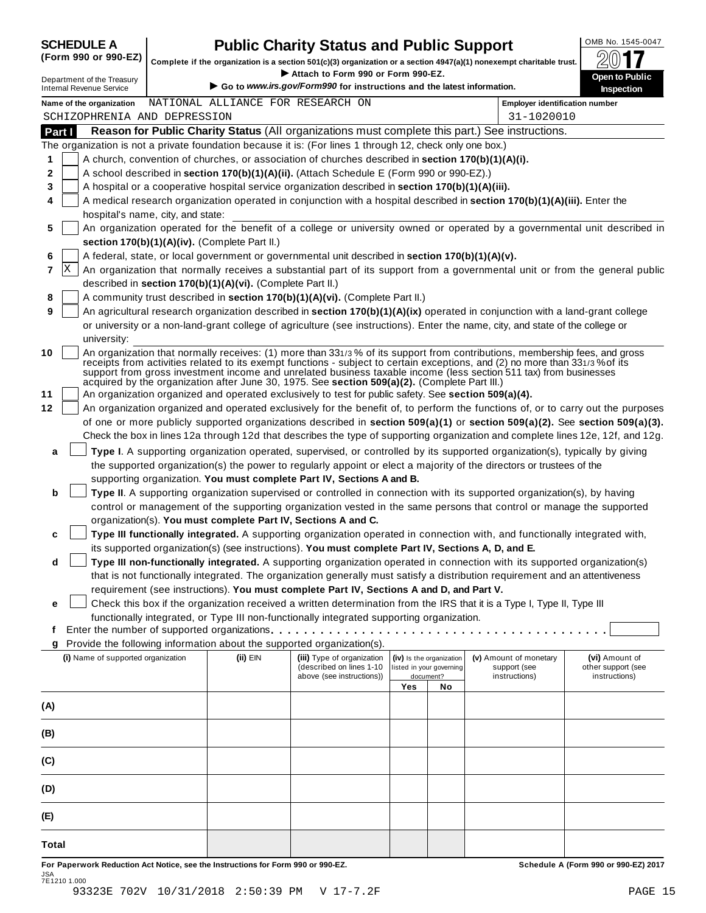**SCHEDULE A**
**(Form 990 or 990-EZ)**

Department of the Treasury
Internal Revenue Service

# Public Charity Status and Public Support

**Complete if the organization is a section 501(c)(3) organization or a section 4947(a)(1) nonexempt charitable trust.**
► **Attach to Form 990 or Form 990-EZ.**
► **Go to** ***www.irs.gov/Form990*** **for instructions and the latest information.**

OMB No. 1545-0047
**2017**
**Open to Public Inspection**

**Name of the organization** NATIONAL ALLIANCE FOR RESEARCH ON SCHIZOPHRENIA AND DEPRESSION
**Employer identification number** 31-1020010

## Part I Reason for Public Charity Status (All organizations must complete this part.) See instructions.

The organization is not a private foundation because it is: (For lines 1 through 12, check only one box.)

1 [ ] A church, convention of churches, or association of churches described in **section 170(b)(1)(A)(i).**

2 [ ] A school described in **section 170(b)(1)(A)(ii).** (Attach Schedule E (Form 990 or 990-EZ).)

3 [ ] A hospital or a cooperative hospital service organization described in **section 170(b)(1)(A)(iii).**

4 [ ] A medical research organization operated in conjunction with a hospital described in **section 170(b)(1)(A)(iii).** Enter the hospital's name, city, and state:

5 [ ] An organization operated for the benefit of a college or university owned or operated by a governmental unit described in **section 170(b)(1)(A)(iv).** (Complete Part II.)

6 [ ] A federal, state, or local government or governmental unit described in **section 170(b)(1)(A)(v).**

7 [X] An organization that normally receives a substantial part of its support from a governmental unit or from the general public described in **section 170(b)(1)(A)(vi).** (Complete Part II.)

8 [ ] A community trust described in **section 170(b)(1)(A)(vi).** (Complete Part II.)

9 [ ] An agricultural research organization described in **section 170(b)(1)(A)(ix)** operated in conjunction with a land-grant college or university or a non-land-grant college of agriculture (see instructions). Enter the name, city, and state of the college or university:

10 [ ] An organization that normally receives: (1) more than 33 1/3 % of its support from contributions, membership fees, and gross receipts from activities related to its exempt functions - subject to certain exceptions, and (2) no more than 33 1/3 % of its support from gross investment income and unrelated business taxable income (less section 511 tax) from businesses acquired by the organization after June 30, 1975. See **section 509(a)(2).** (Complete Part III.)

11 [ ] An organization organized and operated exclusively to test for public safety. See **section 509(a)(4).**

12 [ ] An organization organized and operated exclusively for the benefit of, to perform the functions of, or to carry out the purposes of one or more publicly supported organizations described in **section 509(a)(1)** or **section 509(a)(2).** See **section 509(a)(3).** Check the box in lines 12a through 12d that describes the type of supporting organization and complete lines 12e, 12f, and 12g.

a [ ] **Type I**. A supporting organization operated, supervised, or controlled by its supported organization(s), typically by giving the supported organization(s) the power to regularly appoint or elect a majority of the directors or trustees of the supporting organization. **You must complete Part IV, Sections A and B.**

b [ ] **Type II**. A supporting organization supervised or controlled in connection with its supported organization(s), by having control or management of the supporting organization vested in the same persons that control or manage the supported organization(s). **You must complete Part IV, Sections A and C.**

c [ ] **Type III functionally integrated.** A supporting organization operated in connection with, and functionally integrated with, its supported organization(s) (see instructions). **You must complete Part IV, Sections A, D, and E.**

d [ ] **Type III non-functionally integrated.** A supporting organization operated in connection with its supported organization(s) that is not functionally integrated. The organization generally must satisfy a distribution requirement and an attentiveness requirement (see instructions). **You must complete Part IV, Sections A and D, and Part V.**

e [ ] Check this box if the organization received a written determination from the IRS that it is a Type I, Type II, Type III functionally integrated, or Type III non-functionally integrated supporting organization.

f Enter the number of supported organizations . . . . . . . . . . . . . . . . . . . . . . . . . . . . . . . . . . . . . .

g Provide the following information about the supported organization(s).

| (i) Name of supported organization | (ii) EIN | (iii) Type of organization (described on lines 1-10 above (see instructions)) | (iv) Is the organization listed in your governing document? | | (v) Amount of monetary support (see instructions) | (vi) Amount of other support (see instructions) |
|---|---|---|---|---|---|---|
| | | | Yes | No | | |
| (A) | | | | | | |
| (B) | | | | | | |
| (C) | | | | | | |
| (D) | | | | | | |
| (E) | | | | | | |
| Total | | | | | | |

**For Paperwork Reduction Act Notice, see the Instructions for Form 990 or 990-EZ.** **Schedule A (Form 990 or 990-EZ) 2017**

JSA
7E1210 1.000
93323E 702V 10/31/2018 2:50:39 PM V 17-7.2F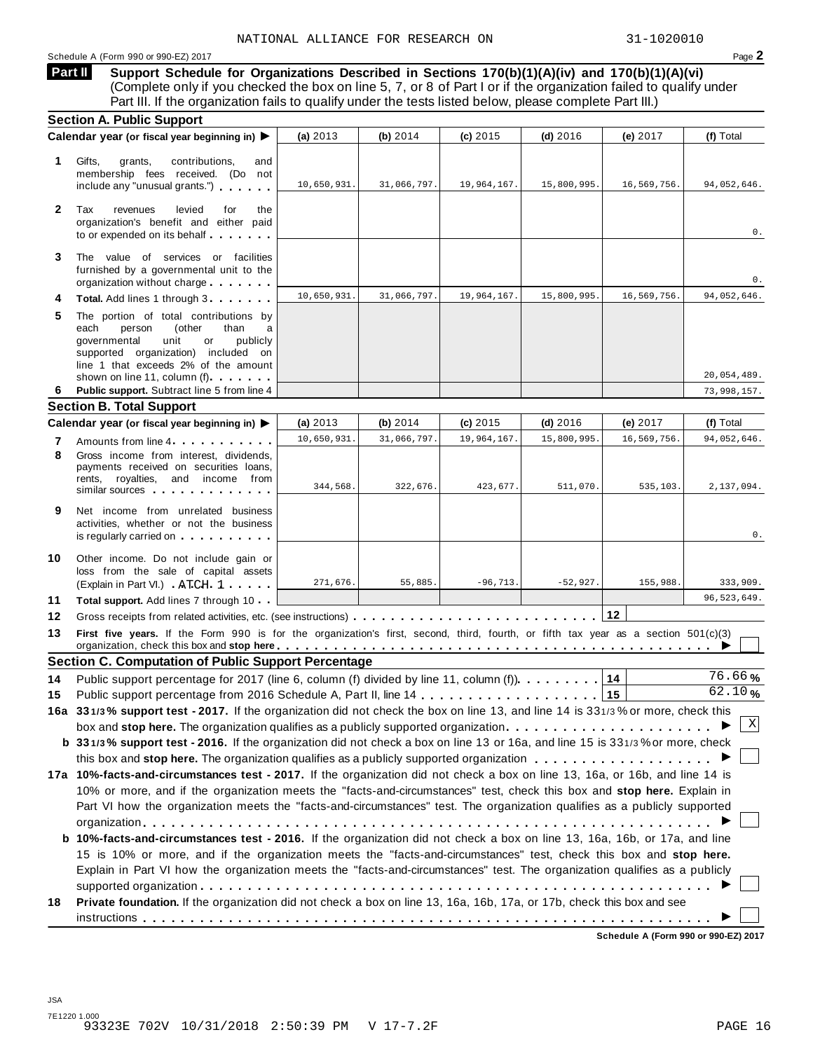NATIONAL ALLIANCE FOR RESEARCH ON 31-1020010

Schedule A (Form 990 or 990-EZ) 2017 Page **2**

**Part II** **Support Schedule for Organizations Described in Sections 170(b)(1)(A)(iv) and 170(b)(1)(A)(vi)**
(Complete only if you checked the box on line 5, 7, or 8 of Part I or if the organization failed to qualify under Part III. If the organization fails to qualify under the tests listed below, please complete Part III.)

## Section A. Public Support

| Calendar year (or fiscal year beginning in) ▶ | (a) 2013 | (b) 2014 | (c) 2015 | (d) 2016 | (e) 2017 | (f) Total |
|---|---|---|---|---|---|---|
| **1** Gifts, grants, contributions, and membership fees received. (Do not include any "unusual grants.") | 10,650,931. | 31,066,797. | 19,964,167. | 15,800,995. | 16,569,756. | 94,052,646. |
| **2** Tax revenues levied for the organization's benefit and either paid to or expended on its behalf | | | | | | 0. |
| **3** The value of services or facilities furnished by a governmental unit to the organization without charge | | | | | | 0. |
| **4** **Total.** Add lines 1 through 3 | 10,650,931. | 31,066,797. | 19,964,167. | 15,800,995. | 16,569,756. | 94,052,646. |
| **5** The portion of total contributions by each person (other than a governmental unit or publicly supported organization) included on line 1 that exceeds 2% of the amount shown on line 11, column (f) | | | | | | 20,054,489. |
| **6** **Public support.** Subtract line 5 from line 4 | | | | | | 73,998,157. |

## Section B. Total Support

| Calendar year (or fiscal year beginning in) ▶ | (a) 2013 | (b) 2014 | (c) 2015 | (d) 2016 | (e) 2017 | (f) Total |
|---|---|---|---|---|---|---|
| **7** Amounts from line 4 | 10,650,931. | 31,066,797. | 19,964,167. | 15,800,995. | 16,569,756. | 94,052,646. |
| **8** Gross income from interest, dividends, payments received on securities loans, rents, royalties, and income from similar sources | 344,568. | 322,676. | 423,677. | 511,070. | 535,103. | 2,137,094. |
| **9** Net income from unrelated business activities, whether or not the business is regularly carried on | | | | | | 0. |
| **10** Other income. Do not include gain or loss from the sale of capital assets (Explain in Part VI.) ATCH 1 | 271,676. | 55,885. | -96,713. | -52,927. | 155,988. | 333,909. |
| **11** **Total support.** Add lines 7 through 10 | | | | | | 96,523,649. |

**12** Gross receipts from related activities, etc. (see instructions) **12**

**13** **First five years.** If the Form 990 is for the organization's first, second, third, fourth, or fifth tax year as a section 501(c)(3) organization, check this box and **stop here** ▶ ☐

## Section C. Computation of Public Support Percentage

**14** Public support percentage for 2017 (line 6, column (f) divided by line 11, column (f)) **14** 76.66 %

**15** Public support percentage from 2016 Schedule A, Part II, line 14 **15** 62.10 %

**16a 33 1/3 % support test - 2017.** If the organization did not check the box on line 13, and line 14 is 33 1/3 % or more, check this box and **stop here.** The organization qualifies as a publicly supported organization ▶ ☒

**b 33 1/3 % support test - 2016.** If the organization did not check a box on line 13 or 16a, and line 15 is 33 1/3 % or more, check this box and **stop here.** The organization qualifies as a publicly supported organization ▶ ☐

**17a 10%-facts-and-circumstances test - 2017.** If the organization did not check a box on line 13, 16a, or 16b, and line 14 is 10% or more, and if the organization meets the "facts-and-circumstances" test, check this box and **stop here.** Explain in Part VI how the organization meets the "facts-and-circumstances" test. The organization qualifies as a publicly supported organization ▶ ☐

**b 10%-facts-and-circumstances test - 2016.** If the organization did not check a box on line 13, 16a, 16b, or 17a, and line 15 is 10% or more, and if the organization meets the "facts-and-circumstances" test, check this box and **stop here.** Explain in Part VI how the organization meets the "facts-and-circumstances" test. The organization qualifies as a publicly supported organization ▶ ☐

**18** **Private foundation.** If the organization did not check a box on line 13, 16a, 16b, 17a, or 17b, check this box and see instructions ▶ ☐

**Schedule A (Form 990 or 990-EZ) 2017**

JSA
7E1220 1.000
93323E 702V 10/31/2018 2:50:39 PM V 17-7.2F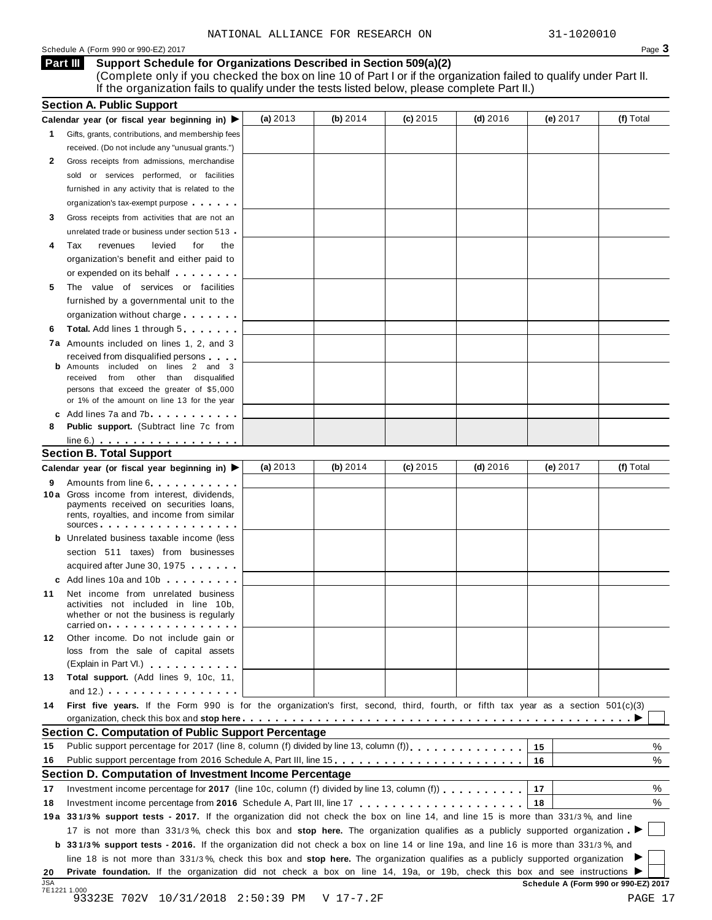NATIONAL ALLIANCE FOR RESEARCH ON 31-1020010

Schedule A (Form 990 or 990-EZ) 2017

## Part III Support Schedule for Organizations Described in Section 509(a)(2)

(Complete only if you checked the box on line 10 of Part I or if the organization failed to qualify under Part II. If the organization fails to qualify under the tests listed below, please complete Part II.)

### Section A. Public Support

| Calendar year (or fiscal year beginning in) ▶ | (a) 2013 | (b) 2014 | (c) 2015 | (d) 2016 | (e) 2017 | (f) Total |
|---|---|---|---|---|---|---|
| **1** Gifts, grants, contributions, and membership fees received. (Do not include any "unusual grants.") | | | | | | |
| **2** Gross receipts from admissions, merchandise sold or services performed, or facilities furnished in any activity that is related to the organization's tax-exempt purpose | | | | | | |
| **3** Gross receipts from activities that are not an unrelated trade or business under section 513 | | | | | | |
| **4** Tax revenues levied for the organization's benefit and either paid to or expended on its behalf | | | | | | |
| **5** The value of services or facilities furnished by a governmental unit to the organization without charge | | | | | | |
| **6** **Total.** Add lines 1 through 5 | | | | | | |
| **7a** Amounts included on lines 1, 2, and 3 received from disqualified persons | | | | | | |
| **b** Amounts included on lines 2 and 3 received from other than disqualified persons that exceed the greater of $5,000 or 1% of the amount on line 13 for the year | | | | | | |
| **c** Add lines 7a and 7b | | | | | | |
| **8** **Public support.** (Subtract line 7c from line 6.) | | | | | | |

### Section B. Total Support

| Calendar year (or fiscal year beginning in) ▶ | (a) 2013 | (b) 2014 | (c) 2015 | (d) 2016 | (e) 2017 | (f) Total |
|---|---|---|---|---|---|---|
| **9** Amounts from line 6 | | | | | | |
| **10a** Gross income from interest, dividends, payments received on securities loans, rents, royalties, and income from similar sources | | | | | | |
| **b** Unrelated business taxable income (less section 511 taxes) from businesses acquired after June 30, 1975 | | | | | | |
| **c** Add lines 10a and 10b | | | | | | |
| **11** Net income from unrelated business activities not included in line 10b, whether or not the business is regularly carried on | | | | | | |
| **12** Other income. Do not include gain or loss from the sale of capital assets (Explain in Part VI.) | | | | | | |
| **13** **Total support.** (Add lines 9, 10c, 11, and 12.) | | | | | | |

**14** **First five years.** If the Form 990 is for the organization's first, second, third, fourth, or fifth tax year as a section 501(c)(3) organization, check this box and **stop here** ▶ ☐

### Section C. Computation of Public Support Percentage

| | | | |
|---|---|---|---|
| **15** | Public support percentage for 2017 (line 8, column (f) divided by line 13, column (f)) | 15 | % |
| **16** | Public support percentage from 2016 Schedule A, Part III, line 15 | 16 | % |

### Section D. Computation of Investment Income Percentage

| | | | |
|---|---|---|---|
| **17** | Investment income percentage for **2017** (line 10c, column (f) divided by line 13, column (f)) | 17 | % |
| **18** | Investment income percentage from **2016** Schedule A, Part III, line 17 | 18 | % |

**19a** **33 1/3 % support tests - 2017.** If the organization did not check the box on line 14, and line 15 is more than 33 1/3 %, and line 17 is not more than 33 1/3 %, check this box and **stop here.** The organization qualifies as a publicly supported organization ▶ ☐

**b** **33 1/3 % support tests - 2016.** If the organization did not check a box on line 14 or line 19a, and line 16 is more than 33 1/3 %, and line 18 is not more than 33 1/3 %, check this box and **stop here.** The organization qualifies as a publicly supported organization ▶ ☐

**20** **Private foundation.** If the organization did not check a box on line 14, 19a, or 19b, check this box and see instructions ▶ ☐

Schedule A (Form 990 or 990-EZ) 2017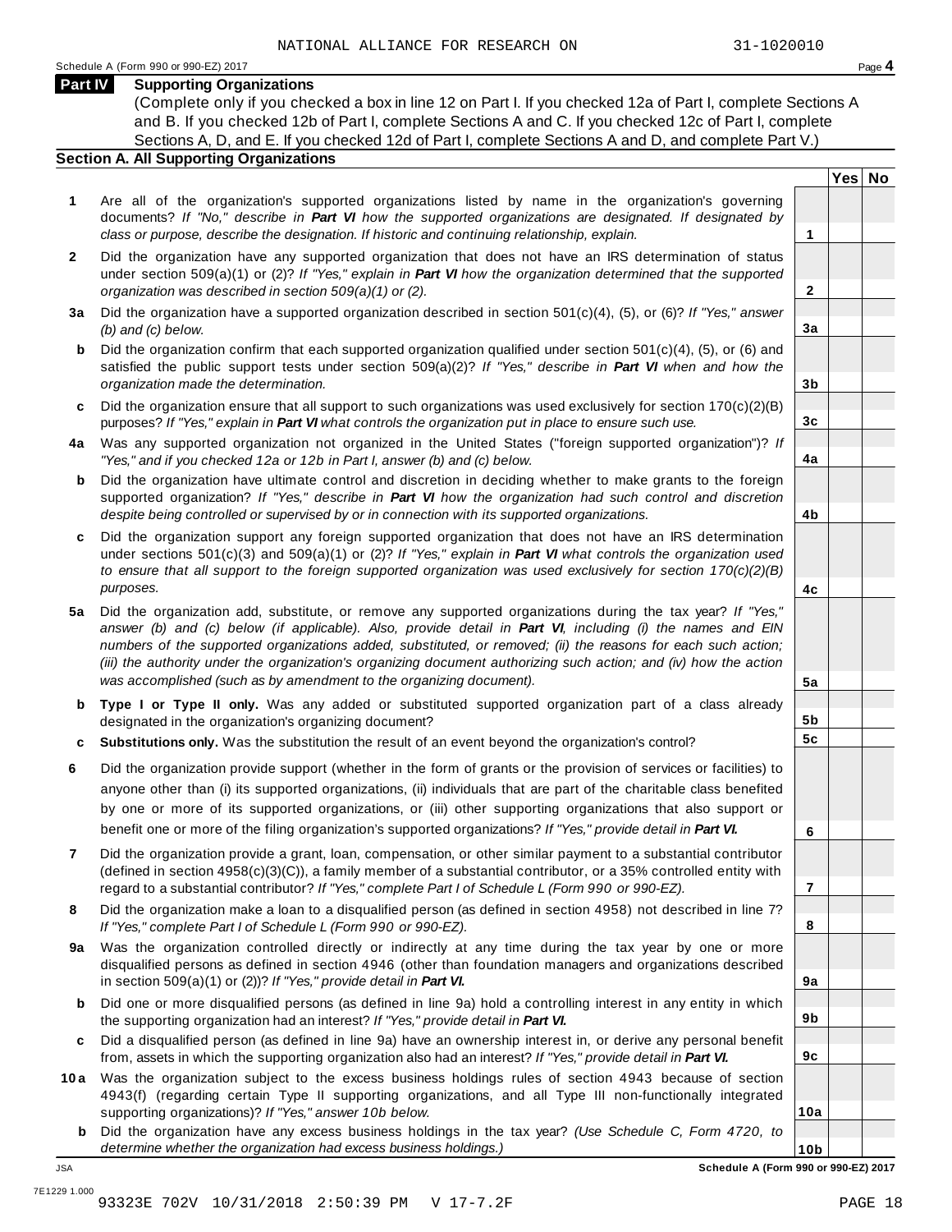NATIONAL ALLIANCE FOR RESEARCH ON 31-1020010

Schedule A (Form 990 or 990-EZ) 2017 Page **4**

## Part IV Supporting Organizations

(Complete only if you checked a box in line 12 on Part I. If you checked 12a of Part I, complete Sections A and B. If you checked 12b of Part I, complete Sections A and C. If you checked 12c of Part I, complete Sections A, D, and E. If you checked 12d of Part I, complete Sections A and D, and complete Part V.)

### Section A. All Supporting Organizations

| | | | Yes | No |
|---|---|---|---|---|
| **1** | Are all of the organization's supported organizations listed by name in the organization's governing documents? *If "No," describe in **Part VI** how the supported organizations are designated. If designated by class or purpose, describe the designation. If historic and continuing relationship, explain.* | **1** | | |
| **2** | Did the organization have any supported organization that does not have an IRS determination of status under section 509(a)(1) or (2)? *If "Yes," explain in **Part VI** how the organization determined that the supported organization was described in section 509(a)(1) or (2).* | **2** | | |
| **3a** | Did the organization have a supported organization described in section 501(c)(4), (5), or (6)? *If "Yes," answer (b) and (c) below.* | **3a** | | |
| **b** | Did the organization confirm that each supported organization qualified under section 501(c)(4), (5), or (6) and satisfied the public support tests under section 509(a)(2)? *If "Yes," describe in **Part VI** when and how the organization made the determination.* | **3b** | | |
| **c** | Did the organization ensure that all support to such organizations was used exclusively for section 170(c)(2)(B) purposes? *If "Yes," explain in **Part VI** what controls the organization put in place to ensure such use.* | **3c** | | |
| **4a** | Was any supported organization not organized in the United States ("foreign supported organization")? *If "Yes," and if you checked 12a or 12b in Part I, answer (b) and (c) below.* | **4a** | | |
| **b** | Did the organization have ultimate control and discretion in deciding whether to make grants to the foreign supported organization? *If "Yes," describe in **Part VI** how the organization had such control and discretion despite being controlled or supervised by or in connection with its supported organizations.* | **4b** | | |
| **c** | Did the organization support any foreign supported organization that does not have an IRS determination under sections 501(c)(3) and 509(a)(1) or (2)? *If "Yes," explain in **Part VI** what controls the organization used to ensure that all support to the foreign supported organization was used exclusively for section 170(c)(2)(B) purposes.* | **4c** | | |
| **5a** | Did the organization add, substitute, or remove any supported organizations during the tax year? *If "Yes," answer (b) and (c) below (if applicable). Also, provide detail in **Part VI**, including (i) the names and EIN numbers of the supported organizations added, substituted, or removed; (ii) the reasons for each such action; (iii) the authority under the organization's organizing document authorizing such action; and (iv) how the action was accomplished (such as by amendment to the organizing document).* | **5a** | | |
| **b** | **Type I or Type II only.** Was any added or substituted supported organization part of a class already designated in the organization's organizing document? | **5b** | | |
| **c** | **Substitutions only.** Was the substitution the result of an event beyond the organization's control? | **5c** | | |
| **6** | Did the organization provide support (whether in the form of grants or the provision of services or facilities) to anyone other than (i) its supported organizations, (ii) individuals that are part of the charitable class benefited by one or more of its supported organizations, or (iii) other supporting organizations that also support or benefit one or more of the filing organization's supported organizations? *If "Yes," provide detail in **Part VI.*** | **6** | | |
| **7** | Did the organization provide a grant, loan, compensation, or other similar payment to a substantial contributor (defined in section 4958(c)(3)(C)), a family member of a substantial contributor, or a 35% controlled entity with regard to a substantial contributor? *If "Yes," complete Part I of Schedule L (Form 990 or 990-EZ).* | **7** | | |
| **8** | Did the organization make a loan to a disqualified person (as defined in section 4958) not described in line 7? *If "Yes," complete Part I of Schedule L (Form 990 or 990-EZ).* | **8** | | |
| **9a** | Was the organization controlled directly or indirectly at any time during the tax year by one or more disqualified persons as defined in section 4946 (other than foundation managers and organizations described in section 509(a)(1) or (2))? *If "Yes," provide detail in **Part VI.*** | **9a** | | |
| **b** | Did one or more disqualified persons (as defined in line 9a) hold a controlling interest in any entity in which the supporting organization had an interest? *If "Yes," provide detail in **Part VI.*** | **9b** | | |
| **c** | Did a disqualified person (as defined in line 9a) have an ownership interest in, or derive any personal benefit from, assets in which the supporting organization also had an interest? *If "Yes," provide detail in **Part VI.*** | **9c** | | |
| **10a** | Was the organization subject to the excess business holdings rules of section 4943 because of section 4943(f) (regarding certain Type II supporting organizations, and all Type III non-functionally integrated supporting organizations)? *If "Yes," answer 10b below.* | **10a** | | |
| **b** | Did the organization have any excess business holdings in the tax year? *(Use Schedule C, Form 4720, to determine whether the organization had excess business holdings.)* | **10b** | | |

JSA

**Schedule A (Form 990 or 990-EZ) 2017**

7E1229 1.000

93323E 702V 10/31/2018 2:50:39 PM V 17-7.2F PAGE 18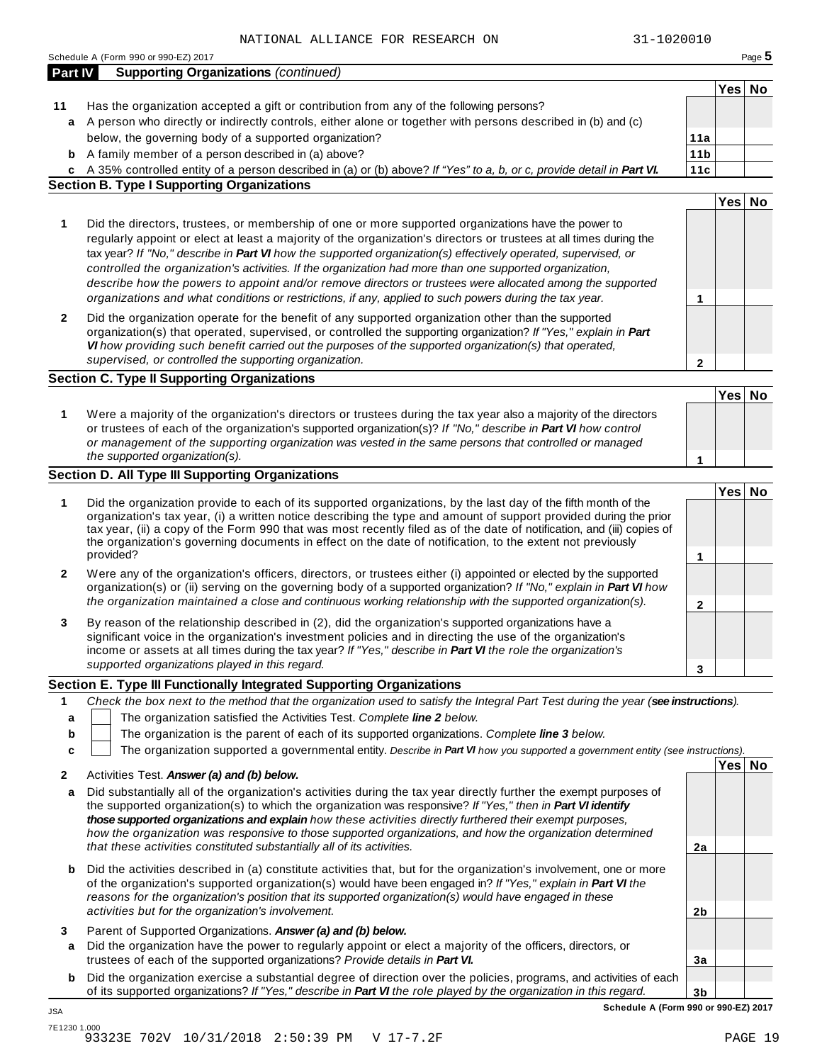NATIONAL ALLIANCE FOR RESEARCH ON 31-1020010

Schedule A (Form 990 or 990-EZ) 2017

## Part IV Supporting Organizations *(continued)*

| | | | Yes | No |
|---|---|---|---|---|
| **11** | Has the organization accepted a gift or contribution from any of the following persons? | | | |
| **a** | A person who directly or indirectly controls, either alone or together with persons described in (b) and (c) below, the governing body of a supported organization? | **11a** | | |
| **b** | A family member of a person described in (a) above? | **11b** | | |
| **c** | A 35% controlled entity of a person described in (a) or (b) above? *If "Yes" to a, b, or c, provide detail in **Part VI.*** | **11c** | | |

### Section B. Type I Supporting Organizations

| | | | Yes | No |
|---|---|---|---|---|
| **1** | Did the directors, trustees, or membership of one or more supported organizations have the power to regularly appoint or elect at least a majority of the organization's directors or trustees at all times during the tax year? *If "No," describe in **Part VI** how the supported organization(s) effectively operated, supervised, or controlled the organization's activities. If the organization had more than one supported organization, describe how the powers to appoint and/or remove directors or trustees were allocated among the supported organizations and what conditions or restrictions, if any, applied to such powers during the tax year.* | **1** | | |
| **2** | Did the organization operate for the benefit of any supported organization other than the supported organization(s) that operated, supervised, or controlled the supporting organization? *If "Yes," explain in **Part VI** how providing such benefit carried out the purposes of the supported organization(s) that operated, supervised, or controlled the supporting organization.* | **2** | | |

### Section C. Type II Supporting Organizations

| | | | Yes | No |
|---|---|---|---|---|
| **1** | Were a majority of the organization's directors or trustees during the tax year also a majority of the directors or trustees of each of the organization's supported organization(s)? *If "No," describe in **Part VI** how control or management of the supporting organization was vested in the same persons that controlled or managed the supported organization(s).* | **1** | | |

### Section D. All Type III Supporting Organizations

| | | | Yes | No |
|---|---|---|---|---|
| **1** | Did the organization provide to each of its supported organizations, by the last day of the fifth month of the organization's tax year, (i) a written notice describing the type and amount of support provided during the prior tax year, (ii) a copy of the Form 990 that was most recently filed as of the date of notification, and (iii) copies of the organization's governing documents in effect on the date of notification, to the extent not previously provided? | **1** | | |
| **2** | Were any of the organization's officers, directors, or trustees either (i) appointed or elected by the supported organization(s) or (ii) serving on the governing body of a supported organization? *If "No," explain in **Part VI** how the organization maintained a close and continuous working relationship with the supported organization(s).* | **2** | | |
| **3** | By reason of the relationship described in (2), did the organization's supported organizations have a significant voice in the organization's investment policies and in directing the use of the organization's income or assets at all times during the tax year? *If "Yes," describe in **Part VI** the role the organization's supported organizations played in this regard.* | **3** | | |

### Section E. Type III Functionally Integrated Supporting Organizations

**1** *Check the box next to the method that the organization used to satisfy the Integral Part Test during the year (**see instructions**).*

- **a** ☐ The organization satisfied the Activities Test. *Complete **line 2** below.*
- **b** ☐ The organization is the parent of each of its supported organizations. *Complete **line 3** below.*
- **c** ☐ The organization supported a governmental entity. *Describe in **Part VI** how you supported a government entity (see instructions).*

| | | | Yes | No |
|---|---|---|---|---|
| **2** | Activities Test. ***Answer (a) and (b) below.*** | | | |
| **a** | Did substantially all of the organization's activities during the tax year directly further the exempt purposes of the supported organization(s) to which the organization was responsive? *If "Yes," then in **Part VI identify those supported organizations and explain** how these activities directly furthered their exempt purposes, how the organization was responsive to those supported organizations, and how the organization determined that these activities constituted substantially all of its activities.* | **2a** | | |
| **b** | Did the activities described in (a) constitute activities that, but for the organization's involvement, one or more of the organization's supported organization(s) would have been engaged in? *If "Yes," explain in **Part VI** the reasons for the organization's position that its supported organization(s) would have engaged in these activities but for the organization's involvement.* | **2b** | | |
| **3** | Parent of Supported Organizations. ***Answer (a) and (b) below.*** | | | |
| **a** | Did the organization have the power to regularly appoint or elect a majority of the officers, directors, or trustees of each of the supported organizations? *Provide details in **Part VI.*** | **3a** | | |
| **b** | Did the organization exercise a substantial degree of direction over the policies, programs, and activities of each of its supported organizations? *If "Yes," describe in **Part VI** the role played by the organization in this regard.* | **3b** | | |

**Schedule A (Form 990 or 990-EZ) 2017**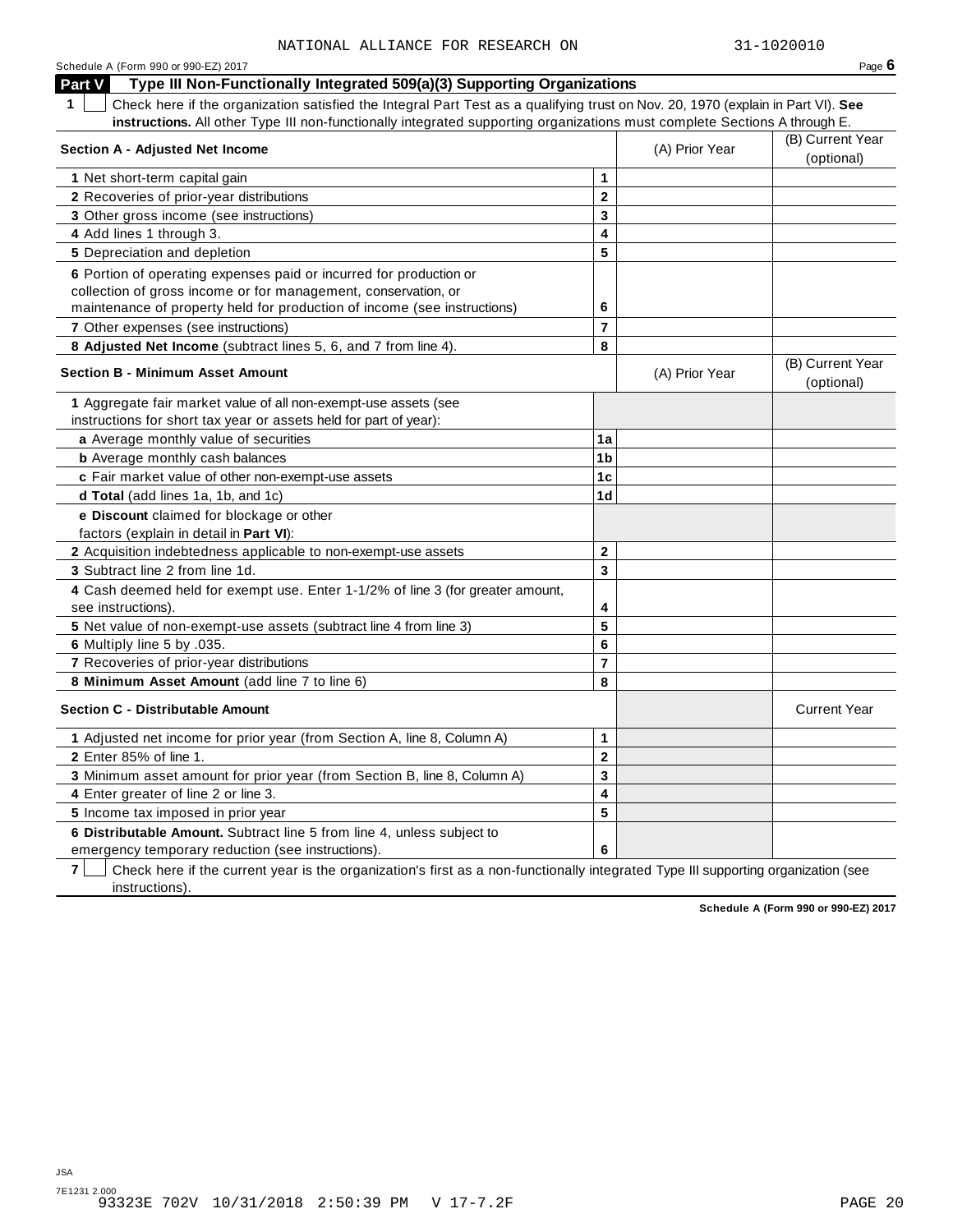NATIONAL ALLIANCE FOR RESEARCH ON 31-1020010

Schedule A (Form 990 or 990-EZ) 2017 Page **6**

## Part V Type III Non-Functionally Integrated 509(a)(3) Supporting Organizations

**1** ☐ Check here if the organization satisfied the Integral Part Test as a qualifying trust on Nov. 20, 1970 (explain in Part VI). **See instructions.** All other Type III non-functionally integrated supporting organizations must complete Sections A through E.

| **Section A - Adjusted Net Income** | | (A) Prior Year | (B) Current Year (optional) |
|---|---|---|---|
| **1** Net short-term capital gain | **1** | | |
| **2** Recoveries of prior-year distributions | **2** | | |
| **3** Other gross income (see instructions) | **3** | | |
| **4** Add lines 1 through 3. | **4** | | |
| **5** Depreciation and depletion | **5** | | |
| **6** Portion of operating expenses paid or incurred for production or collection of gross income or for management, conservation, or maintenance of property held for production of income (see instructions) | **6** | | |
| **7** Other expenses (see instructions) | **7** | | |
| **8 Adjusted Net Income** (subtract lines 5, 6, and 7 from line 4). | **8** | | |

| **Section B - Minimum Asset Amount** | | (A) Prior Year | (B) Current Year (optional) |
|---|---|---|---|
| **1** Aggregate fair market value of all non-exempt-use assets (see instructions for short tax year or assets held for part of year): | | | |
| **a** Average monthly value of securities | **1a** | | |
| **b** Average monthly cash balances | **1b** | | |
| **c** Fair market value of other non-exempt-use assets | **1c** | | |
| **d Total** (add lines 1a, 1b, and 1c) | **1d** | | |
| **e Discount** claimed for blockage or other factors (explain in detail in **Part VI**): | | | |
| **2** Acquisition indebtedness applicable to non-exempt-use assets | **2** | | |
| **3** Subtract line 2 from line 1d. | **3** | | |
| **4** Cash deemed held for exempt use. Enter 1-1/2% of line 3 (for greater amount, see instructions). | **4** | | |
| **5** Net value of non-exempt-use assets (subtract line 4 from line 3) | **5** | | |
| **6** Multiply line 5 by .035. | **6** | | |
| **7** Recoveries of prior-year distributions | **7** | | |
| **8 Minimum Asset Amount** (add line 7 to line 6) | **8** | | |

| **Section C - Distributable Amount** | | | Current Year |
|---|---|---|---|
| **1** Adjusted net income for prior year (from Section A, line 8, Column A) | **1** | | |
| **2** Enter 85% of line 1. | **2** | | |
| **3** Minimum asset amount for prior year (from Section B, line 8, Column A) | **3** | | |
| **4** Enter greater of line 2 or line 3. | **4** | | |
| **5** Income tax imposed in prior year | **5** | | |
| **6 Distributable Amount.** Subtract line 5 from line 4, unless subject to emergency temporary reduction (see instructions). | **6** | | |

**7** ☐ Check here if the current year is the organization's first as a non-functionally integrated Type III supporting organization (see instructions).

**Schedule A (Form 990 or 990-EZ) 2017**

JSA
7E1231 2.000
93323E 702V 10/31/2018 2:50:39 PM V 17-7.2F PAGE 20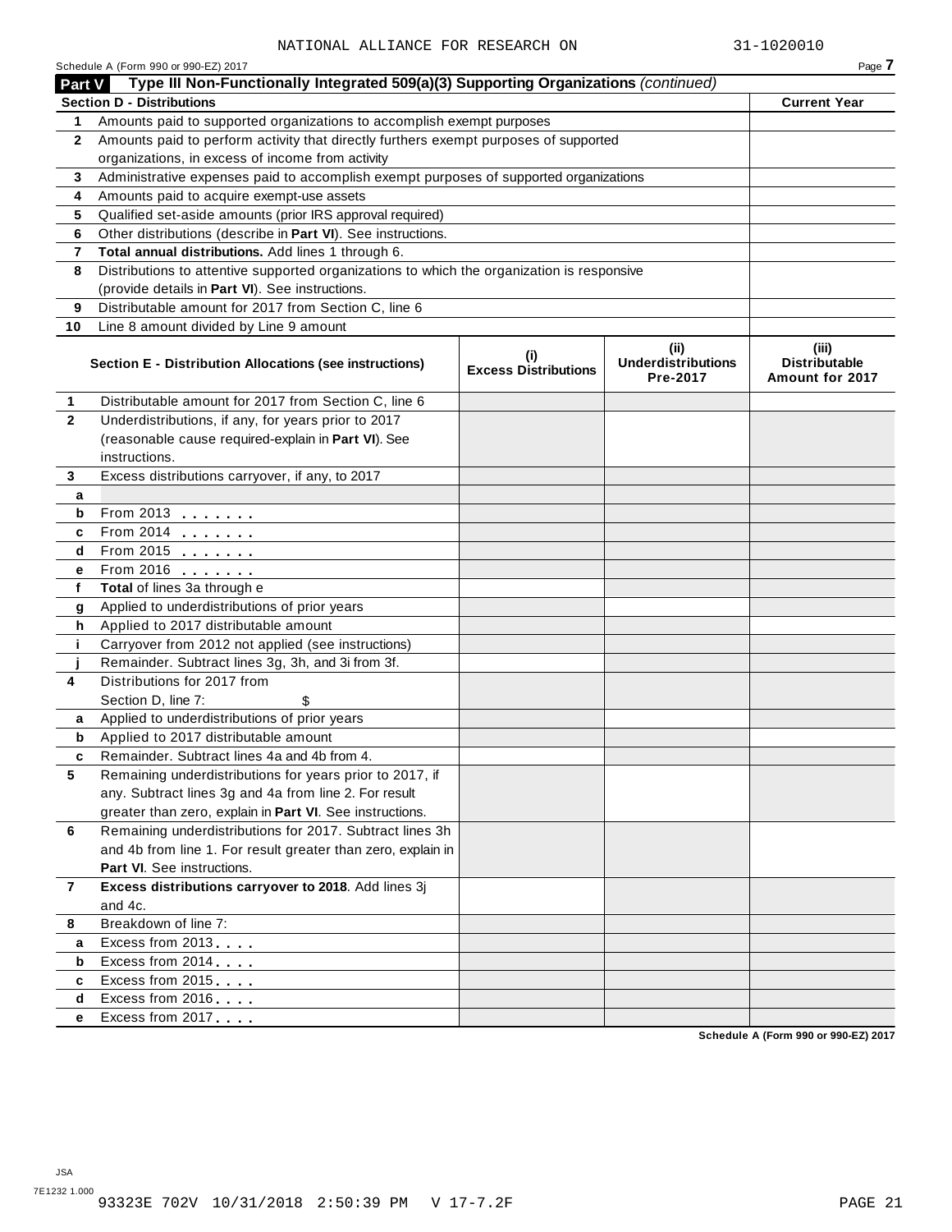NATIONAL ALLIANCE FOR RESEARCH ON 31-1020010

Schedule A (Form 990 or 990-EZ) 2017

**Part V Type III Non-Functionally Integrated 509(a)(3) Supporting Organizations** *(continued)*

| **Section D - Distributions** | | **Current Year** |
|---|---|---|
| 1 | Amounts paid to supported organizations to accomplish exempt purposes | |
| 2 | Amounts paid to perform activity that directly furthers exempt purposes of supported organizations, in excess of income from activity | |
| 3 | Administrative expenses paid to accomplish exempt purposes of supported organizations | |
| 4 | Amounts paid to acquire exempt-use assets | |
| 5 | Qualified set-aside amounts (prior IRS approval required) | |
| 6 | Other distributions (describe in **Part VI**). See instructions. | |
| 7 | **Total annual distributions.** Add lines 1 through 6. | |
| 8 | Distributions to attentive supported organizations to which the organization is responsive (provide details in **Part VI**). See instructions. | |
| 9 | Distributable amount for 2017 from Section C, line 6 | |
| 10 | Line 8 amount divided by Line 9 amount | |

| | **Section E - Distribution Allocations (see instructions)** | **(i) Excess Distributions** | **(ii) Underdistributions Pre-2017** | **(iii) Distributable Amount for 2017** |
|---|---|---|---|---|
| 1 | Distributable amount for 2017 from Section C, line 6 | | | |
| 2 | Underdistributions, if any, for years prior to 2017 (reasonable cause required-explain in **Part VI**). See instructions. | | | |
| 3 | Excess distributions carryover, if any, to 2017 | | | |
| a | | | | |
| b | From 2013 | | | |
| c | From 2014 | | | |
| d | From 2015 | | | |
| e | From 2016 | | | |
| f | **Total** of lines 3a through e | | | |
| g | Applied to underdistributions of prior years | | | |
| h | Applied to 2017 distributable amount | | | |
| i | Carryover from 2012 not applied (see instructions) | | | |
| j | Remainder. Subtract lines 3g, 3h, and 3i from 3f. | | | |
| 4 | Distributions for 2017 from Section D, line 7: $ | | | |
| a | Applied to underdistributions of prior years | | | |
| b | Applied to 2017 distributable amount | | | |
| c | Remainder. Subtract lines 4a and 4b from 4. | | | |
| 5 | Remaining underdistributions for years prior to 2017, if any. Subtract lines 3g and 4a from line 2. For result greater than zero, explain in **Part VI**. See instructions. | | | |
| 6 | Remaining underdistributions for 2017. Subtract lines 3h and 4b from line 1. For result greater than zero, explain in **Part VI**. See instructions. | | | |
| 7 | **Excess distributions carryover to 2018**. Add lines 3j and 4c. | | | |
| 8 | Breakdown of line 7: | | | |
| a | Excess from 2013 | | | |
| b | Excess from 2014 | | | |
| c | Excess from 2015 | | | |
| d | Excess from 2016 | | | |
| e | Excess from 2017 | | | |

Schedule A (Form 990 or 990-EZ) 2017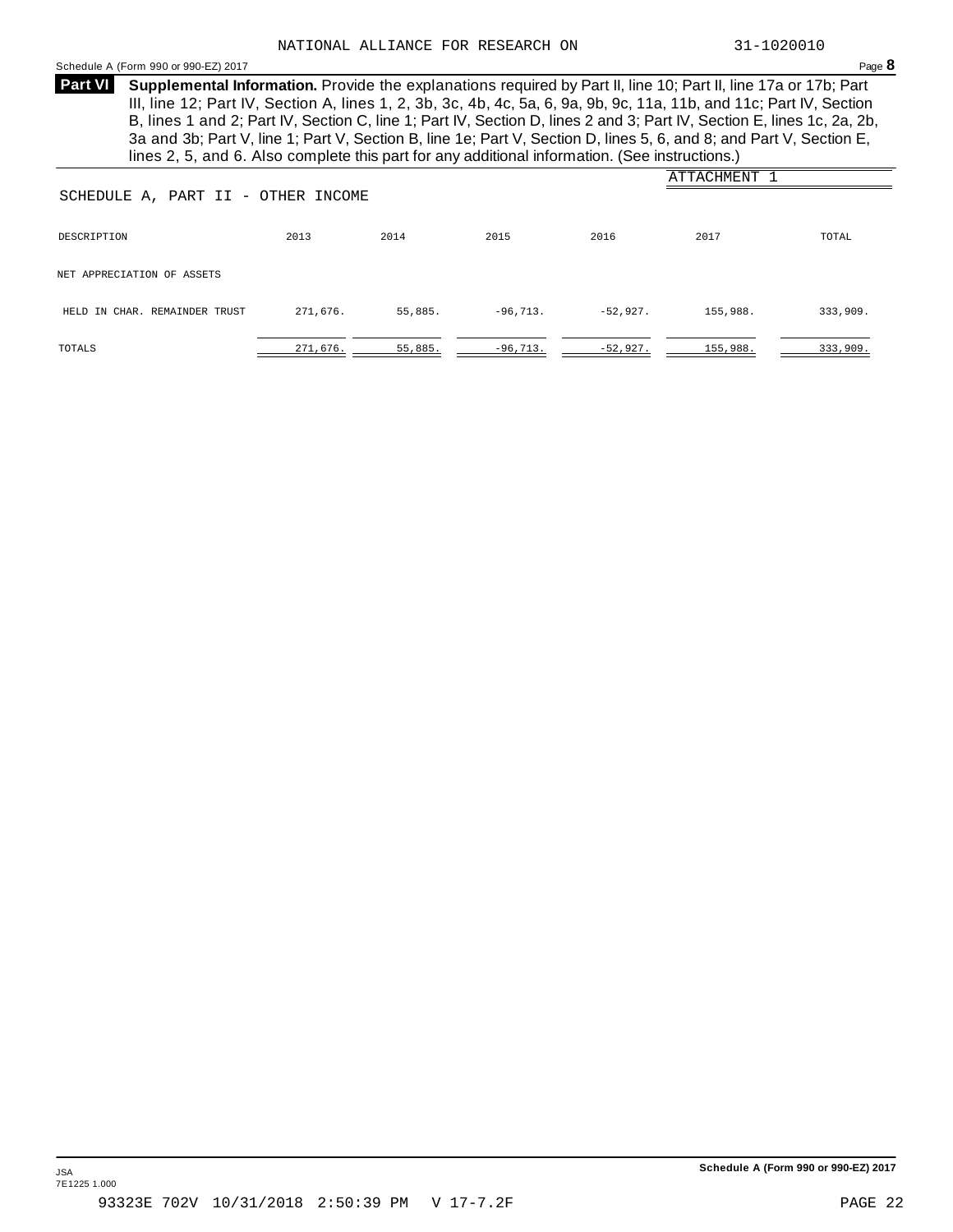NATIONAL ALLIANCE FOR RESEARCH ON 31-1020010

Schedule A (Form 990 or 990-EZ) 2017

**Part VI** **Supplemental Information.** Provide the explanations required by Part II, line 10; Part II, line 17a or 17b; Part III, line 12; Part IV, Section A, lines 1, 2, 3b, 3c, 4b, 4c, 5a, 6, 9a, 9b, 9c, 11a, 11b, and 11c; Part IV, Section B, lines 1 and 2; Part IV, Section C, line 1; Part IV, Section D, lines 2 and 3; Part IV, Section E, lines 1c, 2a, 2b, 3a and 3b; Part V, line 1; Part V, Section B, line 1e; Part V, Section D, lines 5, 6, and 8; and Part V, Section E, lines 2, 5, and 6. Also complete this part for any additional information. (See instructions.)

ATTACHMENT 1

SCHEDULE A, PART II - OTHER INCOME

| DESCRIPTION | 2013 | 2014 | 2015 | 2016 | 2017 | TOTAL |
|---|---|---|---|---|---|---|
| NET APPRECIATION OF ASSETS | | | | | | |
| HELD IN CHAR. REMAINDER TRUST | 271,676. | 55,885. | -96,713. | -52,927. | 155,988. | 333,909. |
| TOTALS | 271,676. | 55,885. | -96,713. | -52,927. | 155,988. | 333,909. |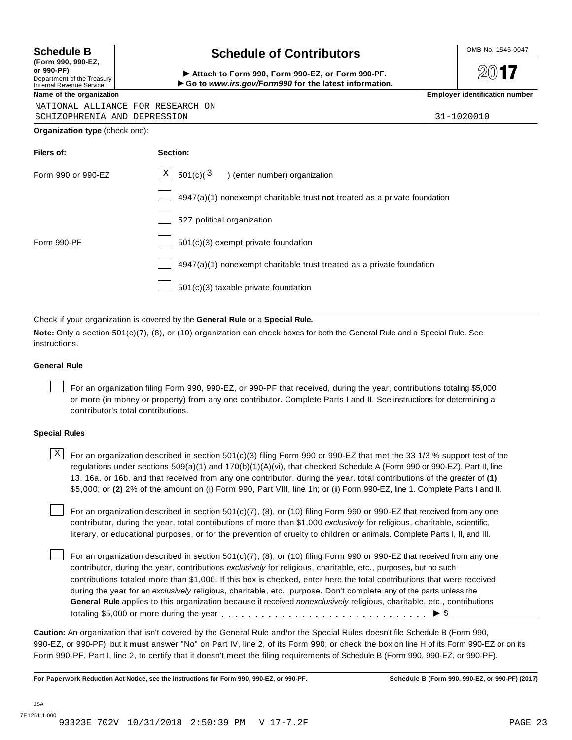**Schedule B**
**(Form 990, 990-EZ, or 990-PF)**
Department of the Treasury
Internal Revenue Service

# Schedule of Contributors

▶ **Attach to Form 990, Form 990-EZ, or Form 990-PF.**
▶ **Go to *www.irs.gov/Form990* for the latest information.**

OMB No. 1545-0047

**2017**

| Name of the organization | Employer identification number |
|---|---|
| NATIONAL ALLIANCE FOR RESEARCH ON SCHIZOPHRENIA AND DEPRESSION | 31-1020010 |

**Organization type** (check one):

| Filers of: | Section: |
|---|---|
| Form 990 or 990-EZ | [X] 501(c)( 3 ) (enter number) organization |
| | [ ] 4947(a)(1) nonexempt charitable trust **not** treated as a private foundation |
| | [ ] 527 political organization |
| Form 990-PF | [ ] 501(c)(3) exempt private foundation |
| | [ ] 4947(a)(1) nonexempt charitable trust treated as a private foundation |
| | [ ] 501(c)(3) taxable private foundation |

Check if your organization is covered by the **General Rule** or a **Special Rule.**

**Note:** Only a section 501(c)(7), (8), or (10) organization can check boxes for both the General Rule and a Special Rule. See instructions.

### General Rule

[ ] For an organization filing Form 990, 990-EZ, or 990-PF that received, during the year, contributions totaling $5,000 or more (in money or property) from any one contributor. Complete Parts I and II. See instructions for determining a contributor's total contributions.

### Special Rules

[X] For an organization described in section 501(c)(3) filing Form 990 or 990-EZ that met the 33 1/3 % support test of the regulations under sections 509(a)(1) and 170(b)(1)(A)(vi), that checked Schedule A (Form 990 or 990-EZ), Part II, line 13, 16a, or 16b, and that received from any one contributor, during the year, total contributions of the greater of **(1)** $5,000; or **(2)** 2% of the amount on (i) Form 990, Part VIII, line 1h; or (ii) Form 990-EZ, line 1. Complete Parts I and II.

[ ] For an organization described in section 501(c)(7), (8), or (10) filing Form 990 or 990-EZ that received from any one contributor, during the year, total contributions of more than $1,000 *exclusively* for religious, charitable, scientific, literary, or educational purposes, or for the prevention of cruelty to children or animals. Complete Parts I, II, and III.

[ ] For an organization described in section 501(c)(7), (8), or (10) filing Form 990 or 990-EZ that received from any one contributor, during the year, contributions *exclusively* for religious, charitable, etc., purposes, but no such contributions totaled more than $1,000. If this box is checked, enter here the total contributions that were received during the year for an *exclusively* religious, charitable, etc., purpose. Don't complete any of the parts unless the **General Rule** applies to this organization because it received *nonexclusively* religious, charitable, etc., contributions totaling $5,000 or more during the year . . . . . . . . . . . . . . . . . . . . . . . . . . . . . ▶ $ ______________

**Caution:** An organization that isn't covered by the General Rule and/or the Special Rules doesn't file Schedule B (Form 990, 990-EZ, or 990-PF), but it **must** answer "No" on Part IV, line 2, of its Form 990; or check the box on line H of its Form 990-EZ or on its Form 990-PF, Part I, line 2, to certify that it doesn't meet the filing requirements of Schedule B (Form 990, 990-EZ, or 990-PF).

**For Paperwork Reduction Act Notice, see the instructions for Form 990, 990-EZ, or 990-PF.** **Schedule B (Form 990, 990-EZ, or 990-PF) (2017)**

JSA
7E1251 1.000
93323E 702V 10/31/2018 2:50:39 PM V 17-7.2F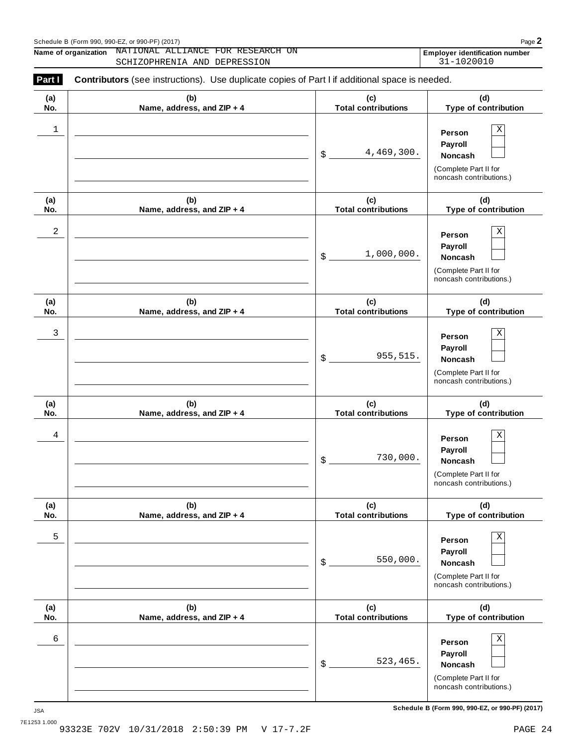Name of organization NATIONAL ALLIANCE FOR RESEARCH ON SCHIZOPHRENIA AND DEPRESSION

Employer identification number 31-1020010

**Part I** **Contributors** (see instructions). Use duplicate copies of Part I if additional space is needed.

| (a) No. | (b) Name, address, and ZIP + 4 | (c) Total contributions | (d) Type of contribution |
|---|---|---|---|
| 1 | | $ 4,469,300. | Person X<br>Payroll<br>Noncash<br>(Complete Part II for noncash contributions.) |
| 2 | | $ 1,000,000. | Person X<br>Payroll<br>Noncash<br>(Complete Part II for noncash contributions.) |
| 3 | | $ 955,515. | Person X<br>Payroll<br>Noncash<br>(Complete Part II for noncash contributions.) |
| 4 | | $ 730,000. | Person X<br>Payroll<br>Noncash<br>(Complete Part II for noncash contributions.) |
| 5 | | $ 550,000. | Person X<br>Payroll<br>Noncash<br>(Complete Part II for noncash contributions.) |
| 6 | | $ 523,465. | Person X<br>Payroll<br>Noncash<br>(Complete Part II for noncash contributions.) |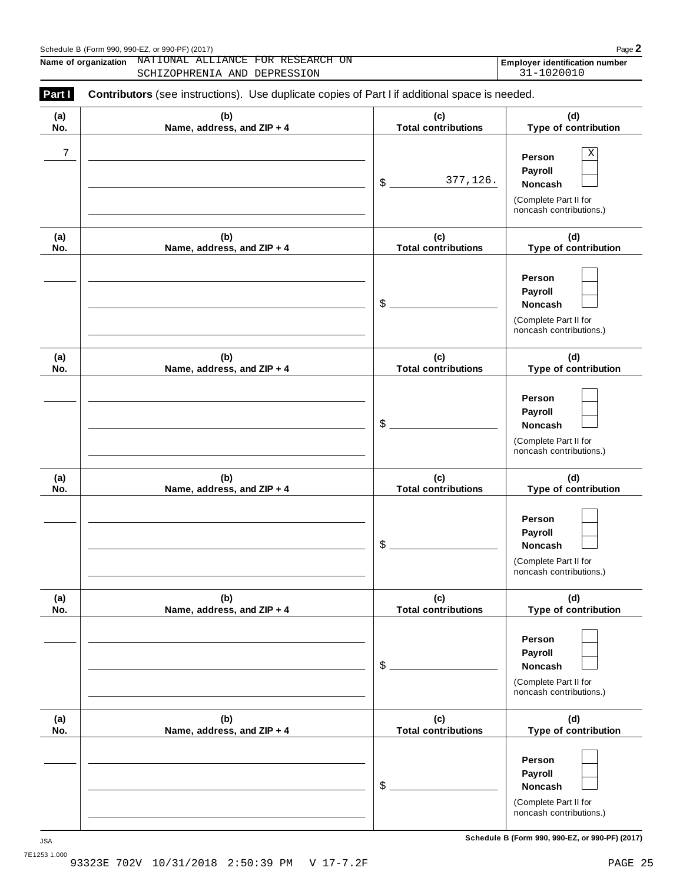Name of organization NATIONAL ALLIANCE FOR RESEARCH ON SCHIZOPHRENIA AND DEPRESSION

Employer identification number 31-1020010

**Part I** **Contributors** (see instructions). Use duplicate copies of Part I if additional space is needed.

| (a) No. | (b) Name, address, and ZIP + 4 | (c) Total contributions | (d) Type of contribution |
|---|---|---|---|
| 7 | | $ 377,126. | Person X<br>Payroll<br>Noncash<br>(Complete Part II for noncash contributions.) |
| | | $ | Person<br>Payroll<br>Noncash<br>(Complete Part II for noncash contributions.) |
| | | $ | Person<br>Payroll<br>Noncash<br>(Complete Part II for noncash contributions.) |
| | | $ | Person<br>Payroll<br>Noncash<br>(Complete Part II for noncash contributions.) |
| | | $ | Person<br>Payroll<br>Noncash<br>(Complete Part II for noncash contributions.) |
| | | $ | Person<br>Payroll<br>Noncash<br>(Complete Part II for noncash contributions.) |

Schedule B (Form 990, 990-EZ, or 990-PF) (2017)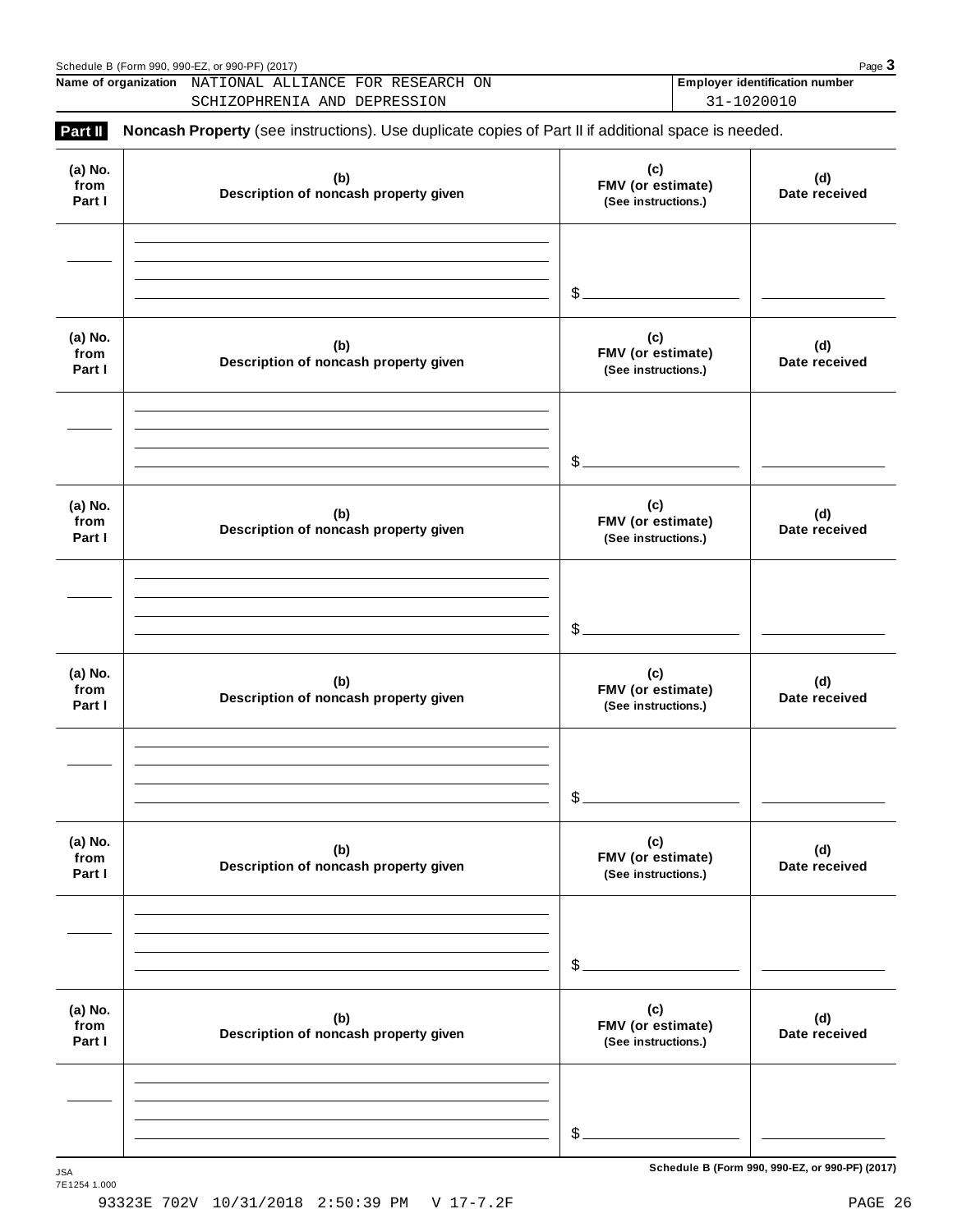Schedule B (Form 990, 990-EZ, or 990-PF) (2017)

**Name of organization** NATIONAL ALLIANCE FOR RESEARCH ON SCHIZOPHRENIA AND DEPRESSION

**Employer identification number** 31-1020010

**Part II** **Noncash Property** (see instructions). Use duplicate copies of Part II if additional space is needed.

| (a) No. from Part I | (b) Description of noncash property given | (c) FMV (or estimate) (See instructions.) | (d) Date received |
|---|---|---|---|
| | | $ | |

| (a) No. from Part I | (b) Description of noncash property given | (c) FMV (or estimate) (See instructions.) | (d) Date received |
|---|---|---|---|
| | | $ | |

| (a) No. from Part I | (b) Description of noncash property given | (c) FMV (or estimate) (See instructions.) | (d) Date received |
|---|---|---|---|
| | | $ | |

| (a) No. from Part I | (b) Description of noncash property given | (c) FMV (or estimate) (See instructions.) | (d) Date received |
|---|---|---|---|
| | | $ | |

| (a) No. from Part I | (b) Description of noncash property given | (c) FMV (or estimate) (See instructions.) | (d) Date received |
|---|---|---|---|
| | | $ | |

| (a) No. from Part I | (b) Description of noncash property given | (c) FMV (or estimate) (See instructions.) | (d) Date received |
|---|---|---|---|
| | | $ | |

JSA
7E1254 1.000

93323E 702V 10/31/2018 2:50:39 PM V 17-7.2F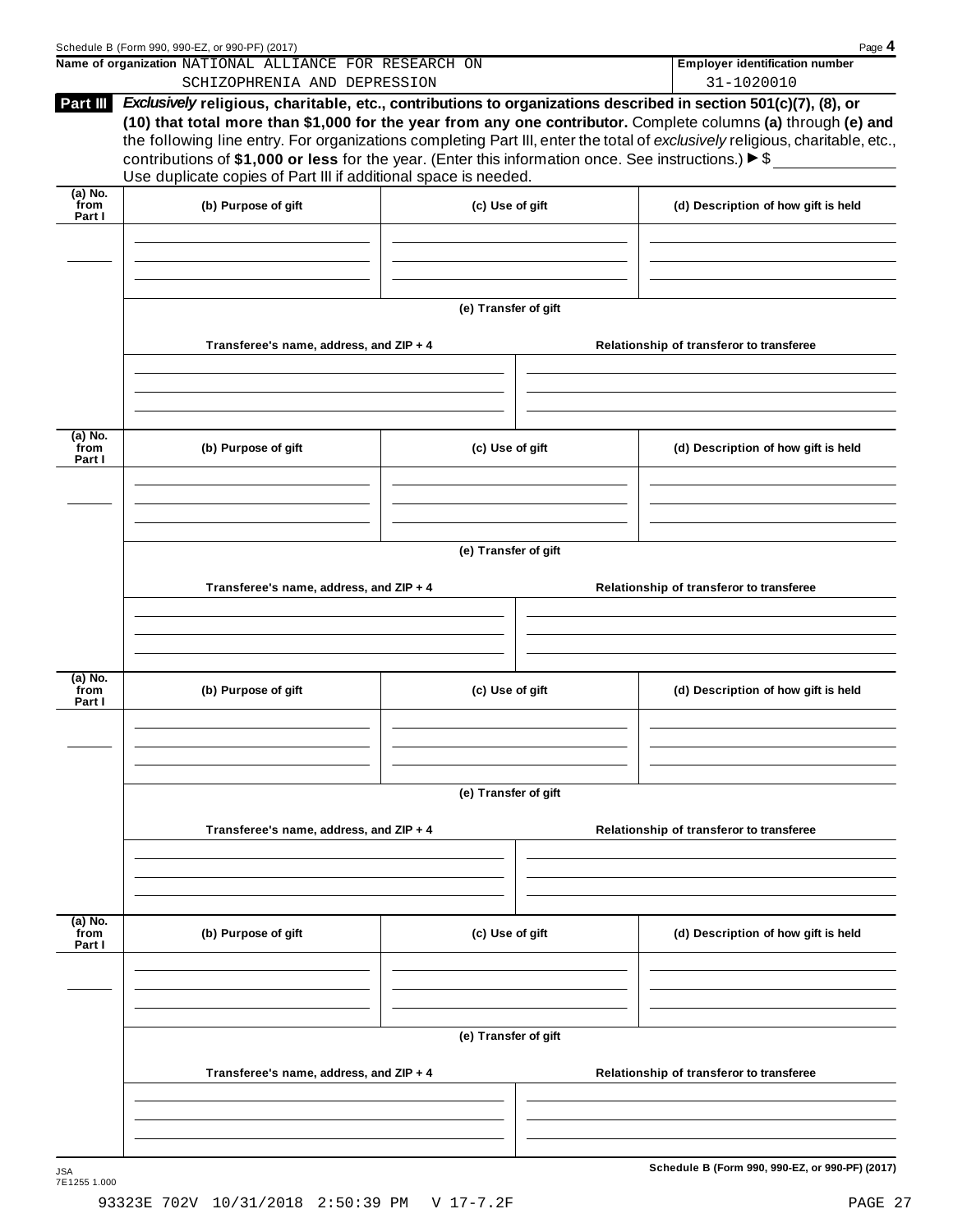Schedule B (Form 990, 990-EZ, or 990-PF) (2017)

**Name of organization** NATIONAL ALLIANCE FOR RESEARCH ON SCHIZOPHRENIA AND DEPRESSION

**Employer identification number** 31-1020010

**Part III** ***Exclusively*** **religious, charitable, etc., contributions to organizations described in section 501(c)(7), (8), or (10) that total more than $1,000 for the year from any one contributor.** Complete columns **(a)** through **(e)** and the following line entry. For organizations completing Part III, enter the total of *exclusively* religious, charitable, etc., contributions of **$1,000 or less** for the year. (Enter this information once. See instructions.) ▶ $ ____________

Use duplicate copies of Part III if additional space is needed.

| (a) No. from Part I | (b) Purpose of gift | (c) Use of gift | (d) Description of how gift is held |
|---|---|---|---|
| | | | |

**(e) Transfer of gift**

| Transferee's name, address, and ZIP + 4 | Relationship of transferor to transferee |
|---|---|
| | |

| (a) No. from Part I | (b) Purpose of gift | (c) Use of gift | (d) Description of how gift is held |
|---|---|---|---|
| | | | |

**(e) Transfer of gift**

| Transferee's name, address, and ZIP + 4 | Relationship of transferor to transferee |
|---|---|
| | |

| (a) No. from Part I | (b) Purpose of gift | (c) Use of gift | (d) Description of how gift is held |
|---|---|---|---|
| | | | |

**(e) Transfer of gift**

| Transferee's name, address, and ZIP + 4 | Relationship of transferor to transferee |
|---|---|
| | |

| (a) No. from Part I | (b) Purpose of gift | (c) Use of gift | (d) Description of how gift is held |
|---|---|---|---|
| | | | |

**(e) Transfer of gift**

| Transferee's name, address, and ZIP + 4 | Relationship of transferor to transferee |
|---|---|
| | |

JSA 7E1255 1.000

**Schedule B (Form 990, 990-EZ, or 990-PF) (2017)**

93323E 702V 10/31/2018 2:50:39 PM V 17-7.2F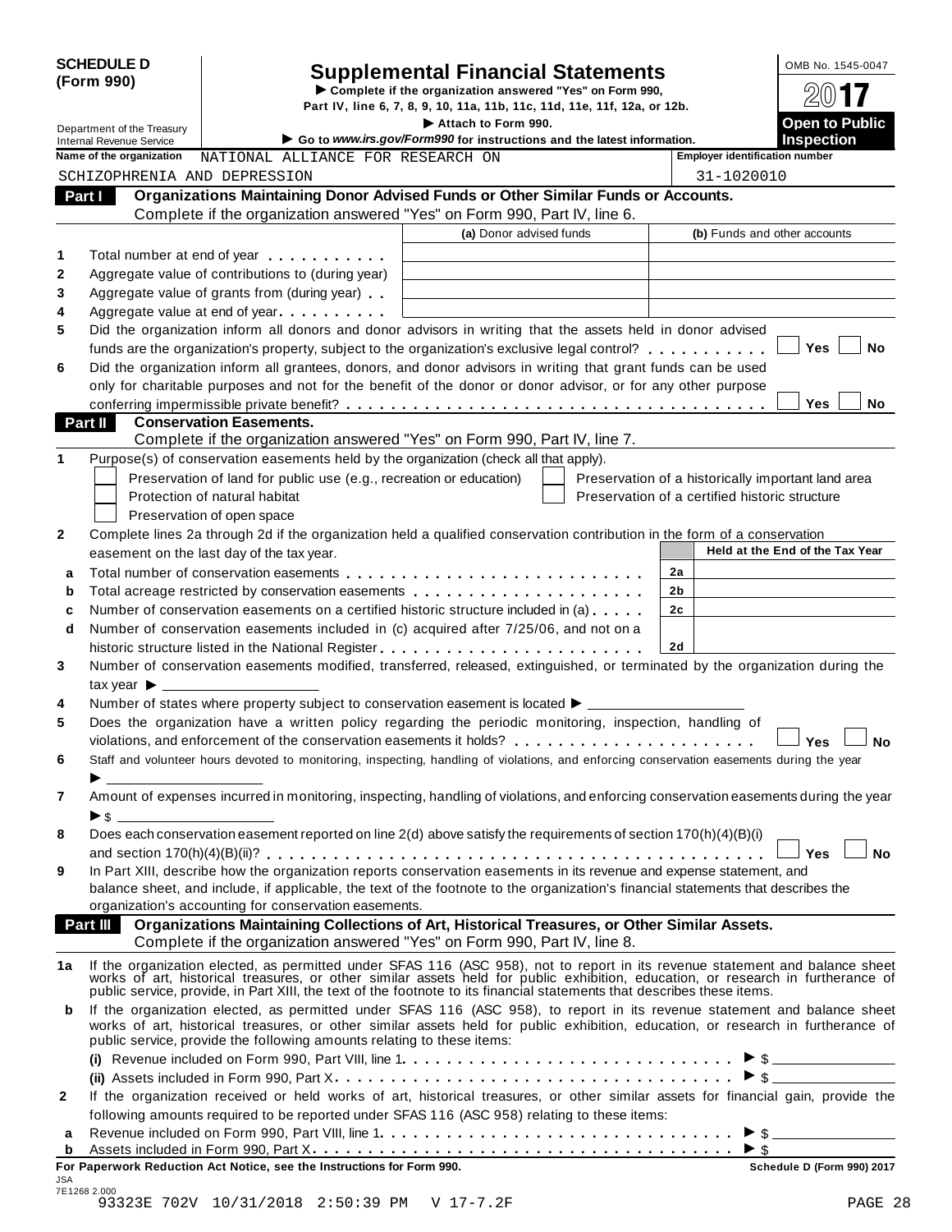**SCHEDULE D (Form 990)**

# Supplemental Financial Statements

▶ Complete if the organization answered "Yes" on Form 990, Part IV, line 6, 7, 8, 9, 10, 11a, 11b, 11c, 11d, 11e, 11f, 12a, or 12b.

▶ Attach to Form 990.

▶ Go to *www.irs.gov/Form990* for instructions and the latest information.

Department of the Treasury
Internal Revenue Service

OMB No. 1545-0047

2017

**Open to Public Inspection**

**Name of the organization:** NATIONAL ALLIANCE FOR RESEARCH ON SCHIZOPHRENIA AND DEPRESSION

**Employer identification number:** 31-1020010

## Part I Organizations Maintaining Donor Advised Funds or Other Similar Funds or Accounts.

Complete if the organization answered "Yes" on Form 990, Part IV, line 6.

| | | (a) Donor advised funds | (b) Funds and other accounts |
|---|---|---|---|
| 1 | Total number at end of year | | |
| 2 | Aggregate value of contributions to (during year) | | |
| 3 | Aggregate value of grants from (during year) | | |
| 4 | Aggregate value at end of year | | |

5 Did the organization inform all donors and donor advisors in writing that the assets held in donor advised funds are the organization's property, subject to the organization's exclusive legal control? ☐ Yes ☐ No

6 Did the organization inform all grantees, donors, and donor advisors in writing that grant funds can be used only for charitable purposes and not for the benefit of the donor or donor advisor, or for any other purpose conferring impermissible private benefit? ☐ Yes ☐ No

## Part II Conservation Easements.

Complete if the organization answered "Yes" on Form 990, Part IV, line 7.

1 Purpose(s) of conservation easements held by the organization (check all that apply).

☐ Preservation of land for public use (e.g., recreation or education)
☐ Protection of natural habitat
☐ Preservation of open space
☐ Preservation of a historically important land area
☐ Preservation of a certified historic structure

2 Complete lines 2a through 2d if the organization held a qualified conservation contribution in the form of a conservation easement on the last day of the tax year.

| | | | Held at the End of the Tax Year |
|---|---|---|---|
| a | Total number of conservation easements | 2a | |
| b | Total acreage restricted by conservation easements | 2b | |
| c | Number of conservation easements on a certified historic structure included in (a) | 2c | |
| d | Number of conservation easements included in (c) acquired after 7/25/06, and not on a historic structure listed in the National Register | 2d | |

3 Number of conservation easements modified, transferred, released, extinguished, or terminated by the organization during the tax year ▶ ____________

4 Number of states where property subject to conservation easement is located ▶ ____________

5 Does the organization have a written policy regarding the periodic monitoring, inspection, handling of violations, and enforcement of the conservation easements it holds? ☐ Yes ☐ No

6 Staff and volunteer hours devoted to monitoring, inspecting, handling of violations, and enforcing conservation easements during the year ▶ ____________

7 Amount of expenses incurred in monitoring, inspecting, handling of violations, and enforcing conservation easements during the year ▶ $ ____________

8 Does each conservation easement reported on line 2(d) above satisfy the requirements of section 170(h)(4)(B)(i) and section 170(h)(4)(B)(ii)? ☐ Yes ☐ No

9 In Part XIII, describe how the organization reports conservation easements in its revenue and expense statement, and balance sheet, and include, if applicable, the text of the footnote to the organization's financial statements that describes the organization's accounting for conservation easements.

## Part III Organizations Maintaining Collections of Art, Historical Treasures, or Other Similar Assets.

Complete if the organization answered "Yes" on Form 990, Part IV, line 8.

1a If the organization elected, as permitted under SFAS 116 (ASC 958), not to report in its revenue statement and balance sheet works of art, historical treasures, or other similar assets held for public exhibition, education, or research in furtherance of public service, provide, in Part XIII, the text of the footnote to its financial statements that describes these items.

b If the organization elected, as permitted under SFAS 116 (ASC 958), to report in its revenue statement and balance sheet works of art, historical treasures, or other similar assets held for public exhibition, education, or research in furtherance of public service, provide the following amounts relating to these items:

(i) Revenue included on Form 990, Part VIII, line 1 ▶ $ ____________

(ii) Assets included in Form 990, Part X ▶ $ ____________

2 If the organization received or held works of art, historical treasures, or other similar assets for financial gain, provide the following amounts required to be reported under SFAS 116 (ASC 958) relating to these items:

a Revenue included on Form 990, Part VIII, line 1 ▶ $ ____________

b Assets included in Form 990, Part X ▶ $ ____________

**For Paperwork Reduction Act Notice, see the Instructions for Form 990.** **Schedule D (Form 990) 2017**

JSA
7E1268 2.000
93323E 702V 10/31/2018 2:50:39 PM V 17-7.2F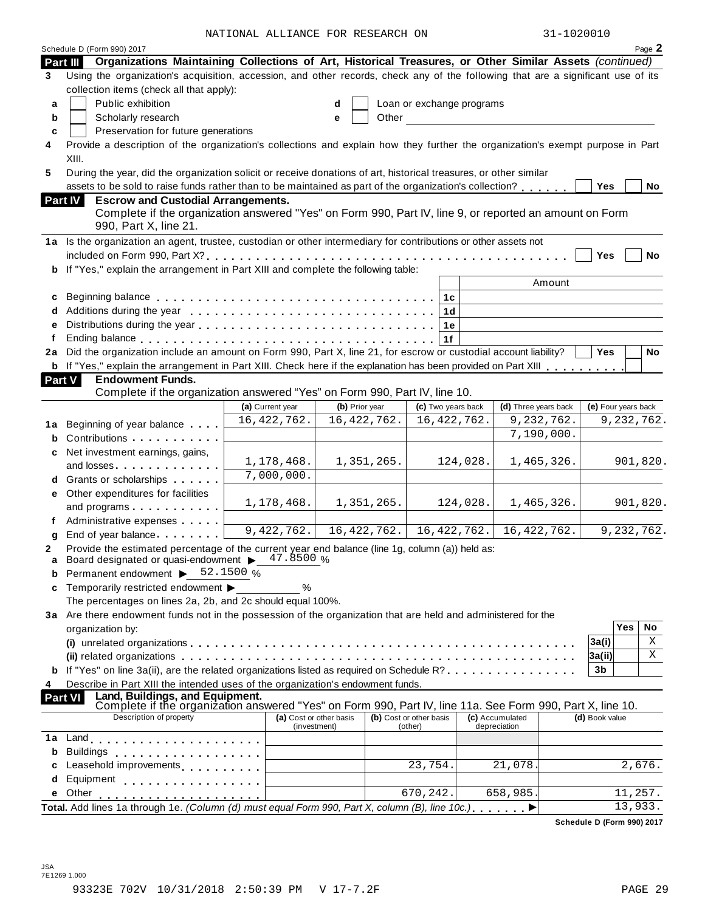NATIONAL ALLIANCE FOR RESEARCH ON 31-1020010

Schedule D (Form 990) 2017 Page 2

**Part III — Organizations Maintaining Collections of Art, Historical Treasures, or Other Similar Assets** *(continued)*

**3** Using the organization's acquisition, accession, and other records, check any of the following that are a significant use of its collection items (check all that apply):

- **a** ☐ Public exhibition
- **b** ☐ Scholarly research
- **c** ☐ Preservation for future generations
- **d** ☐ Loan or exchange programs
- **e** ☐ Other

**4** Provide a description of the organization's collections and explain how they further the organization's exempt purpose in Part XIII.

**5** During the year, did the organization solicit or receive donations of art, historical treasures, or other similar assets to be sold to raise funds rather than to be maintained as part of the organization's collection? ☐ Yes ☐ No

**Part IV — Escrow and Custodial Arrangements.**
Complete if the organization answered "Yes" on Form 990, Part IV, line 9, or reported an amount on Form 990, Part X, line 21.

**1a** Is the organization an agent, trustee, custodian or other intermediary for contributions or other assets not included on Form 990, Part X? ☐ Yes ☐ No

**b** If "Yes," explain the arrangement in Part XIII and complete the following table:

| | | | Amount |
|---|---|---|---|
| **c** | Beginning balance | 1c | |
| **d** | Additions during the year | 1d | |
| **e** | Distributions during the year | 1e | |
| **f** | Ending balance | 1f | |

**2a** Did the organization include an amount on Form 990, Part X, line 21, for escrow or custodial account liability? ☐ Yes ☐ No

**b** If "Yes," explain the arrangement in Part XIII. Check here if the explanation has been provided on Part XIII ☐

**Part V — Endowment Funds.**
Complete if the organization answered "Yes" on Form 990, Part IV, line 10.

| | | (a) Current year | (b) Prior year | (c) Two years back | (d) Three years back | (e) Four years back |
|---|---|---|---|---|---|---|
| **1a** | Beginning of year balance | 16,422,762. | 16,422,762. | 16,422,762. | 9,232,762. | 9,232,762. |
| **b** | Contributions | | | | 7,190,000. | |
| **c** | Net investment earnings, gains, and losses | 1,178,468. | 1,351,265. | 124,028. | 1,465,326. | 901,820. |
| **d** | Grants or scholarships | 7,000,000. | | | | |
| **e** | Other expenditures for facilities and programs | 1,178,468. | 1,351,265. | 124,028. | 1,465,326. | 901,820. |
| **f** | Administrative expenses | | | | | |
| **g** | End of year balance | 9,422,762. | 16,422,762. | 16,422,762. | 16,422,762. | 9,232,762. |

**2** Provide the estimated percentage of the current year end balance (line 1g, column (a)) held as:

- **a** Board designated or quasi-endowment ▶ 47.8500 %
- **b** Permanent endowment ▶ 52.1500 %
- **c** Temporarily restricted endowment ▶ ______ %

The percentages on lines 2a, 2b, and 2c should equal 100%.

**3a** Are there endowment funds not in the possession of the organization that are held and administered for the organization by:

| | | | Yes | No |
|---|---|---|---|---|
| **(i)** | unrelated organizations | 3a(i) | | X |
| **(ii)** | related organizations | 3a(ii) | | X |
| **b** | If "Yes" on line 3a(ii), are the related organizations listed as required on Schedule R? | 3b | | |

**4** Describe in Part XIII the intended uses of the organization's endowment funds.

**Part VI — Land, Buildings, and Equipment.**
Complete if the organization answered "Yes" on Form 990, Part IV, line 11a. See Form 990, Part X, line 10.

| | Description of property | (a) Cost or other basis (investment) | (b) Cost or other basis (other) | (c) Accumulated depreciation | (d) Book value |
|---|---|---|---|---|---|
| **1a** | Land | | | | |
| **b** | Buildings | | | | |
| **c** | Leasehold improvements | | 23,754. | 21,078. | 2,676. |
| **d** | Equipment | | | | |
| **e** | Other | | 670,242. | 658,985. | 11,257. |
| **Total.** | Add lines 1a through 1e. *(Column (d) must equal Form 990, Part X, column (B), line 10c.)* ▶ | | | | 13,933. |

**Schedule D (Form 990) 2017**

JSA
7E1269 1.000

93323E 702V 10/31/2018 2:50:39 PM V 17-7.2F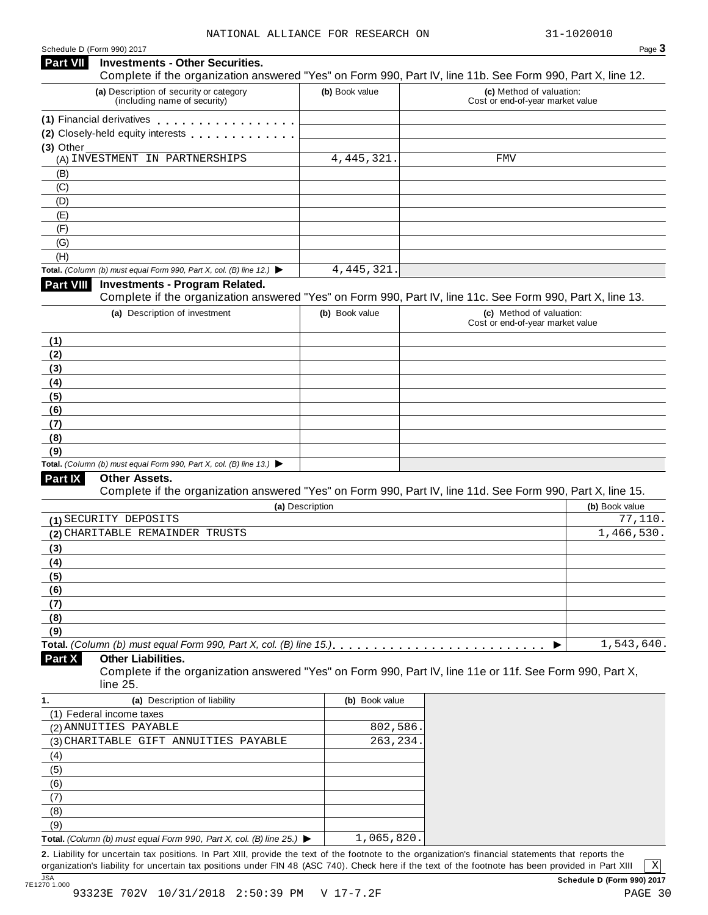NATIONAL ALLIANCE FOR RESEARCH ON 31-1020010

Schedule D (Form 990) 2017

## Part VII Investments - Other Securities.

Complete if the organization answered "Yes" on Form 990, Part IV, line 11b. See Form 990, Part X, line 12.

| (a) Description of security or category (including name of security) | (b) Book value | (c) Method of valuation: Cost or end-of-year market value |
|---|---|---|
| (1) Financial derivatives | | |
| (2) Closely-held equity interests | | |
| (3) Other | | |
| (A) INVESTMENT IN PARTNERSHIPS | 4,445,321. | FMV |
| (B) | | |
| (C) | | |
| (D) | | |
| (E) | | |
| (F) | | |
| (G) | | |
| (H) | | |
| **Total.** *(Column (b) must equal Form 990, Part X, col. (B) line 12.)* ▶ | 4,445,321. | |

## Part VIII Investments - Program Related.

Complete if the organization answered "Yes" on Form 990, Part IV, line 11c. See Form 990, Part X, line 13.

| (a) Description of investment | (b) Book value | (c) Method of valuation: Cost or end-of-year market value |
|---|---|---|
| (1) | | |
| (2) | | |
| (3) | | |
| (4) | | |
| (5) | | |
| (6) | | |
| (7) | | |
| (8) | | |
| (9) | | |
| **Total.** *(Column (b) must equal Form 990, Part X, col. (B) line 13.)* ▶ | | |

## Part IX Other Assets.

Complete if the organization answered "Yes" on Form 990, Part IV, line 11d. See Form 990, Part X, line 15.

| (a) Description | (b) Book value |
|---|---|
| (1) SECURITY DEPOSITS | 77,110. |
| (2) CHARITABLE REMAINDER TRUSTS | 1,466,530. |
| (3) | |
| (4) | |
| (5) | |
| (6) | |
| (7) | |
| (8) | |
| (9) | |
| **Total.** *(Column (b) must equal Form 990, Part X, col. (B) line 15.)* ▶ | 1,543,640. |

## Part X Other Liabilities.

Complete if the organization answered "Yes" on Form 990, Part IV, line 11e or 11f. See Form 990, Part X, line 25.

| 1. (a) Description of liability | (b) Book value |
|---|---|
| (1) Federal income taxes | |
| (2) ANNUITIES PAYABLE | 802,586. |
| (3) CHARITABLE GIFT ANNUITIES PAYABLE | 263,234. |
| (4) | |
| (5) | |
| (6) | |
| (7) | |
| (8) | |
| (9) | |
| **Total.** *(Column (b) must equal Form 990, Part X, col. (B) line 25.)* ▶ | 1,065,820. |

**2.** Liability for uncertain tax positions. In Part XIII, provide the text of the footnote to the organization's financial statements that reports the organization's liability for uncertain tax positions under FIN 48 (ASC 740). Check here if the text of the footnote has been provided in Part XIII [X]

Schedule D (Form 990) 2017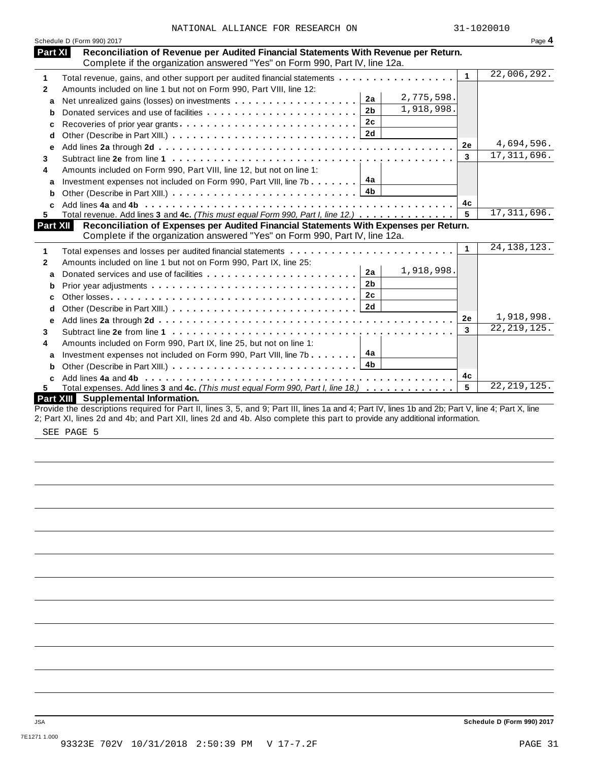NATIONAL ALLIANCE FOR RESEARCH ON 31-1020010

Schedule D (Form 990) 2017 Page 4

## Part XI Reconciliation of Revenue per Audited Financial Statements With Revenue per Return.

Complete if the organization answered "Yes" on Form 990, Part IV, line 12a.

| | | | | | |
|---|---|---|---|---|---|
| 1 | Total revenue, gains, and other support per audited financial statements | | | 1 | 22,006,292. |
| 2 | Amounts included on line 1 but not on Form 990, Part VIII, line 12: | | | | |
| a | Net unrealized gains (losses) on investments | 2a | 2,775,598. | | |
| b | Donated services and use of facilities | 2b | 1,918,998. | | |
| c | Recoveries of prior year grants | 2c | | | |
| d | Other (Describe in Part XIII.) | 2d | | | |
| e | Add lines **2a** through **2d** | | | 2e | 4,694,596. |
| 3 | Subtract line **2e** from line **1** | | | 3 | 17,311,696. |
| 4 | Amounts included on Form 990, Part VIII, line 12, but not on line 1: | | | | |
| a | Investment expenses not included on Form 990, Part VIII, line 7b | 4a | | | |
| b | Other (Describe in Part XIII.) | 4b | | | |
| c | Add lines **4a** and **4b** | | | 4c | |
| 5 | Total revenue. Add lines **3** and **4c.** *(This must equal Form 990, Part I, line 12.)* | | | 5 | 17,311,696. |

## Part XII Reconciliation of Expenses per Audited Financial Statements With Expenses per Return.

Complete if the organization answered "Yes" on Form 990, Part IV, line 12a.

| | | | | | |
|---|---|---|---|---|---|
| 1 | Total expenses and losses per audited financial statements | | | 1 | 24,138,123. |
| 2 | Amounts included on line 1 but not on Form 990, Part IX, line 25: | | | | |
| a | Donated services and use of facilities | 2a | 1,918,998. | | |
| b | Prior year adjustments | 2b | | | |
| c | Other losses | 2c | | | |
| d | Other (Describe in Part XIII.) | 2d | | | |
| e | Add lines **2a** through **2d** | | | 2e | 1,918,998. |
| 3 | Subtract line **2e** from line **1** | | | 3 | 22,219,125. |
| 4 | Amounts included on Form 990, Part IX, line 25, but not on line 1: | | | | |
| a | Investment expenses not included on Form 990, Part VIII, line 7b | 4a | | | |
| b | Other (Describe in Part XIII.) | 4b | | | |
| c | Add lines **4a** and **4b** | | | 4c | |
| 5 | Total expenses. Add lines **3** and **4c.** *(This must equal Form 990, Part I, line 18.)* | | | 5 | 22,219,125. |

## Part XIII Supplemental Information.

Provide the descriptions required for Part II, lines 3, 5, and 9; Part III, lines 1a and 4; Part IV, lines 1b and 2b; Part V, line 4; Part X, line 2; Part XI, lines 2d and 4b; and Part XII, lines 2d and 4b. Also complete this part to provide any additional information.

SEE PAGE 5

Schedule D (Form 990) 2017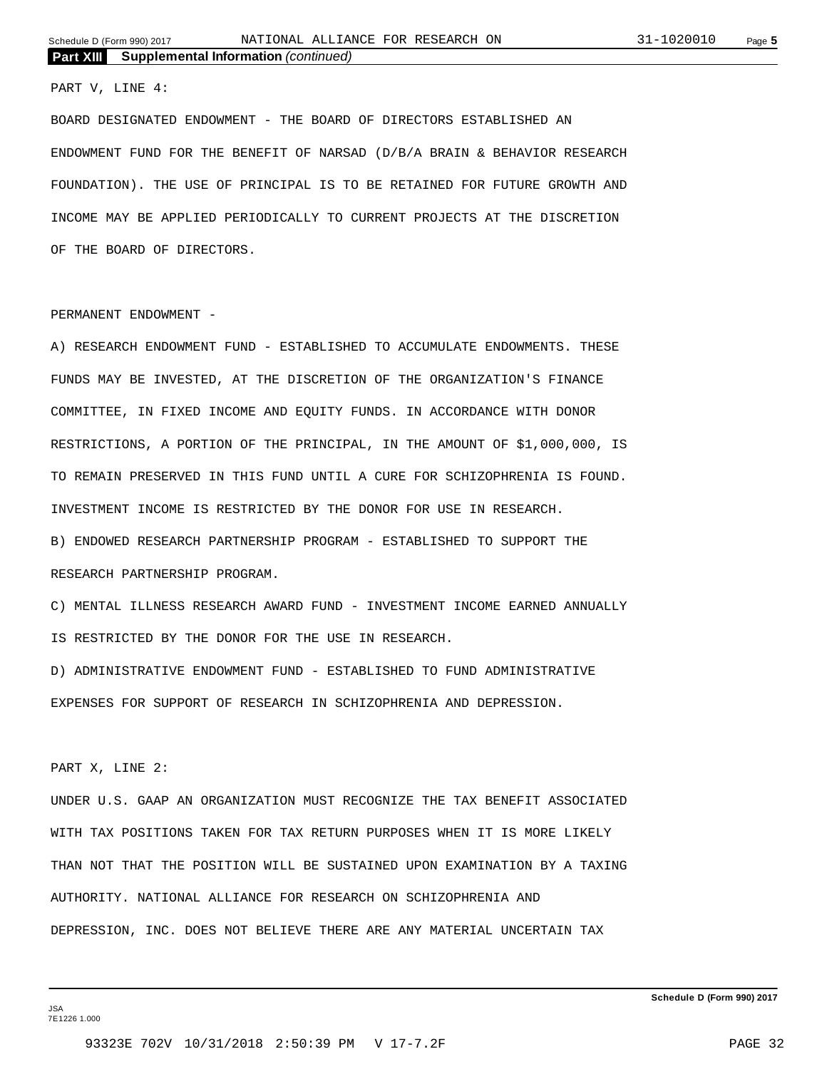**Part XIII Supplemental Information** *(continued)*

PART V, LINE 4:

BOARD DESIGNATED ENDOWMENT - THE BOARD OF DIRECTORS ESTABLISHED AN ENDOWMENT FUND FOR THE BENEFIT OF NARSAD (D/B/A BRAIN & BEHAVIOR RESEARCH FOUNDATION). THE USE OF PRINCIPAL IS TO BE RETAINED FOR FUTURE GROWTH AND INCOME MAY BE APPLIED PERIODICALLY TO CURRENT PROJECTS AT THE DISCRETION OF THE BOARD OF DIRECTORS.

PERMANENT ENDOWMENT -

A) RESEARCH ENDOWMENT FUND - ESTABLISHED TO ACCUMULATE ENDOWMENTS. THESE FUNDS MAY BE INVESTED, AT THE DISCRETION OF THE ORGANIZATION'S FINANCE COMMITTEE, IN FIXED INCOME AND EQUITY FUNDS. IN ACCORDANCE WITH DONOR RESTRICTIONS, A PORTION OF THE PRINCIPAL, IN THE AMOUNT OF $1,000,000, IS TO REMAIN PRESERVED IN THIS FUND UNTIL A CURE FOR SCHIZOPHRENIA IS FOUND. INVESTMENT INCOME IS RESTRICTED BY THE DONOR FOR USE IN RESEARCH.

B) ENDOWED RESEARCH PARTNERSHIP PROGRAM - ESTABLISHED TO SUPPORT THE RESEARCH PARTNERSHIP PROGRAM.

C) MENTAL ILLNESS RESEARCH AWARD FUND - INVESTMENT INCOME EARNED ANNUALLY IS RESTRICTED BY THE DONOR FOR THE USE IN RESEARCH.

D) ADMINISTRATIVE ENDOWMENT FUND - ESTABLISHED TO FUND ADMINISTRATIVE EXPENSES FOR SUPPORT OF RESEARCH IN SCHIZOPHRENIA AND DEPRESSION.

PART X, LINE 2:

UNDER U.S. GAAP AN ORGANIZATION MUST RECOGNIZE THE TAX BENEFIT ASSOCIATED WITH TAX POSITIONS TAKEN FOR TAX RETURN PURPOSES WHEN IT IS MORE LIKELY THAN NOT THAT THE POSITION WILL BE SUSTAINED UPON EXAMINATION BY A TAXING AUTHORITY. NATIONAL ALLIANCE FOR RESEARCH ON SCHIZOPHRENIA AND DEPRESSION, INC. DOES NOT BELIEVE THERE ARE ANY MATERIAL UNCERTAIN TAX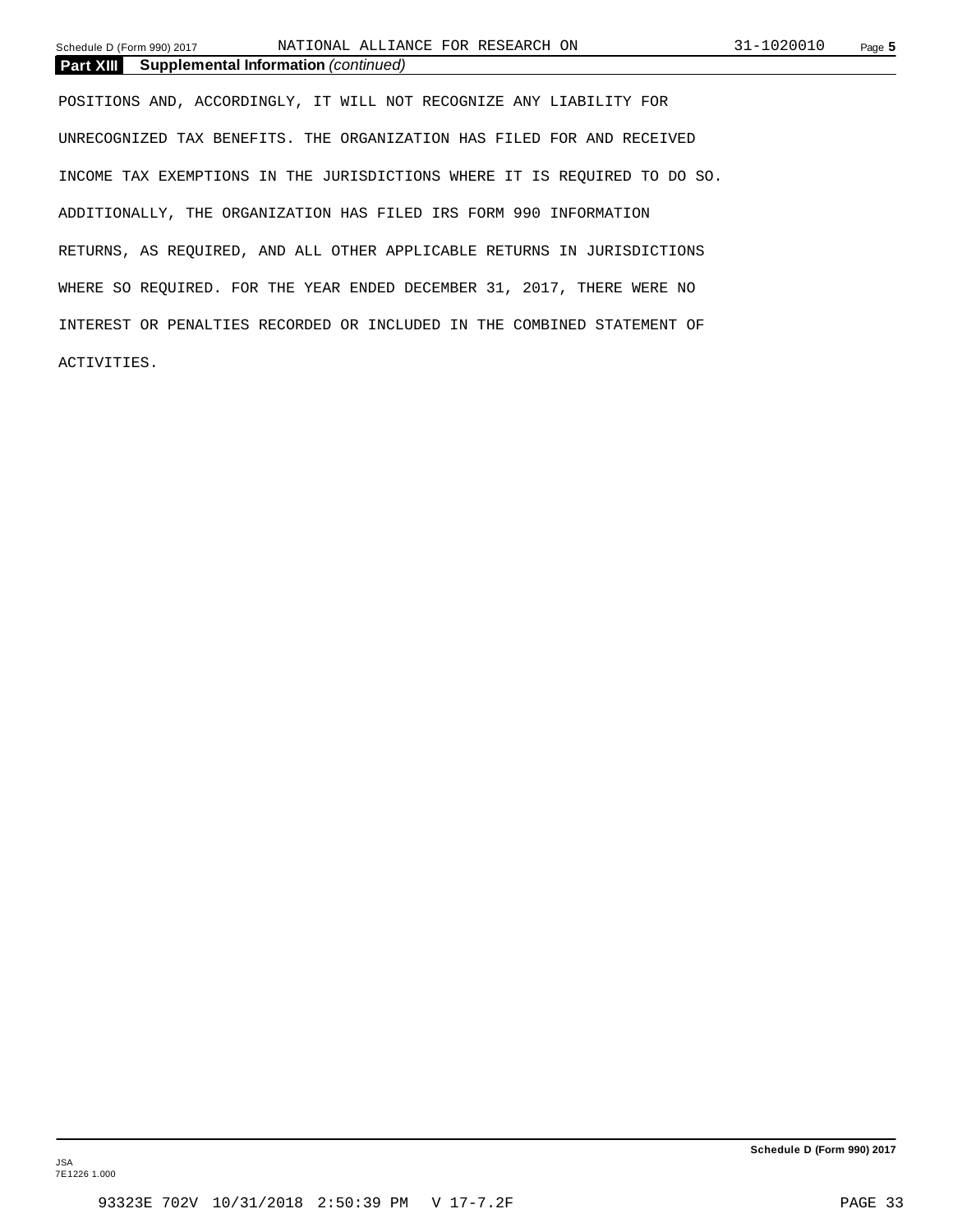**Part XIII Supplemental Information** *(continued)*

POSITIONS AND, ACCORDINGLY, IT WILL NOT RECOGNIZE ANY LIABILITY FOR UNRECOGNIZED TAX BENEFITS. THE ORGANIZATION HAS FILED FOR AND RECEIVED INCOME TAX EXEMPTIONS IN THE JURISDICTIONS WHERE IT IS REQUIRED TO DO SO. ADDITIONALLY, THE ORGANIZATION HAS FILED IRS FORM 990 INFORMATION RETURNS, AS REQUIRED, AND ALL OTHER APPLICABLE RETURNS IN JURISDICTIONS WHERE SO REQUIRED. FOR THE YEAR ENDED DECEMBER 31, 2017, THERE WERE NO INTEREST OR PENALTIES RECORDED OR INCLUDED IN THE COMBINED STATEMENT OF ACTIVITIES.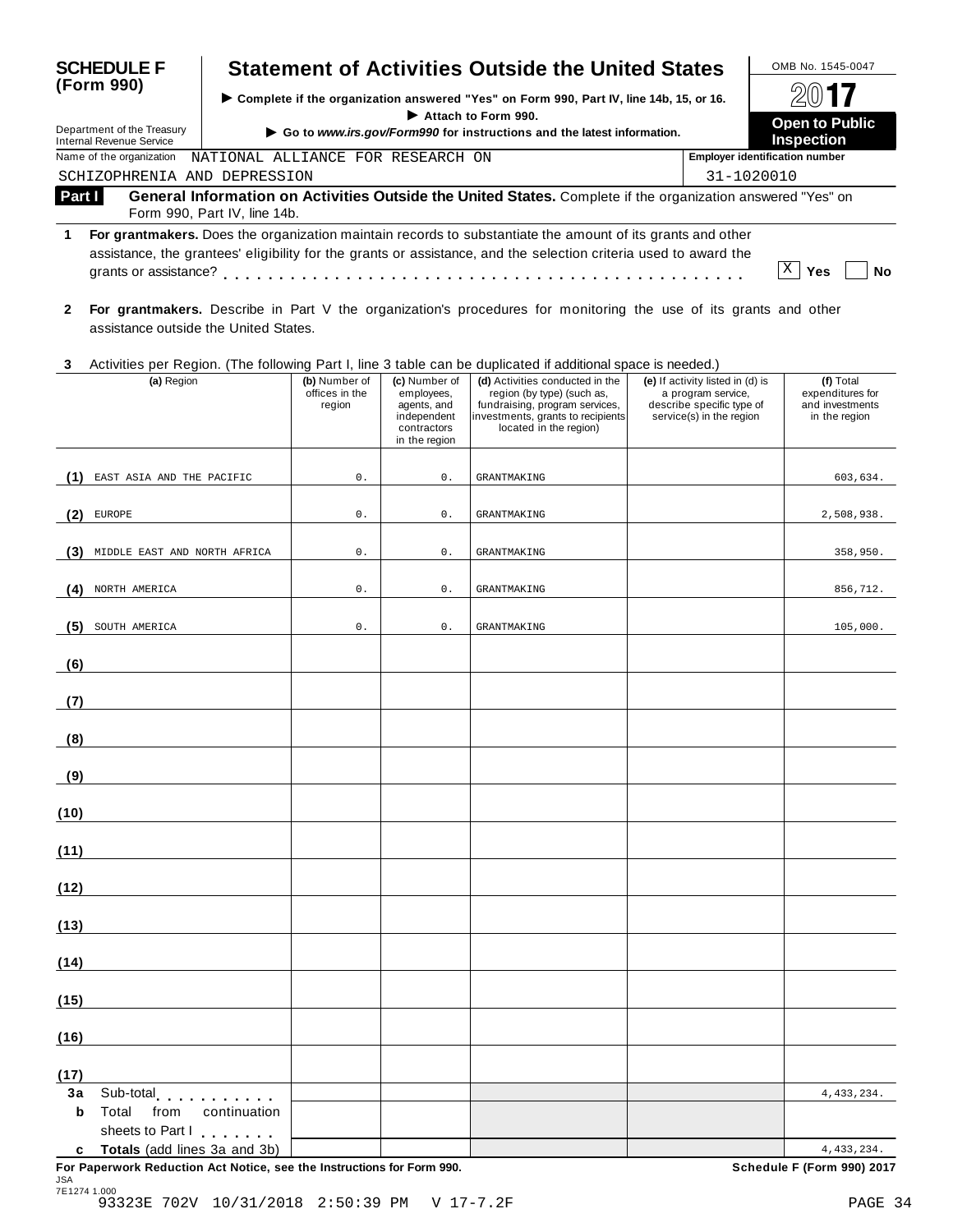**SCHEDULE F (Form 990)**

# Statement of Activities Outside the United States

▶ Complete if the organization answered "Yes" on Form 990, Part IV, line 14b, 15, or 16.
▶ Attach to Form 990.
▶ Go to *www.irs.gov/Form990* for instructions and the latest information.

OMB No. 1545-0047
2017
**Open to Public Inspection**

Department of the Treasury
Internal Revenue Service

Name of the organization: NATIONAL ALLIANCE FOR RESEARCH ON SCHIZOPHRENIA AND DEPRESSION

Employer identification number: 31-1020010

## Part I General Information on Activities Outside the United States. Complete if the organization answered "Yes" on Form 990, Part IV, line 14b.

**1 For grantmakers.** Does the organization maintain records to substantiate the amount of its grants and other assistance, the grantees' eligibility for the grants or assistance, and the selection criteria used to award the grants or assistance? . . . . . . . . . . [X] Yes [ ] No

**2 For grantmakers.** Describe in Part V the organization's procedures for monitoring the use of its grants and other assistance outside the United States.

**3** Activities per Region. (The following Part I, line 3 table can be duplicated if additional space is needed.)

| | (a) Region | (b) Number of offices in the region | (c) Number of employees, agents, and independent contractors in the region | (d) Activities conducted in the region (by type) (such as, fundraising, program services, investments, grants to recipients located in the region) | (e) If activity listed in (d) is a program service, describe specific type of service(s) in the region | (f) Total expenditures for and investments in the region |
|---|---|---|---|---|---|---|
| (1) | EAST ASIA AND THE PACIFIC | 0. | 0. | GRANTMAKING | | 603,634. |
| (2) | EUROPE | 0. | 0. | GRANTMAKING | | 2,508,938. |
| (3) | MIDDLE EAST AND NORTH AFRICA | 0. | 0. | GRANTMAKING | | 358,950. |
| (4) | NORTH AMERICA | 0. | 0. | GRANTMAKING | | 856,712. |
| (5) | SOUTH AMERICA | 0. | 0. | GRANTMAKING | | 105,000. |
| (6) | | | | | | |
| (7) | | | | | | |
| (8) | | | | | | |
| (9) | | | | | | |
| (10) | | | | | | |
| (11) | | | | | | |
| (12) | | | | | | |
| (13) | | | | | | |
| (14) | | | | | | |
| (15) | | | | | | |
| (16) | | | | | | |
| (17) | | | | | | |
| 3a | Sub-total . . . . . . . . . . | | | | | 4,433,234. |
| b | Total from continuation sheets to Part I . . . . . . . | | | | | |
| c | **Totals** (add lines 3a and 3b) | | | | | 4,433,234. |

**For Paperwork Reduction Act Notice, see the Instructions for Form 990.** **Schedule F (Form 990) 2017**

JSA
7E1274 1.000
93323E 702V 10/31/2018 2:50:39 PM V 17-7.2F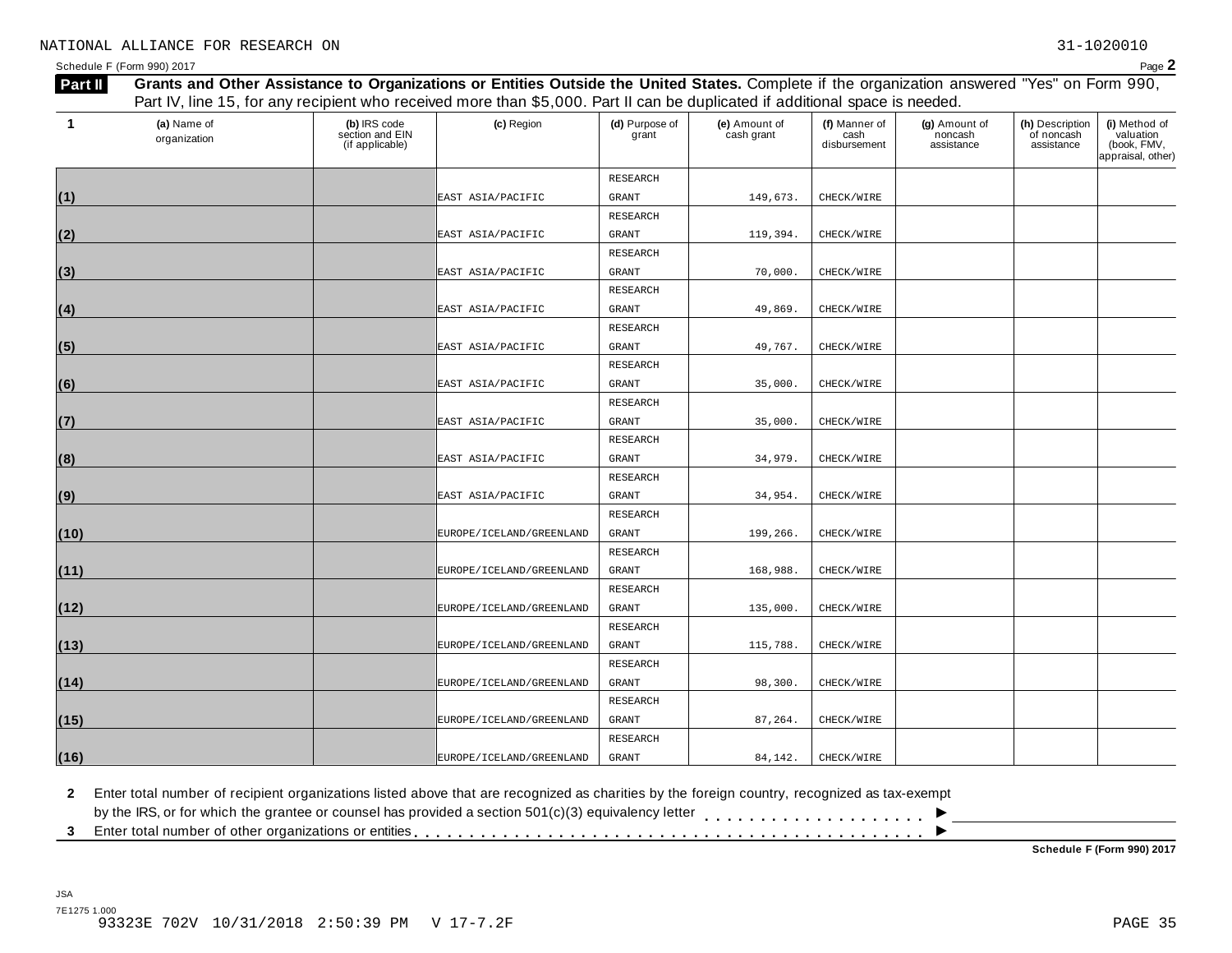NATIONAL ALLIANCE FOR RESEARCH ON 31-1020010

Schedule F (Form 990) 2017 Page **2**

**Part II** **Grants and Other Assistance to Organizations or Entities Outside the United States.** Complete if the organization answered "Yes" on Form 990, Part IV, line 15, for any recipient who received more than $5,000. Part II can be duplicated if additional space is needed.

| 1 | (a) Name of organization | (b) IRS code section and EIN (if applicable) | (c) Region | (d) Purpose of grant | (e) Amount of cash grant | (f) Manner of cash disbursement | (g) Amount of noncash assistance | (h) Description of noncash assistance | (i) Method of valuation (book, FMV, appraisal, other) |
|---|---|---|---|---|---|---|---|---|---|
| (1) | | | EAST ASIA/PACIFIC | RESEARCH GRANT | 149,673. | CHECK/WIRE | | | |
| (2) | | | EAST ASIA/PACIFIC | RESEARCH GRANT | 119,394. | CHECK/WIRE | | | |
| (3) | | | EAST ASIA/PACIFIC | RESEARCH GRANT | 70,000. | CHECK/WIRE | | | |
| (4) | | | EAST ASIA/PACIFIC | RESEARCH GRANT | 49,869. | CHECK/WIRE | | | |
| (5) | | | EAST ASIA/PACIFIC | RESEARCH GRANT | 49,767. | CHECK/WIRE | | | |
| (6) | | | EAST ASIA/PACIFIC | RESEARCH GRANT | 35,000. | CHECK/WIRE | | | |
| (7) | | | EAST ASIA/PACIFIC | RESEARCH GRANT | 35,000. | CHECK/WIRE | | | |
| (8) | | | EAST ASIA/PACIFIC | RESEARCH GRANT | 34,979. | CHECK/WIRE | | | |
| (9) | | | EAST ASIA/PACIFIC | RESEARCH GRANT | 34,954. | CHECK/WIRE | | | |
| (10) | | | EUROPE/ICELAND/GREENLAND | RESEARCH GRANT | 199,266. | CHECK/WIRE | | | |
| (11) | | | EUROPE/ICELAND/GREENLAND | RESEARCH GRANT | 168,988. | CHECK/WIRE | | | |
| (12) | | | EUROPE/ICELAND/GREENLAND | RESEARCH GRANT | 135,000. | CHECK/WIRE | | | |
| (13) | | | EUROPE/ICELAND/GREENLAND | RESEARCH GRANT | 115,788. | CHECK/WIRE | | | |
| (14) | | | EUROPE/ICELAND/GREENLAND | RESEARCH GRANT | 98,300. | CHECK/WIRE | | | |
| (15) | | | EUROPE/ICELAND/GREENLAND | RESEARCH GRANT | 87,264. | CHECK/WIRE | | | |
| (16) | | | EUROPE/ICELAND/GREENLAND | RESEARCH GRANT | 84,142. | CHECK/WIRE | | | |

**2** Enter total number of recipient organizations listed above that are recognized as charities by the foreign country, recognized as tax-exempt by the IRS, or for which the grantee or counsel has provided a section 501(c)(3) equivalency letter . . . . . . . . . . . . . . . . . . . . ►

**3** Enter total number of other organizations or entities . . . . . . . . . . . . . . . . . . . . . . . . . . . . . . . . . . . . . . . . . . . . ►

**Schedule F (Form 990) 2017**

JSA
7E1275 1.000
93323E 702V 10/31/2018 2:50:39 PM V 17-7.2F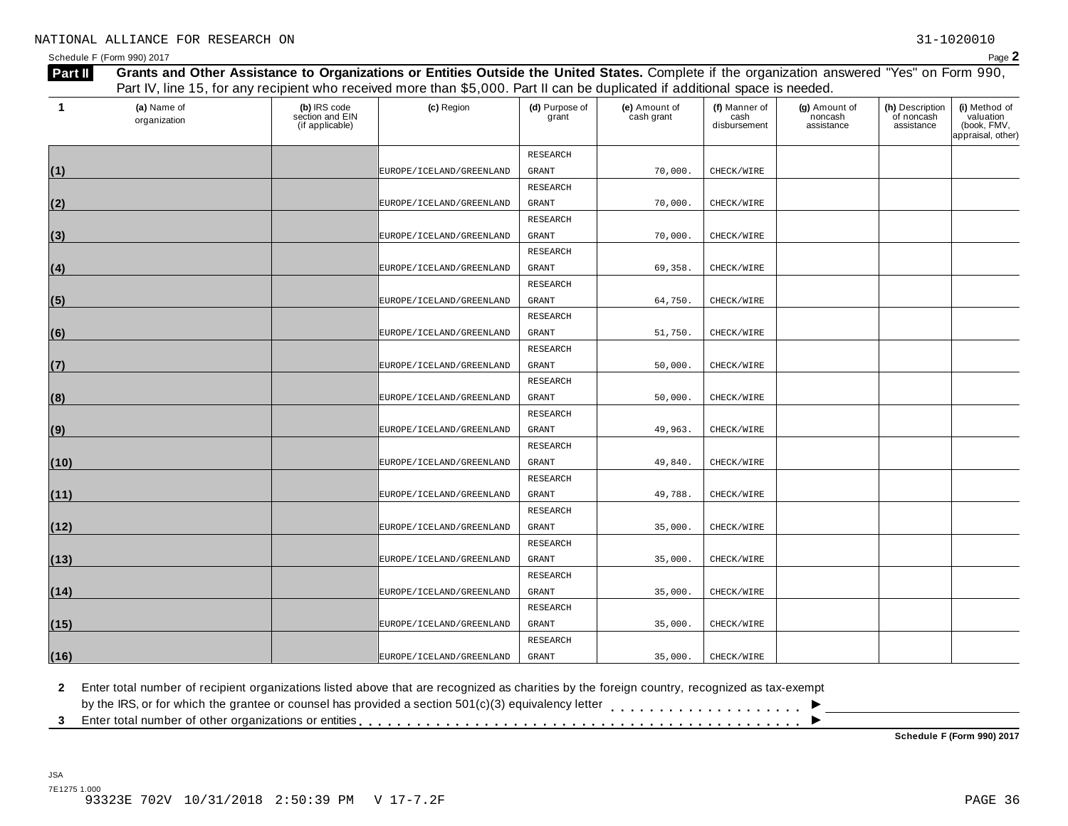NATIONAL ALLIANCE FOR RESEARCH ON 31-1020010

Schedule F (Form 990) 2017

**Part II** **Grants and Other Assistance to Organizations or Entities Outside the United States.** Complete if the organization answered "Yes" on Form 990, Part IV, line 15, for any recipient who received more than $5,000. Part II can be duplicated if additional space is needed.

| 1 | (a) Name of organization | (b) IRS code section and EIN (if applicable) | (c) Region | (d) Purpose of grant | (e) Amount of cash grant | (f) Manner of cash disbursement | (g) Amount of noncash assistance | (h) Description of noncash assistance | (i) Method of valuation (book, FMV, appraisal, other) |
|---|---|---|---|---|---|---|---|---|---|
| (1) | | | EUROPE/ICELAND/GREENLAND | RESEARCH GRANT | 70,000. | CHECK/WIRE | | | |
| (2) | | | EUROPE/ICELAND/GREENLAND | RESEARCH GRANT | 70,000. | CHECK/WIRE | | | |
| (3) | | | EUROPE/ICELAND/GREENLAND | RESEARCH GRANT | 70,000. | CHECK/WIRE | | | |
| (4) | | | EUROPE/ICELAND/GREENLAND | RESEARCH GRANT | 69,358. | CHECK/WIRE | | | |
| (5) | | | EUROPE/ICELAND/GREENLAND | RESEARCH GRANT | 64,750. | CHECK/WIRE | | | |
| (6) | | | EUROPE/ICELAND/GREENLAND | RESEARCH GRANT | 51,750. | CHECK/WIRE | | | |
| (7) | | | EUROPE/ICELAND/GREENLAND | RESEARCH GRANT | 50,000. | CHECK/WIRE | | | |
| (8) | | | EUROPE/ICELAND/GREENLAND | RESEARCH GRANT | 50,000. | CHECK/WIRE | | | |
| (9) | | | EUROPE/ICELAND/GREENLAND | RESEARCH GRANT | 49,963. | CHECK/WIRE | | | |
| (10) | | | EUROPE/ICELAND/GREENLAND | RESEARCH GRANT | 49,840. | CHECK/WIRE | | | |
| (11) | | | EUROPE/ICELAND/GREENLAND | RESEARCH GRANT | 49,788. | CHECK/WIRE | | | |
| (12) | | | EUROPE/ICELAND/GREENLAND | RESEARCH GRANT | 35,000. | CHECK/WIRE | | | |
| (13) | | | EUROPE/ICELAND/GREENLAND | RESEARCH GRANT | 35,000. | CHECK/WIRE | | | |
| (14) | | | EUROPE/ICELAND/GREENLAND | RESEARCH GRANT | 35,000. | CHECK/WIRE | | | |
| (15) | | | EUROPE/ICELAND/GREENLAND | RESEARCH GRANT | 35,000. | CHECK/WIRE | | | |
| (16) | | | EUROPE/ICELAND/GREENLAND | RESEARCH GRANT | 35,000. | CHECK/WIRE | | | |

**2** Enter total number of recipient organizations listed above that are recognized as charities by the foreign country, recognized as tax-exempt by the IRS, or for which the grantee or counsel has provided a section 501(c)(3) equivalency letter . . . . . . . . . . . . . . . . . . . . ▶

**3** Enter total number of other organizations or entities . . . . . . . . . . . . . . . . . . . . . . . . . . . . . . . . . . . . . . . . . . . ▶

**Schedule F (Form 990) 2017**

JSA
7E1275 1.000
93323E 702V 10/31/2018 2:50:39 PM V 17-7.2F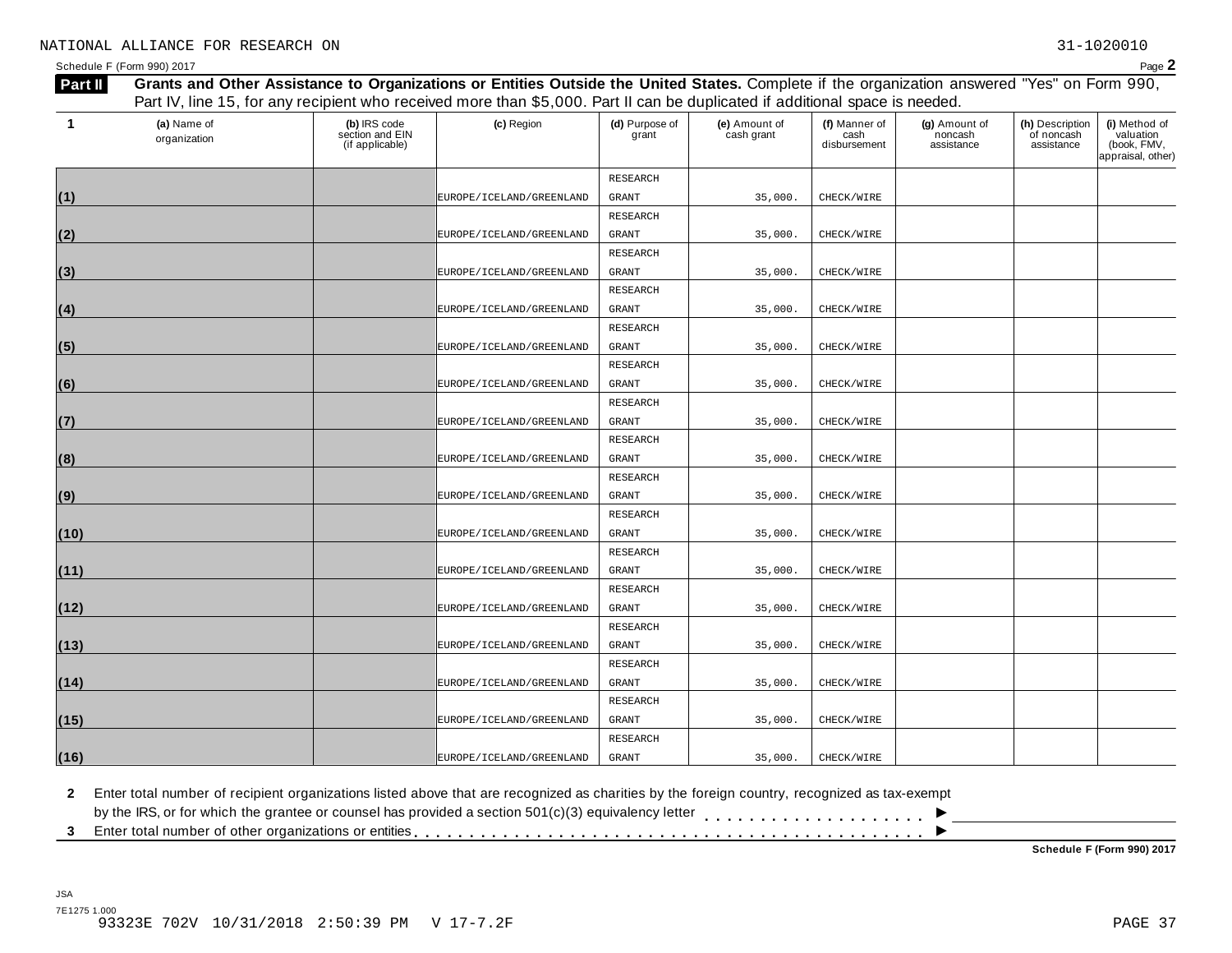NATIONAL ALLIANCE FOR RESEARCH ON 31-1020010

Schedule F (Form 990) 2017

**Part II** **Grants and Other Assistance to Organizations or Entities Outside the United States.** Complete if the organization answered "Yes" on Form 990, Part IV, line 15, for any recipient who received more than $5,000. Part II can be duplicated if additional space is needed.

| 1 | (a) Name of organization | (b) IRS code section and EIN (if applicable) | (c) Region | (d) Purpose of grant | (e) Amount of cash grant | (f) Manner of cash disbursement | (g) Amount of noncash assistance | (h) Description of noncash assistance | (i) Method of valuation (book, FMV, appraisal, other) |
|---|---|---|---|---|---|---|---|---|---|
| (1) | | | EUROPE/ICELAND/GREENLAND | RESEARCH GRANT | 35,000. | CHECK/WIRE | | | |
| (2) | | | EUROPE/ICELAND/GREENLAND | RESEARCH GRANT | 35,000. | CHECK/WIRE | | | |
| (3) | | | EUROPE/ICELAND/GREENLAND | RESEARCH GRANT | 35,000. | CHECK/WIRE | | | |
| (4) | | | EUROPE/ICELAND/GREENLAND | RESEARCH GRANT | 35,000. | CHECK/WIRE | | | |
| (5) | | | EUROPE/ICELAND/GREENLAND | RESEARCH GRANT | 35,000. | CHECK/WIRE | | | |
| (6) | | | EUROPE/ICELAND/GREENLAND | RESEARCH GRANT | 35,000. | CHECK/WIRE | | | |
| (7) | | | EUROPE/ICELAND/GREENLAND | RESEARCH GRANT | 35,000. | CHECK/WIRE | | | |
| (8) | | | EUROPE/ICELAND/GREENLAND | RESEARCH GRANT | 35,000. | CHECK/WIRE | | | |
| (9) | | | EUROPE/ICELAND/GREENLAND | RESEARCH GRANT | 35,000. | CHECK/WIRE | | | |
| (10) | | | EUROPE/ICELAND/GREENLAND | RESEARCH GRANT | 35,000. | CHECK/WIRE | | | |
| (11) | | | EUROPE/ICELAND/GREENLAND | RESEARCH GRANT | 35,000. | CHECK/WIRE | | | |
| (12) | | | EUROPE/ICELAND/GREENLAND | RESEARCH GRANT | 35,000. | CHECK/WIRE | | | |
| (13) | | | EUROPE/ICELAND/GREENLAND | RESEARCH GRANT | 35,000. | CHECK/WIRE | | | |
| (14) | | | EUROPE/ICELAND/GREENLAND | RESEARCH GRANT | 35,000. | CHECK/WIRE | | | |
| (15) | | | EUROPE/ICELAND/GREENLAND | RESEARCH GRANT | 35,000. | CHECK/WIRE | | | |
| (16) | | | EUROPE/ICELAND/GREENLAND | RESEARCH GRANT | 35,000. | CHECK/WIRE | | | |

**2** Enter total number of recipient organizations listed above that are recognized as charities by the foreign country, recognized as tax-exempt by the IRS, or for which the grantee or counsel has provided a section 501(c)(3) equivalency letter . . . . . . . . . . . . . . . . . . . . ▶

**3** Enter total number of other organizations or entities . . . . . . . . . . . . . . . . . . . . . . . . . . . . . . . . . . . . . . . . . . ▶

**Schedule F (Form 990) 2017**

JSA
7E1275 1.000
93323E 702V 10/31/2018 2:50:39 PM V 17-7.2F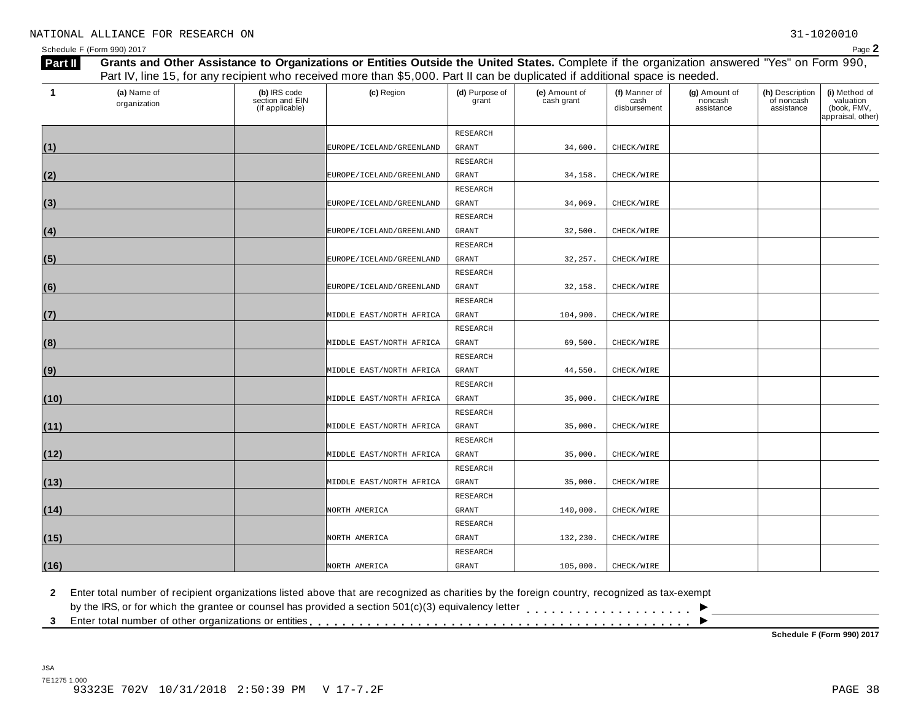NATIONAL ALLIANCE FOR RESEARCH ON 31-1020010

Schedule F (Form 990) 2017 Page **2**

**Part II** **Grants and Other Assistance to Organizations or Entities Outside the United States.** Complete if the organization answered "Yes" on Form 990, Part IV, line 15, for any recipient who received more than $5,000. Part II can be duplicated if additional space is needed.

| 1 | (a) Name of organization | (b) IRS code section and EIN (if applicable) | (c) Region | (d) Purpose of grant | (e) Amount of cash grant | (f) Manner of cash disbursement | (g) Amount of noncash assistance | (h) Description of noncash assistance | (i) Method of valuation (book, FMV, appraisal, other) |
|---|---|---|---|---|---|---|---|---|---|
| (1) | | | EUROPE/ICELAND/GREENLAND | RESEARCH GRANT | 34,600. | CHECK/WIRE | | | |
| (2) | | | EUROPE/ICELAND/GREENLAND | RESEARCH GRANT | 34,158. | CHECK/WIRE | | | |
| (3) | | | EUROPE/ICELAND/GREENLAND | RESEARCH GRANT | 34,069. | CHECK/WIRE | | | |
| (4) | | | EUROPE/ICELAND/GREENLAND | RESEARCH GRANT | 32,500. | CHECK/WIRE | | | |
| (5) | | | EUROPE/ICELAND/GREENLAND | RESEARCH GRANT | 32,257. | CHECK/WIRE | | | |
| (6) | | | EUROPE/ICELAND/GREENLAND | RESEARCH GRANT | 32,158. | CHECK/WIRE | | | |
| (7) | | | MIDDLE EAST/NORTH AFRICA | RESEARCH GRANT | 104,900. | CHECK/WIRE | | | |
| (8) | | | MIDDLE EAST/NORTH AFRICA | RESEARCH GRANT | 69,500. | CHECK/WIRE | | | |
| (9) | | | MIDDLE EAST/NORTH AFRICA | RESEARCH GRANT | 44,550. | CHECK/WIRE | | | |
| (10) | | | MIDDLE EAST/NORTH AFRICA | RESEARCH GRANT | 35,000. | CHECK/WIRE | | | |
| (11) | | | MIDDLE EAST/NORTH AFRICA | RESEARCH GRANT | 35,000. | CHECK/WIRE | | | |
| (12) | | | MIDDLE EAST/NORTH AFRICA | RESEARCH GRANT | 35,000. | CHECK/WIRE | | | |
| (13) | | | MIDDLE EAST/NORTH AFRICA | RESEARCH GRANT | 35,000. | CHECK/WIRE | | | |
| (14) | | | NORTH AMERICA | RESEARCH GRANT | 140,000. | CHECK/WIRE | | | |
| (15) | | | NORTH AMERICA | RESEARCH GRANT | 132,230. | CHECK/WIRE | | | |
| (16) | | | NORTH AMERICA | RESEARCH GRANT | 105,000. | CHECK/WIRE | | | |

**2** Enter total number of recipient organizations listed above that are recognized as charities by the foreign country, recognized as tax-exempt by the IRS, or for which the grantee or counsel has provided a section 501(c)(3) equivalency letter . . . . . . . . . . . . . . . . . . . . ►

**3** Enter total number of other organizations or entities . . . . . . . . . . . . . . . . . . . . . . . . . . . . . . . . . . . . . . . . . . ►

**Schedule F (Form 990) 2017**

JSA
7E1275 1.000
93323E 702V 10/31/2018 2:50:39 PM V 17-7.2F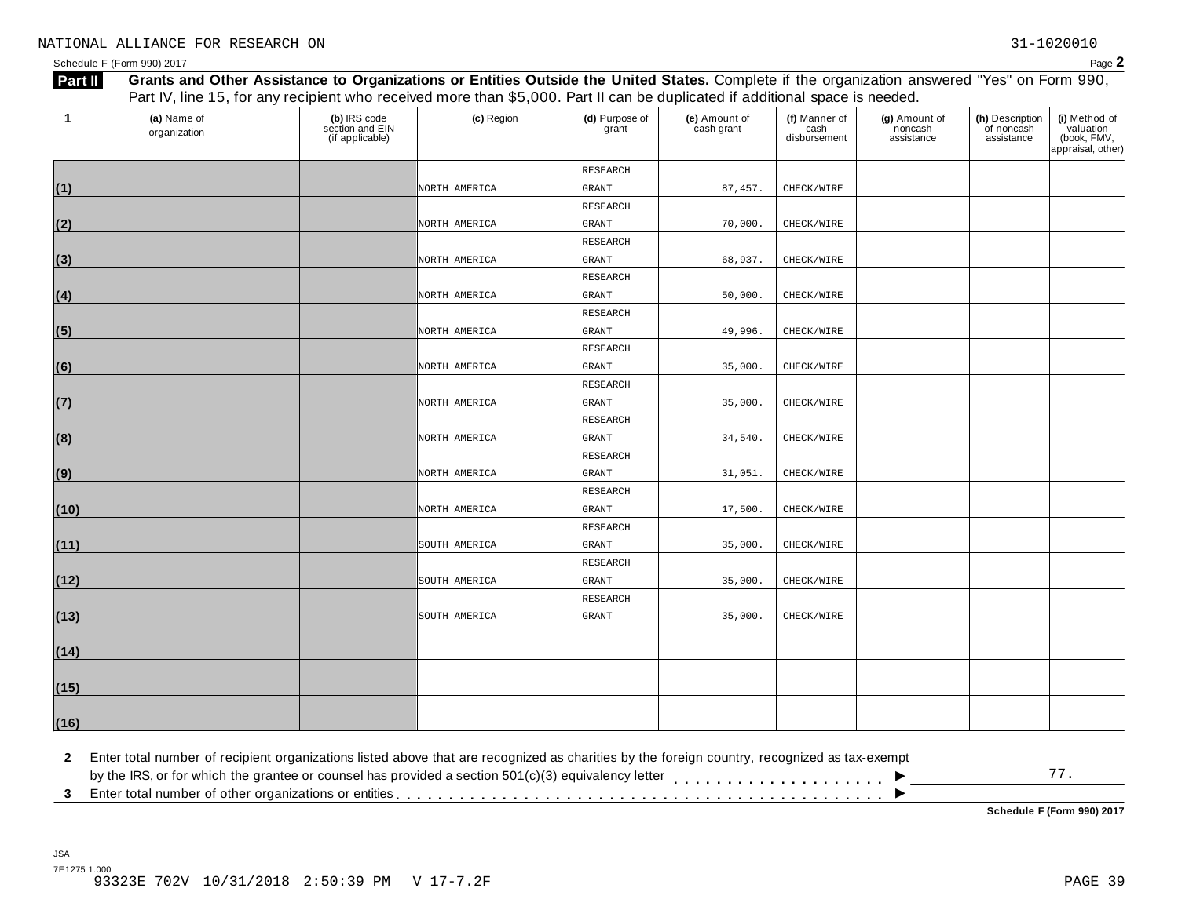NATIONAL ALLIANCE FOR RESEARCH ON 31-1020010

Schedule F (Form 990) 2017 Page **2**

**Part II** **Grants and Other Assistance to Organizations or Entities Outside the United States.** Complete if the organization answered "Yes" on Form 990, Part IV, line 15, for any recipient who received more than $5,000. Part II can be duplicated if additional space is needed.

| 1 | (a) Name of organization | (b) IRS code section and EIN (if applicable) | (c) Region | (d) Purpose of grant | (e) Amount of cash grant | (f) Manner of cash disbursement | (g) Amount of noncash assistance | (h) Description of noncash assistance | (i) Method of valuation (book, FMV, appraisal, other) |
|---|---|---|---|---|---|---|---|---|---|
| (1) | | | NORTH AMERICA | RESEARCH GRANT | 87,457. | CHECK/WIRE | | | |
| (2) | | | NORTH AMERICA | RESEARCH GRANT | 70,000. | CHECK/WIRE | | | |
| (3) | | | NORTH AMERICA | RESEARCH GRANT | 68,937. | CHECK/WIRE | | | |
| (4) | | | NORTH AMERICA | RESEARCH GRANT | 50,000. | CHECK/WIRE | | | |
| (5) | | | NORTH AMERICA | RESEARCH GRANT | 49,996. | CHECK/WIRE | | | |
| (6) | | | NORTH AMERICA | RESEARCH GRANT | 35,000. | CHECK/WIRE | | | |
| (7) | | | NORTH AMERICA | RESEARCH GRANT | 35,000. | CHECK/WIRE | | | |
| (8) | | | NORTH AMERICA | RESEARCH GRANT | 34,540. | CHECK/WIRE | | | |
| (9) | | | NORTH AMERICA | RESEARCH GRANT | 31,051. | CHECK/WIRE | | | |
| (10) | | | NORTH AMERICA | RESEARCH GRANT | 17,500. | CHECK/WIRE | | | |
| (11) | | | SOUTH AMERICA | RESEARCH GRANT | 35,000. | CHECK/WIRE | | | |
| (12) | | | SOUTH AMERICA | RESEARCH GRANT | 35,000. | CHECK/WIRE | | | |
| (13) | | | SOUTH AMERICA | RESEARCH GRANT | 35,000. | CHECK/WIRE | | | |
| (14) | | | | | | | | | |
| (15) | | | | | | | | | |
| (16) | | | | | | | | | |

**2** Enter total number of recipient organizations listed above that are recognized as charities by the foreign country, recognized as tax-exempt by the IRS, or for which the grantee or counsel has provided a section 501(c)(3) equivalency letter . . . . . . . . . . . . . . . . . . . . ▶ 77.

**3** Enter total number of other organizations or entities . . . . . . . . . . . . . . . . . . . . . . . . . . . . . . . . . . . . . . . . . . . ▶

**Schedule F (Form 990) 2017**

JSA
7E1275 1.000
93323E 702V 10/31/2018 2:50:39 PM V 17-7.2F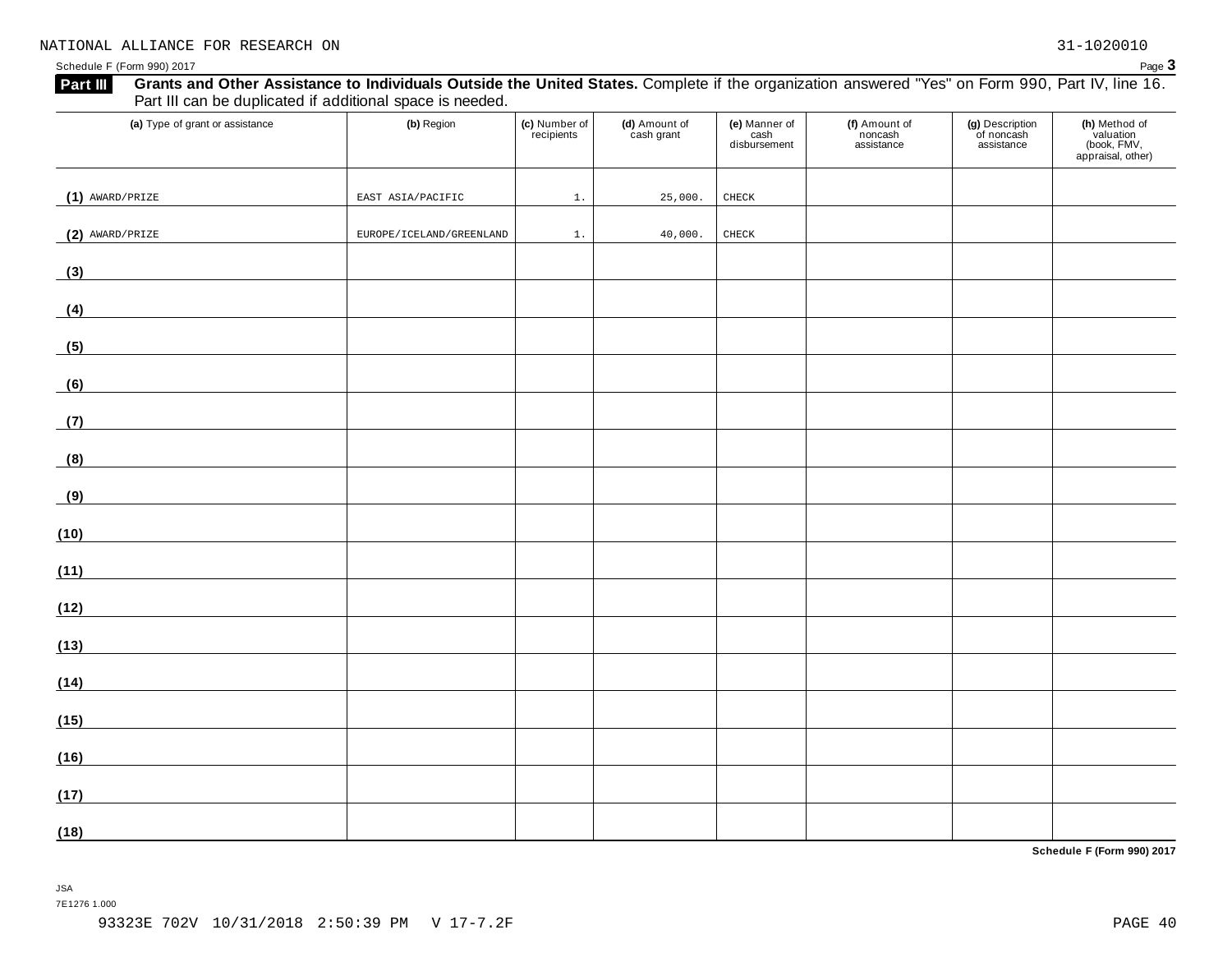NATIONAL ALLIANCE FOR RESEARCH ON 31-1020010

Schedule F (Form 990) 2017 Page **3**

**Part III** **Grants and Other Assistance to Individuals Outside the United States.** Complete if the organization answered "Yes" on Form 990, Part IV, line 16. Part III can be duplicated if additional space is needed.

| (a) Type of grant or assistance | (b) Region | (c) Number of recipients | (d) Amount of cash grant | (e) Manner of cash disbursement | (f) Amount of noncash assistance | (g) Description of noncash assistance | (h) Method of valuation (book, FMV, appraisal, other) |
|---|---|---|---|---|---|---|---|
| (1) AWARD/PRIZE | EAST ASIA/PACIFIC | 1. | 25,000. | CHECK | | | |
| (2) AWARD/PRIZE | EUROPE/ICELAND/GREENLAND | 1. | 40,000. | CHECK | | | |
| (3) | | | | | | | |
| (4) | | | | | | | |
| (5) | | | | | | | |
| (6) | | | | | | | |
| (7) | | | | | | | |
| (8) | | | | | | | |
| (9) | | | | | | | |
| (10) | | | | | | | |
| (11) | | | | | | | |
| (12) | | | | | | | |
| (13) | | | | | | | |
| (14) | | | | | | | |
| (15) | | | | | | | |
| (16) | | | | | | | |
| (17) | | | | | | | |
| (18) | | | | | | | |

**Schedule F (Form 990) 2017**

JSA
7E1276 1.000

93323E 702V 10/31/2018 2:50:39 PM V 17-7.2F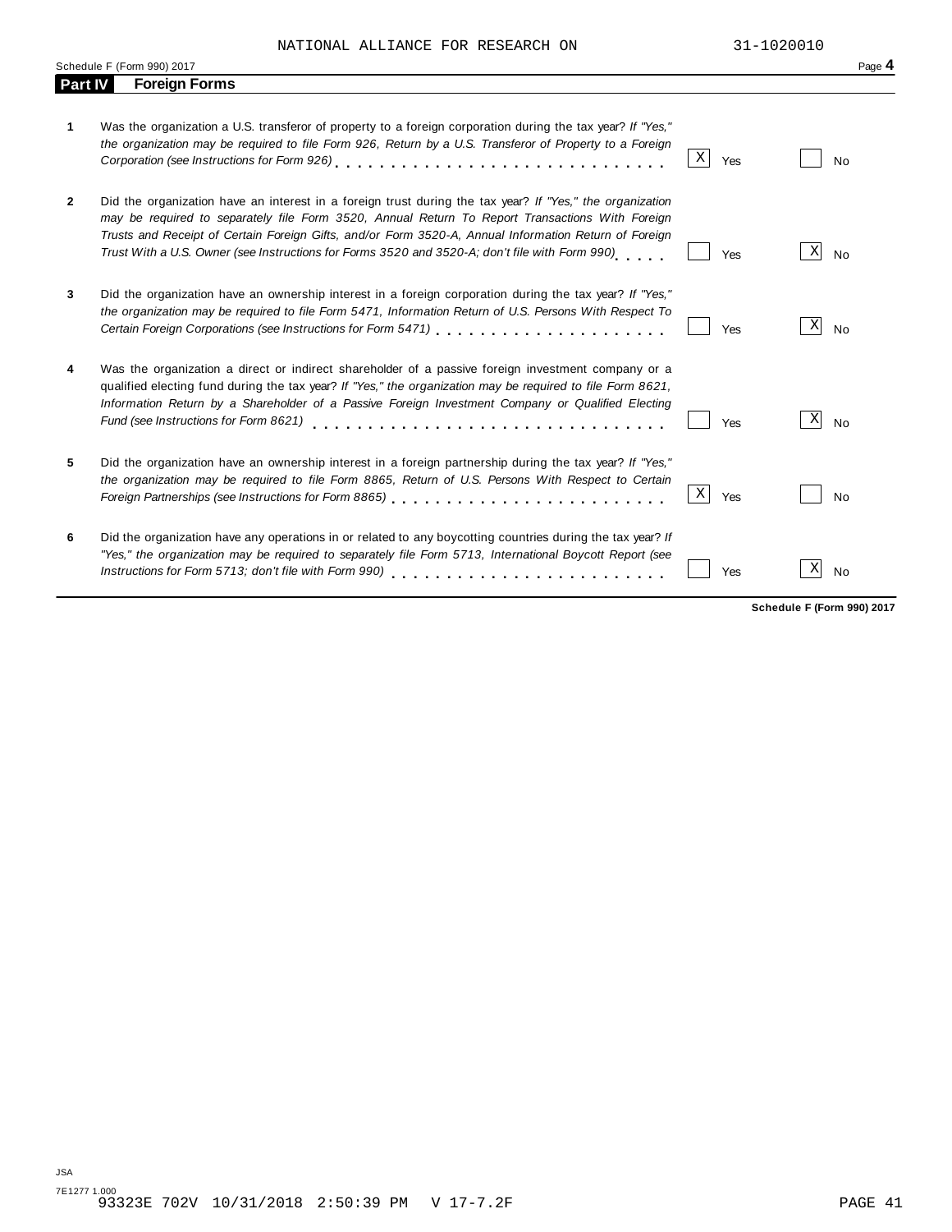NATIONAL ALLIANCE FOR RESEARCH ON 31-1020010

Schedule F (Form 990) 2017

## Part IV Foreign Forms

| | | Yes | No |
|---|---|---|---|
| **1** | Was the organization a U.S. transferor of property to a foreign corporation during the tax year? *If "Yes," the organization may be required to file Form 926, Return by a U.S. Transferor of Property to a Foreign Corporation (see Instructions for Form 926)* | X | |
| **2** | Did the organization have an interest in a foreign trust during the tax year? *If "Yes," the organization may be required to separately file Form 3520, Annual Return To Report Transactions With Foreign Trusts and Receipt of Certain Foreign Gifts, and/or Form 3520-A, Annual Information Return of Foreign Trust With a U.S. Owner (see Instructions for Forms 3520 and 3520-A; don't file with Form 990)* | | X |
| **3** | Did the organization have an ownership interest in a foreign corporation during the tax year? *If "Yes," the organization may be required to file Form 5471, Information Return of U.S. Persons With Respect To Certain Foreign Corporations (see Instructions for Form 5471)* | | X |
| **4** | Was the organization a direct or indirect shareholder of a passive foreign investment company or a qualified electing fund during the tax year? *If "Yes," the organization may be required to file Form 8621, Information Return by a Shareholder of a Passive Foreign Investment Company or Qualified Electing Fund (see Instructions for Form 8621)* | | X |
| **5** | Did the organization have an ownership interest in a foreign partnership during the tax year? *If "Yes," the organization may be required to file Form 8865, Return of U.S. Persons With Respect to Certain Foreign Partnerships (see Instructions for Form 8865)* | X | |
| **6** | Did the organization have any operations in or related to any boycotting countries during the tax year? *If "Yes," the organization may be required to separately file Form 5713, International Boycott Report (see Instructions for Form 5713; don't file with Form 990)* | | X |

**Schedule F (Form 990) 2017**

JSA
7E1277 1.000
93323E 702V 10/31/2018 2:50:39 PM V 17-7.2F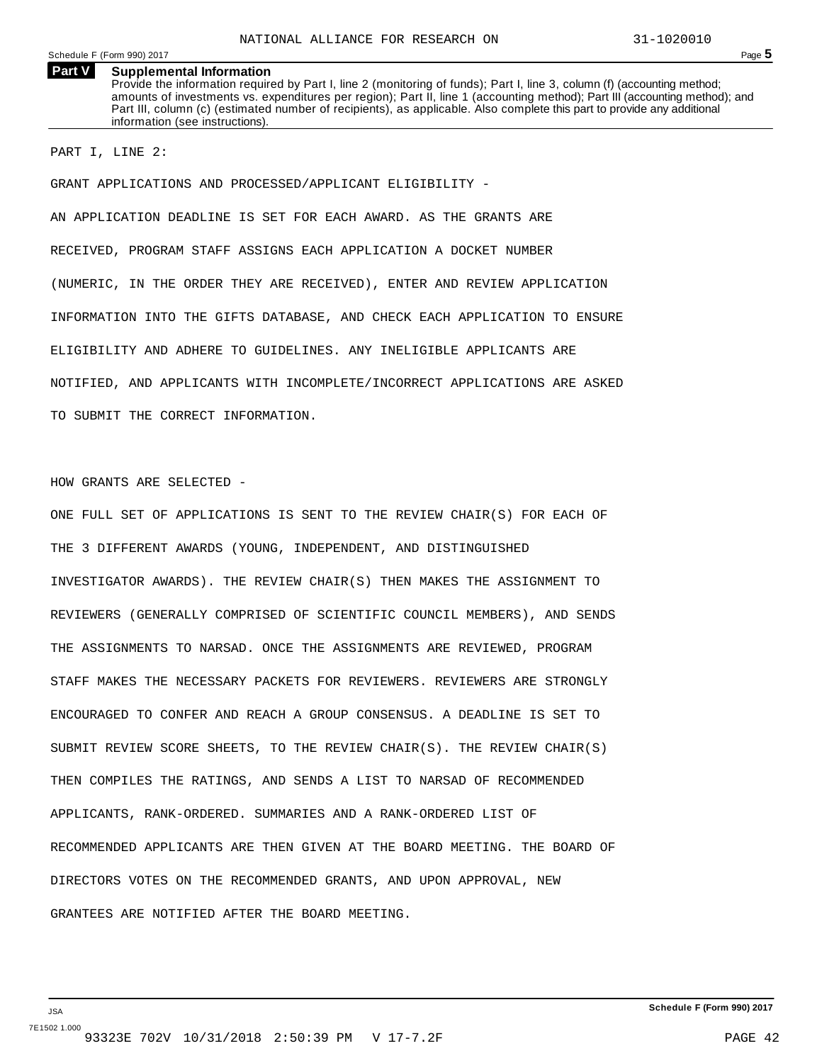## Part V Supplemental Information

Provide the information required by Part I, line 2 (monitoring of funds); Part I, line 3, column (f) (accounting method; amounts of investments vs. expenditures per region); Part II, line 1 (accounting method); Part III (accounting method); and Part III, column (c) (estimated number of recipients), as applicable. Also complete this part to provide any additional information (see instructions).

PART I, LINE 2:

GRANT APPLICATIONS AND PROCESSED/APPLICANT ELIGIBILITY -

AN APPLICATION DEADLINE IS SET FOR EACH AWARD. AS THE GRANTS ARE RECEIVED, PROGRAM STAFF ASSIGNS EACH APPLICATION A DOCKET NUMBER (NUMERIC, IN THE ORDER THEY ARE RECEIVED), ENTER AND REVIEW APPLICATION INFORMATION INTO THE GIFTS DATABASE, AND CHECK EACH APPLICATION TO ENSURE ELIGIBILITY AND ADHERE TO GUIDELINES. ANY INELIGIBLE APPLICANTS ARE NOTIFIED, AND APPLICANTS WITH INCOMPLETE/INCORRECT APPLICATIONS ARE ASKED TO SUBMIT THE CORRECT INFORMATION.

HOW GRANTS ARE SELECTED -

ONE FULL SET OF APPLICATIONS IS SENT TO THE REVIEW CHAIR(S) FOR EACH OF THE 3 DIFFERENT AWARDS (YOUNG, INDEPENDENT, AND DISTINGUISHED INVESTIGATOR AWARDS). THE REVIEW CHAIR(S) THEN MAKES THE ASSIGNMENT TO REVIEWERS (GENERALLY COMPRISED OF SCIENTIFIC COUNCIL MEMBERS), AND SENDS THE ASSIGNMENTS TO NARSAD. ONCE THE ASSIGNMENTS ARE REVIEWED, PROGRAM STAFF MAKES THE NECESSARY PACKETS FOR REVIEWERS. REVIEWERS ARE STRONGLY ENCOURAGED TO CONFER AND REACH A GROUP CONSENSUS. A DEADLINE IS SET TO SUBMIT REVIEW SCORE SHEETS, TO THE REVIEW CHAIR(S). THE REVIEW CHAIR(S) THEN COMPILES THE RATINGS, AND SENDS A LIST TO NARSAD OF RECOMMENDED APPLICANTS, RANK-ORDERED. SUMMARIES AND A RANK-ORDERED LIST OF RECOMMENDED APPLICANTS ARE THEN GIVEN AT THE BOARD MEETING. THE BOARD OF DIRECTORS VOTES ON THE RECOMMENDED GRANTS, AND UPON APPROVAL, NEW GRANTEES ARE NOTIFIED AFTER THE BOARD MEETING.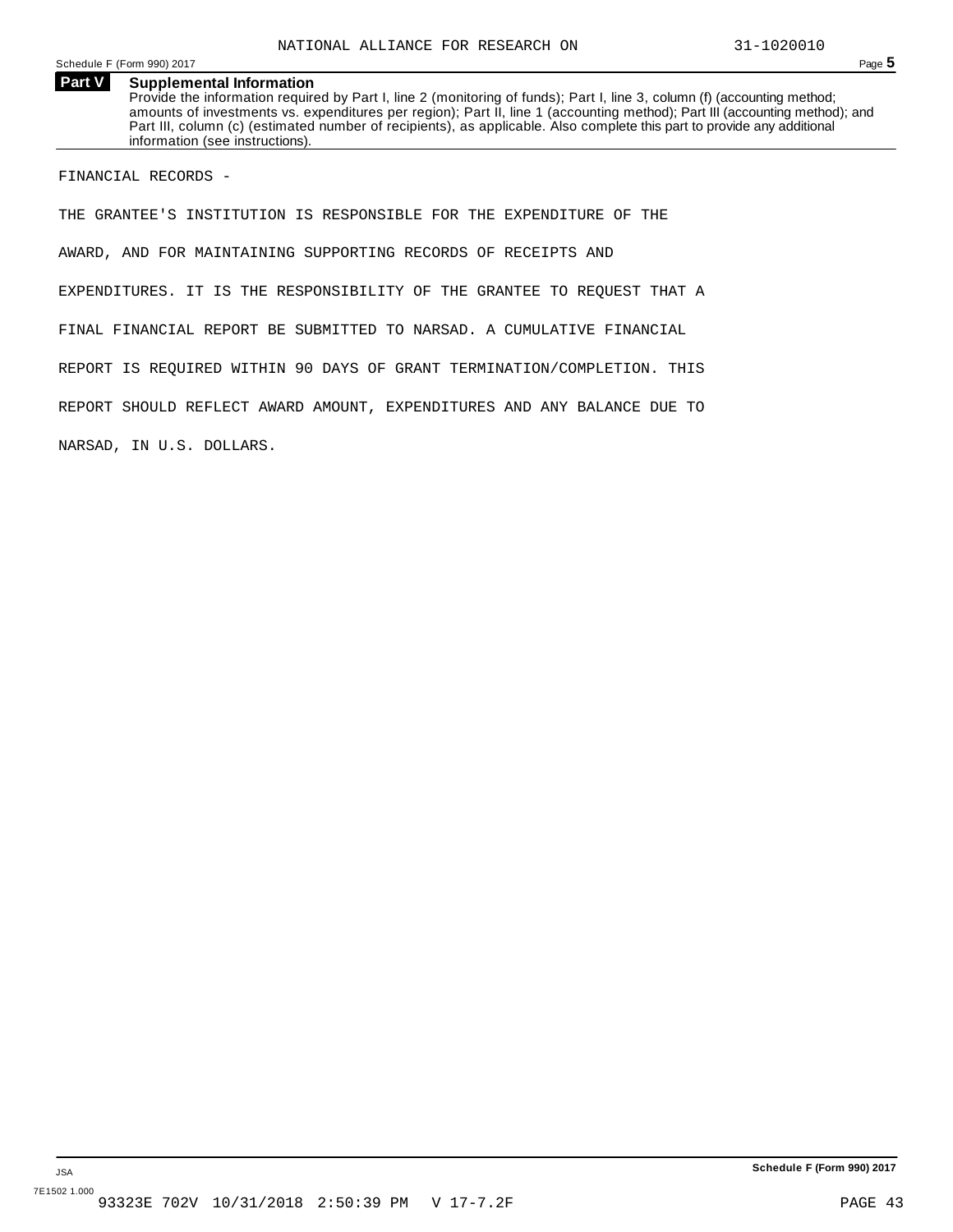## Part V Supplemental Information

Provide the information required by Part I, line 2 (monitoring of funds); Part I, line 3, column (f) (accounting method; amounts of investments vs. expenditures per region); Part II, line 1 (accounting method); Part III (accounting method); and Part III, column (c) (estimated number of recipients), as applicable. Also complete this part to provide any additional information (see instructions).

FINANCIAL RECORDS -

THE GRANTEE'S INSTITUTION IS RESPONSIBLE FOR THE EXPENDITURE OF THE AWARD, AND FOR MAINTAINING SUPPORTING RECORDS OF RECEIPTS AND EXPENDITURES. IT IS THE RESPONSIBILITY OF THE GRANTEE TO REQUEST THAT A FINAL FINANCIAL REPORT BE SUBMITTED TO NARSAD. A CUMULATIVE FINANCIAL REPORT IS REQUIRED WITHIN 90 DAYS OF GRANT TERMINATION/COMPLETION. THIS REPORT SHOULD REFLECT AWARD AMOUNT, EXPENDITURES AND ANY BALANCE DUE TO NARSAD, IN U.S. DOLLARS.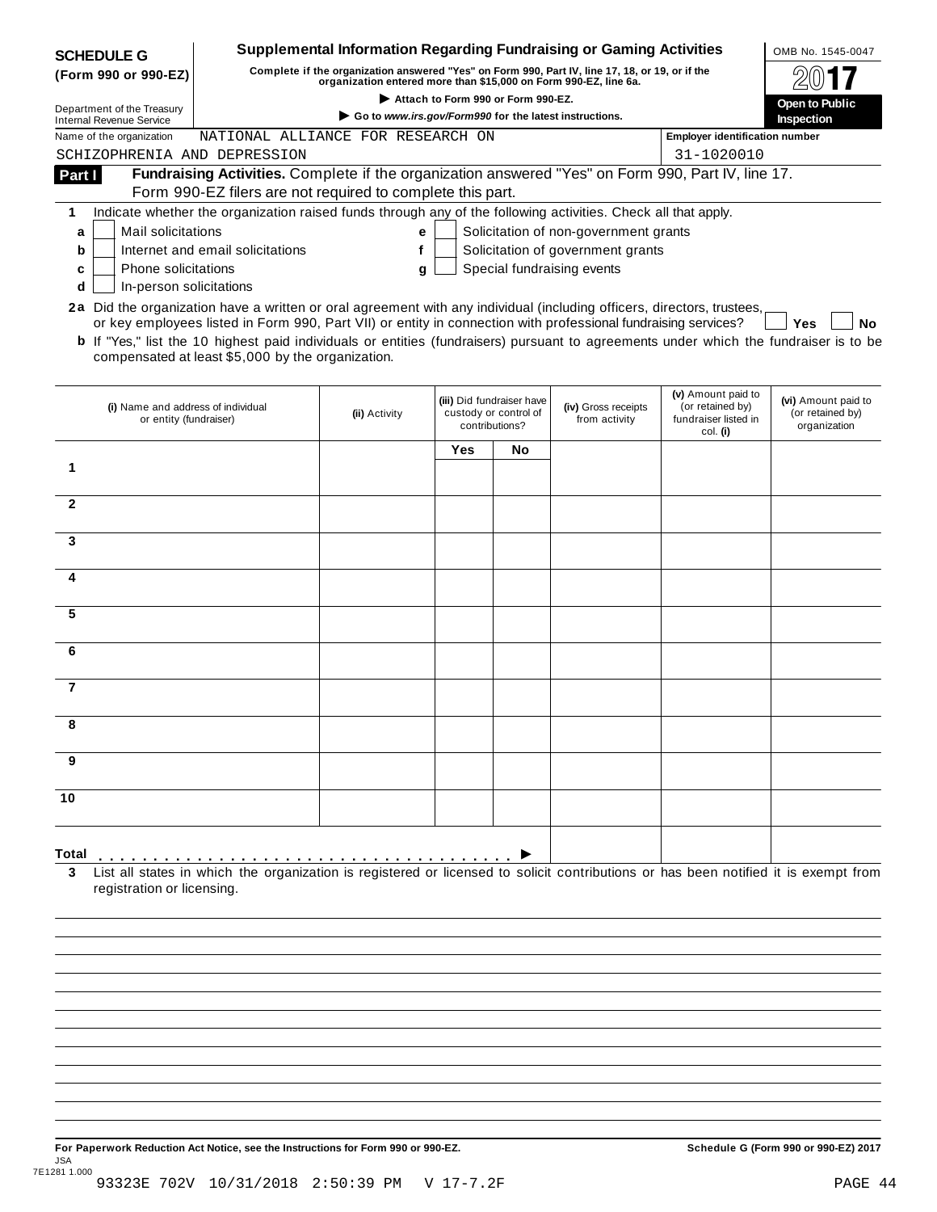**SCHEDULE G (Form 990 or 990-EZ)**

Department of the Treasury
Internal Revenue Service

# Supplemental Information Regarding Fundraising or Gaming Activities

**Complete if the organization answered "Yes" on Form 990, Part IV, line 17, 18, or 19, or if the organization entered more than $15,000 on Form 990-EZ, line 6a.**

▶ **Attach to Form 990 or Form 990-EZ.**

▶ **Go to *www.irs.gov/Form990* for the latest instructions.**

OMB No. 1545-0047

**2017**

**Open to Public Inspection**

Name of the organization: NATIONAL ALLIANCE FOR RESEARCH ON SCHIZOPHRENIA AND DEPRESSION

**Employer identification number** 31-1020010

**Part I** **Fundraising Activities.** Complete if the organization answered "Yes" on Form 990, Part IV, line 17. Form 990-EZ filers are not required to complete this part.

**1** Indicate whether the organization raised funds through any of the following activities. Check all that apply.

- **a** ☐ Mail solicitations
- **b** ☐ Internet and email solicitations
- **c** ☐ Phone solicitations
- **d** ☐ In-person solicitations
- **e** ☐ Solicitation of non-government grants
- **f** ☐ Solicitation of government grants
- **g** ☐ Special fundraising events

**2a** Did the organization have a written or oral agreement with any individual (including officers, directors, trustees, or key employees listed in Form 990, Part VII) or entity in connection with professional fundraising services? ☐ **Yes** ☐ **No**

**b** If "Yes," list the 10 highest paid individuals or entities (fundraisers) pursuant to agreements under which the fundraiser is to be compensated at least $5,000 by the organization.

| | (i) Name and address of individual or entity (fundraiser) | (ii) Activity | (iii) Did fundraiser have custody or control of contributions? | | (iv) Gross receipts from activity | (v) Amount paid to (or retained by) fundraiser listed in col. (i) | (vi) Amount paid to (or retained by) organization |
|---|---|---|---|---|---|---|---|
| | | | Yes | No | | | |
| 1 | | | | | | | |
| 2 | | | | | | | |
| 3 | | | | | | | |
| 4 | | | | | | | |
| 5 | | | | | | | |
| 6 | | | | | | | |
| 7 | | | | | | | |
| 8 | | | | | | | |
| 9 | | | | | | | |
| 10 | | | | | | | |
| Total ▶ | | | | | | | |

**3** List all states in which the organization is registered or licensed to solicit contributions or has been notified it is exempt from registration or licensing.

**For Paperwork Reduction Act Notice, see the Instructions for Form 990 or 990-EZ.** **Schedule G (Form 990 or 990-EZ) 2017**

JSA
7E1281 1.000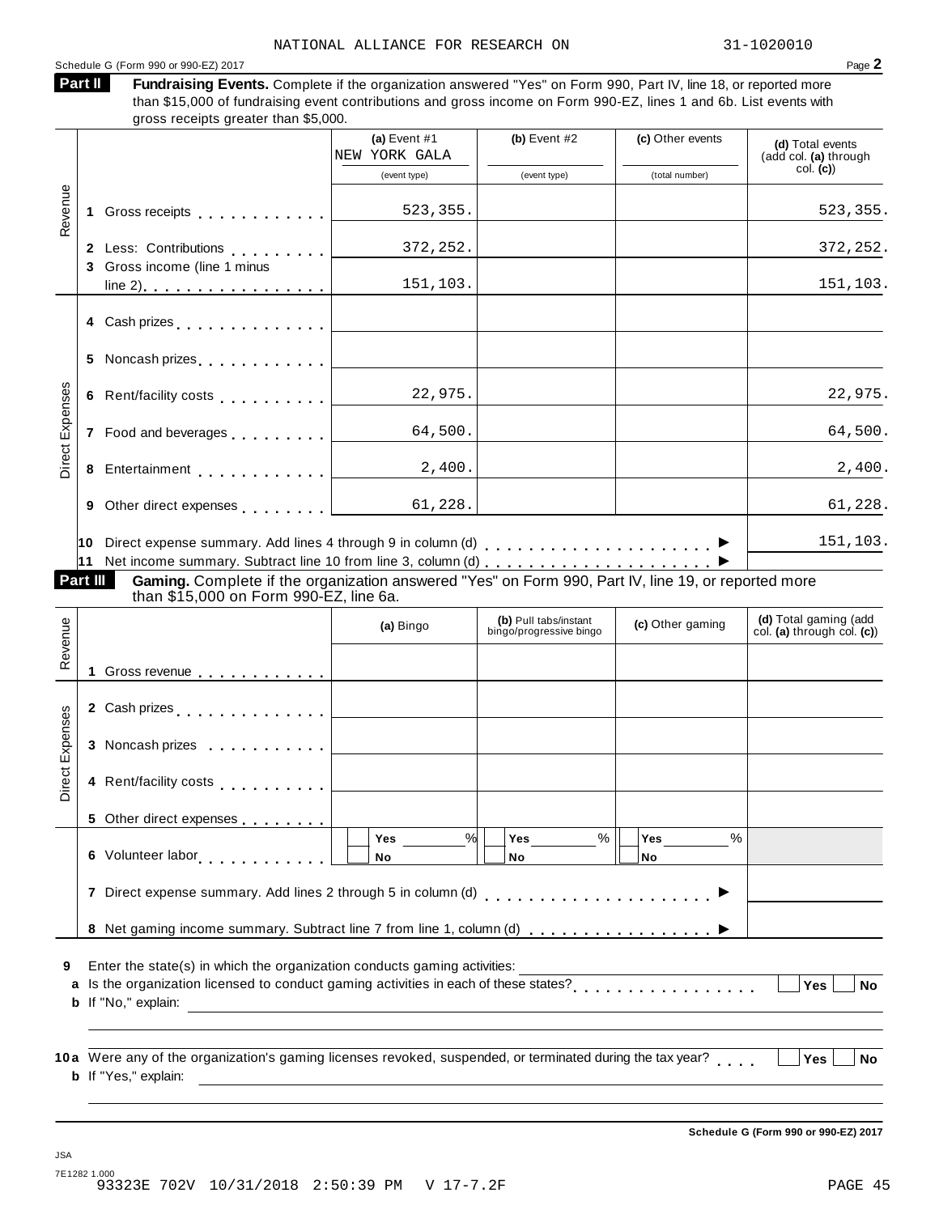NATIONAL ALLIANCE FOR RESEARCH ON 31-1020010

Schedule G (Form 990 or 990-EZ) 2017 Page **2**

**Part II** **Fundraising Events.** Complete if the organization answered "Yes" on Form 990, Part IV, line 18, or reported more than $15,000 of fundraising event contributions and gross income on Form 990-EZ, lines 1 and 6b. List events with gross receipts greater than $5,000.

| | | (a) Event #1 NEW YORK GALA (event type) | (b) Event #2 (event type) | (c) Other events (total number) | (d) Total events (add col. (a) through col. (c)) |
|---|---|---|---|---|---|
| Revenue | 1 Gross receipts | 523,355. | | | 523,355. |
| | 2 Less: Contributions | 372,252. | | | 372,252. |
| | 3 Gross income (line 1 minus line 2) | 151,103. | | | 151,103. |
| Direct Expenses | 4 Cash prizes | | | | |
| | 5 Noncash prizes | | | | |
| | 6 Rent/facility costs | 22,975. | | | 22,975. |
| | 7 Food and beverages | 64,500. | | | 64,500. |
| | 8 Entertainment | 2,400. | | | 2,400. |
| | 9 Other direct expenses | 61,228. | | | 61,228. |

10 Direct expense summary. Add lines 4 through 9 in column (d) ▶ 151,103.

11 Net income summary. Subtract line 10 from line 3, column (d) ▶

**Part III** **Gaming.** Complete if the organization answered "Yes" on Form 990, Part IV, line 19, or reported more than $15,000 on Form 990-EZ, line 6a.

| | | (a) Bingo | (b) Pull tabs/instant bingo/progressive bingo | (c) Other gaming | (d) Total gaming (add col. (a) through col. (c)) |
|---|---|---|---|---|---|
| Revenue | 1 Gross revenue | | | | |
| Direct Expenses | 2 Cash prizes | | | | |
| | 3 Noncash prizes | | | | |
| | 4 Rent/facility costs | | | | |
| | 5 Other direct expenses | | | | |
| | 6 Volunteer labor | Yes ___% / No | Yes ___% / No | Yes ___% / No | |

7 Direct expense summary. Add lines 2 through 5 in column (d) ▶

8 Net gaming income summary. Subtract line 7 from line 1, column (d) ▶

9 Enter the state(s) in which the organization conducts gaming activities:

a Is the organization licensed to conduct gaming activities in each of these states? Yes No

b If "No," explain:

10a Were any of the organization's gaming licenses revoked, suspended, or terminated during the tax year? Yes No

b If "Yes," explain:

**Schedule G (Form 990 or 990-EZ) 2017**

JSA
7E1282 1.000
93323E 702V 10/31/2018 2:50:39 PM V 17-7.2F PAGE 45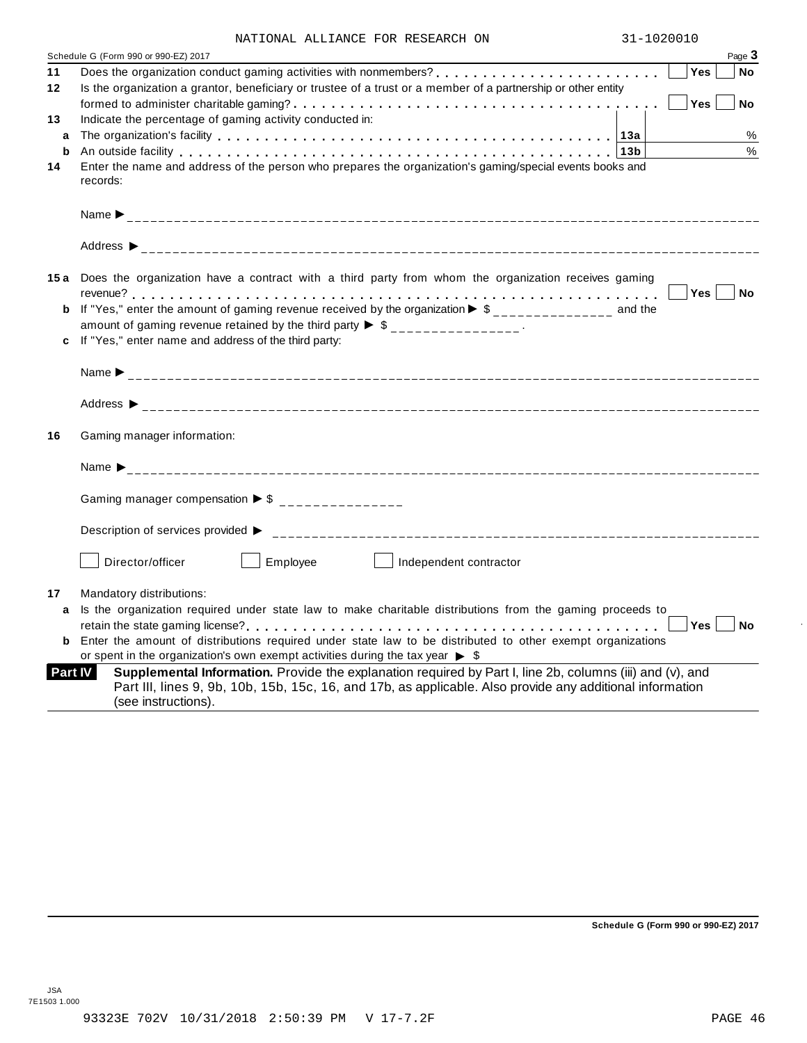NATIONAL ALLIANCE FOR RESEARCH ON 31-1020010

Schedule G (Form 990 or 990-EZ) 2017 Page **3**

**11** Does the organization conduct gaming activities with nonmembers? . . . . . . . . . . . . . . . . . . . . . . . . ☐ **Yes** ☐ **No**

**12** Is the organization a grantor, beneficiary or trustee of a trust or a member of a partnership or other entity formed to administer charitable gaming? . . . . . . . . . . . . . . . . . . . . . . . . . . . . . . . . . . . . . ☐ **Yes** ☐ **No**

**13** Indicate the percentage of gaming activity conducted in:

**a** The organization's facility . . . . . . . . . . . . . . . . . . . . . . . . . . . . . . . . . . . . . . . . . . **13a** %

**b** An outside facility . . . . . . . . . . . . . . . . . . . . . . . . . . . . . . . . . . . . . . . . . . . . . . . **13b** %

**14** Enter the name and address of the person who prepares the organization's gaming/special events books and records:

Name ▶ ____________________

Address ▶ ____________________

**15 a** Does the organization have a contract with a third party from whom the organization receives gaming revenue? . . . . . . . . . . . . . . . . . . . . . . . . . . . . . . . . . . . . . . . . . . . . . . . . . . . . . . . . . . . ☐ **Yes** ☐ **No**

**b** If "Yes," enter the amount of gaming revenue received by the organization ▶ $ ______________ and the amount of gaming revenue retained by the third party ▶ $ ______________ .

**c** If "Yes," enter name and address of the third party:

Name ▶ ____________________

Address ▶ ____________________

**16** Gaming manager information:

Name ▶ ____________________

Gaming manager compensation ▶ $ ______________

Description of services provided ▶ ____________________

☐ Director/officer ☐ Employee ☐ Independent contractor

**17** Mandatory distributions:

**a** Is the organization required under state law to make charitable distributions from the gaming proceeds to retain the state gaming license? . . . . . . . . . . . . . . . . . . . . . . . . . . . . . . . . . . . . . . . . . . . . ☐ **Yes** ☐ **No**

**b** Enter the amount of distributions required under state law to be distributed to other exempt organizations or spent in the organization's own exempt activities during the tax year ▶ $

**Part IV** **Supplemental Information.** Provide the explanation required by Part I, line 2b, columns (iii) and (v), and Part III, lines 9, 9b, 10b, 15b, 15c, 16, and 17b, as applicable. Also provide any additional information (see instructions).

**Schedule G (Form 990 or 990-EZ) 2017**

JSA
7E1503 1.000

93323E 702V 10/31/2018 2:50:39 PM V 17-7.2F PAGE 46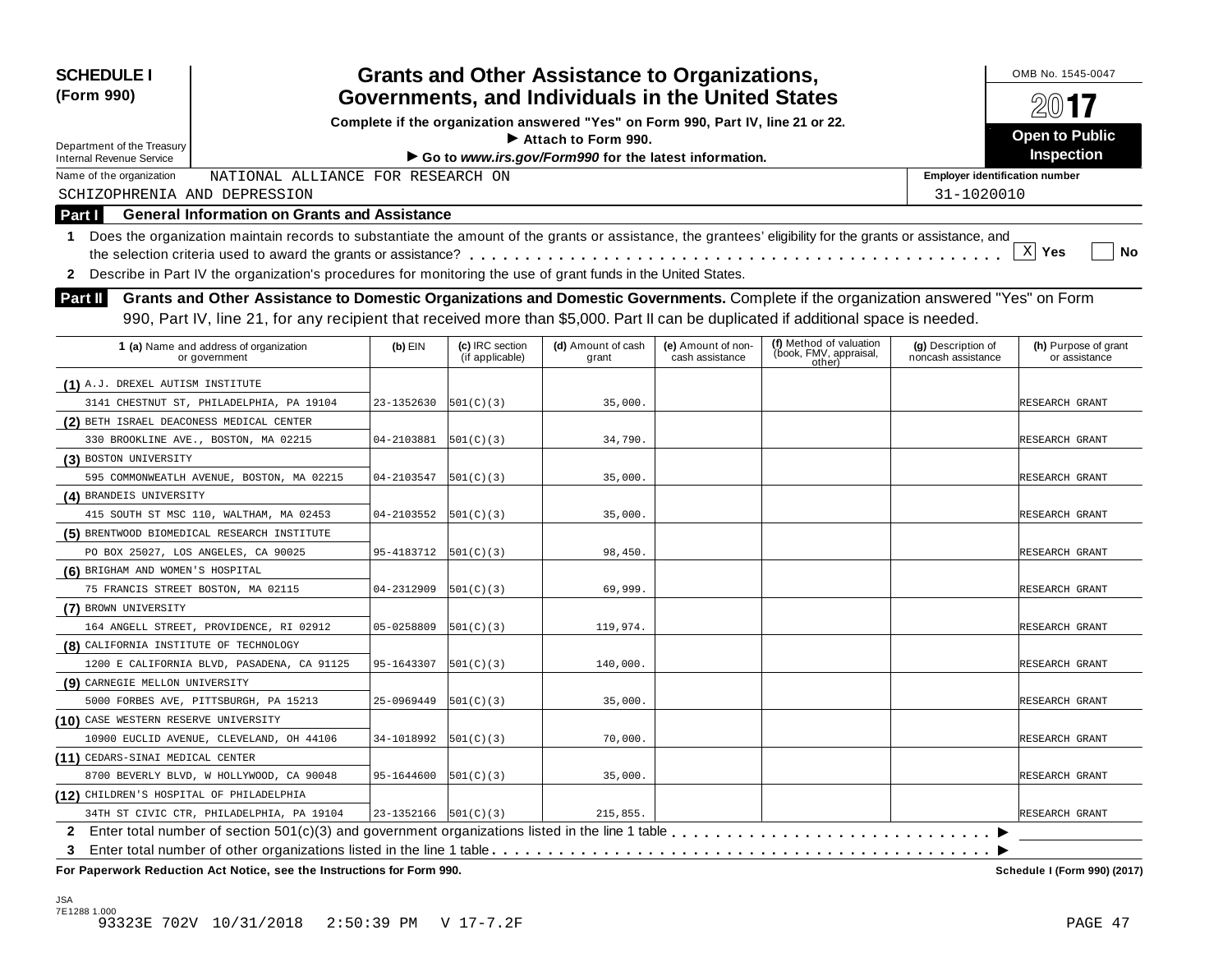**SCHEDULE I (Form 990)**

Department of the Treasury
Internal Revenue Service

# Grants and Other Assistance to Organizations, Governments, and Individuals in the United States

**Complete if the organization answered "Yes" on Form 990, Part IV, line 21 or 22.**
**► Attach to Form 990.**
**► Go to *www.irs.gov/Form990* for the latest information.**

OMB No. 1545-0047

2017

**Open to Public Inspection**

Name of the organization: NATIONAL ALLIANCE FOR RESEARCH ON SCHIZOPHRENIA AND DEPRESSION

Employer identification number: 31-1020010

## Part I General Information on Grants and Assistance

**1** Does the organization maintain records to substantiate the amount of the grants or assistance, the grantees' eligibility for the grants or assistance, and the selection criteria used to award the grants or assistance? . . . . . [X] Yes [ ] No

**2** Describe in Part IV the organization's procedures for monitoring the use of grant funds in the United States.

## Part II Grants and Other Assistance to Domestic Organizations and Domestic Governments.

Complete if the organization answered "Yes" on Form 990, Part IV, line 21, for any recipient that received more than $5,000. Part II can be duplicated if additional space is needed.

| 1 (a) Name and address of organization or government | (b) EIN | (c) IRC section (if applicable) | (d) Amount of cash grant | (e) Amount of non-cash assistance | (f) Method of valuation (book, FMV, appraisal, other) | (g) Description of noncash assistance | (h) Purpose of grant or assistance |
|---|---|---|---|---|---|---|---|
| (1) A.J. DREXEL AUTISM INSTITUTE<br>3141 CHESTNUT ST, PHILADELPHIA, PA 19104 | 23-1352630 | 501(C)(3) | 35,000. | | | | RESEARCH GRANT |
| (2) BETH ISRAEL DEACONESS MEDICAL CENTER<br>330 BROOKLINE AVE., BOSTON, MA 02215 | 04-2103881 | 501(C)(3) | 34,790. | | | | RESEARCH GRANT |
| (3) BOSTON UNIVERSITY<br>595 COMMONWEATLH AVENUE, BOSTON, MA 02215 | 04-2103547 | 501(C)(3) | 35,000. | | | | RESEARCH GRANT |
| (4) BRANDEIS UNIVERSITY<br>415 SOUTH ST MSC 110, WALTHAM, MA 02453 | 04-2103552 | 501(C)(3) | 35,000. | | | | RESEARCH GRANT |
| (5) BRENTWOOD BIOMEDICAL RESEARCH INSTITUTE<br>PO BOX 25027, LOS ANGELES, CA 90025 | 95-4183712 | 501(C)(3) | 98,450. | | | | RESEARCH GRANT |
| (6) BRIGHAM AND WOMEN'S HOSPITAL<br>75 FRANCIS STREET BOSTON, MA 02115 | 04-2312909 | 501(C)(3) | 69,999. | | | | RESEARCH GRANT |
| (7) BROWN UNIVERSITY<br>164 ANGELL STREET, PROVIDENCE, RI 02912 | 05-0258809 | 501(C)(3) | 119,974. | | | | RESEARCH GRANT |
| (8) CALIFORNIA INSTITUTE OF TECHNOLOGY<br>1200 E CALIFORNIA BLVD, PASADENA, CA 91125 | 95-1643307 | 501(C)(3) | 140,000. | | | | RESEARCH GRANT |
| (9) CARNEGIE MELLON UNIVERSITY<br>5000 FORBES AVE, PITTSBURGH, PA 15213 | 25-0969449 | 501(C)(3) | 35,000. | | | | RESEARCH GRANT |
| (10) CASE WESTERN RESERVE UNIVERSITY<br>10900 EUCLID AVENUE, CLEVELAND, OH 44106 | 34-1018992 | 501(C)(3) | 70,000. | | | | RESEARCH GRANT |
| (11) CEDARS-SINAI MEDICAL CENTER<br>8700 BEVERLY BLVD, W HOLLYWOOD, CA 90048 | 95-1644600 | 501(C)(3) | 35,000. | | | | RESEARCH GRANT |
| (12) CHILDREN'S HOSPITAL OF PHILADELPHIA<br>34TH ST CIVIC CTR, PHILADELPHIA, PA 19104 | 23-1352166 | 501(C)(3) | 215,855. | | | | RESEARCH GRANT |

**2** Enter total number of section 501(c)(3) and government organizations listed in the line 1 table . . . . . ►

**3** Enter total number of other organizations listed in the line 1 table . . . . . ►

**For Paperwork Reduction Act Notice, see the Instructions for Form 990.** **Schedule I (Form 990) (2017)**

JSA
7E1288 1.000
93323E 702V 10/31/2018 2:50:39 PM V 17-7.2F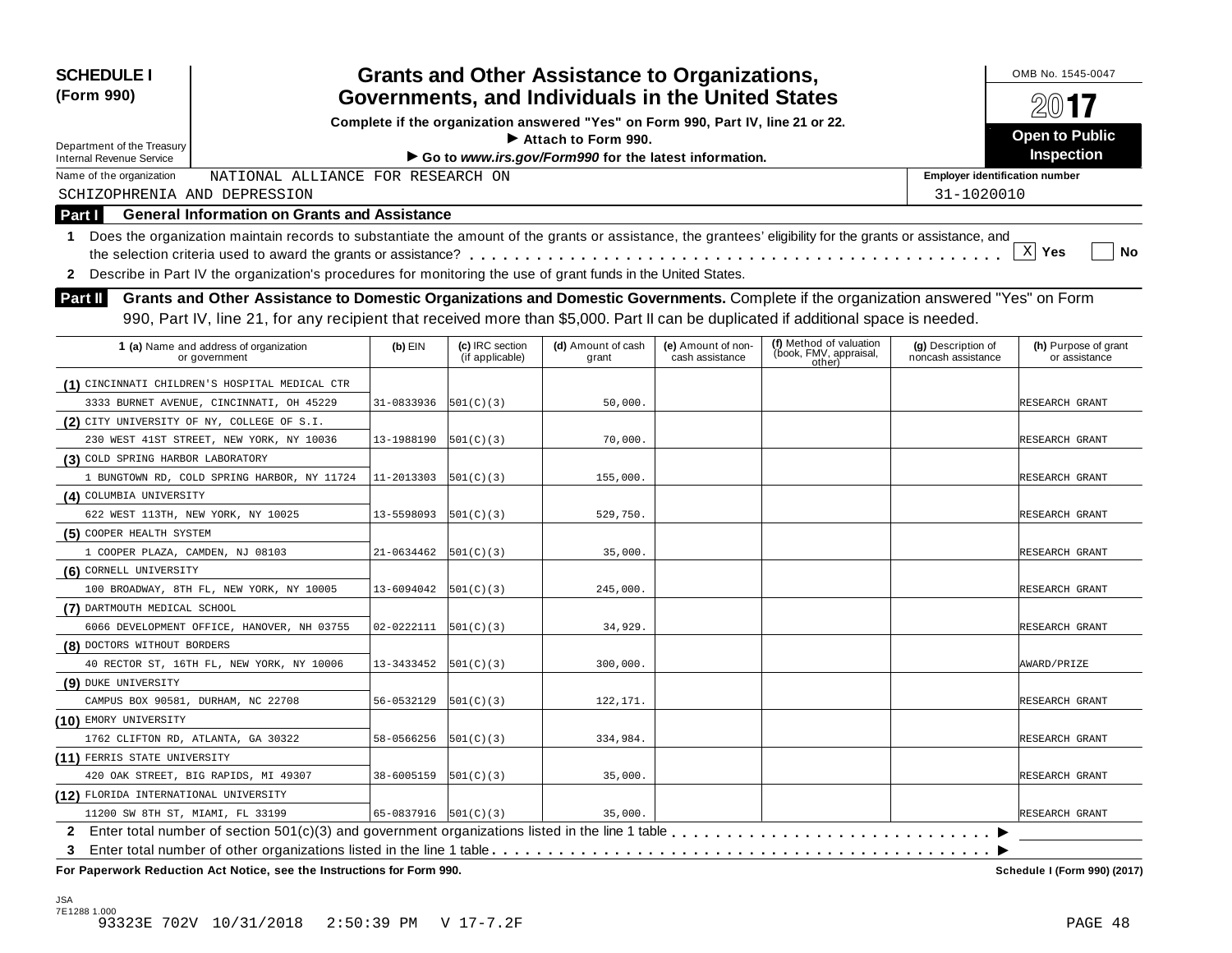**SCHEDULE I (Form 990)**

Department of the Treasury
Internal Revenue Service

# Grants and Other Assistance to Organizations, Governments, and Individuals in the United States

**Complete if the organization answered "Yes" on Form 990, Part IV, line 21 or 22.**
**▶ Attach to Form 990.**
**▶ Go to *www.irs.gov/Form990* for the latest information.**

OMB No. 1545-0047

**2017**

**Open to Public Inspection**

Name of the organization: NATIONAL ALLIANCE FOR RESEARCH ON SCHIZOPHRENIA AND DEPRESSION

**Employer identification number**: 31-1020010

## Part I General Information on Grants and Assistance

1 Does the organization maintain records to substantiate the amount of the grants or assistance, the grantees' eligibility for the grants or assistance, and the selection criteria used to award the grants or assistance? . . . . . [X] **Yes** [ ] **No**

2 Describe in Part IV the organization's procedures for monitoring the use of grant funds in the United States.

## Part II Grants and Other Assistance to Domestic Organizations and Domestic Governments.

Complete if the organization answered "Yes" on Form 990, Part IV, line 21, for any recipient that received more than $5,000. Part II can be duplicated if additional space is needed.

| 1 (a) Name and address of organization or government | (b) EIN | (c) IRC section (if applicable) | (d) Amount of cash grant | (e) Amount of non-cash assistance | (f) Method of valuation (book, FMV, appraisal, other) | (g) Description of noncash assistance | (h) Purpose of grant or assistance |
|---|---|---|---|---|---|---|---|
| (1) CINCINNATI CHILDREN'S HOSPITAL MEDICAL CTR<br>3333 BURNET AVENUE, CINCINNATI, OH 45229 | 31-0833936 | 501(C)(3) | 50,000. | | | | RESEARCH GRANT |
| (2) CITY UNIVERSITY OF NY, COLLEGE OF S.I.<br>230 WEST 41ST STREET, NEW YORK, NY 10036 | 13-1988190 | 501(C)(3) | 70,000. | | | | RESEARCH GRANT |
| (3) COLD SPRING HARBOR LABORATORY<br>1 BUNGTOWN RD, COLD SPRING HARBOR, NY 11724 | 11-2013303 | 501(C)(3) | 155,000. | | | | RESEARCH GRANT |
| (4) COLUMBIA UNIVERSITY<br>622 WEST 113TH, NEW YORK, NY 10025 | 13-5598093 | 501(C)(3) | 529,750. | | | | RESEARCH GRANT |
| (5) COOPER HEALTH SYSTEM<br>1 COOPER PLAZA, CAMDEN, NJ 08103 | 21-0634462 | 501(C)(3) | 35,000. | | | | RESEARCH GRANT |
| (6) CORNELL UNIVERSITY<br>100 BROADWAY, 8TH FL, NEW YORK, NY 10005 | 13-6094042 | 501(C)(3) | 245,000. | | | | RESEARCH GRANT |
| (7) DARTMOUTH MEDICAL SCHOOL<br>6066 DEVELOPMENT OFFICE, HANOVER, NH 03755 | 02-0222111 | 501(C)(3) | 34,929. | | | | RESEARCH GRANT |
| (8) DOCTORS WITHOUT BORDERS<br>40 RECTOR ST, 16TH FL, NEW YORK, NY 10006 | 13-3433452 | 501(C)(3) | 300,000. | | | | AWARD/PRIZE |
| (9) DUKE UNIVERSITY<br>CAMPUS BOX 90581, DURHAM, NC 22708 | 56-0532129 | 501(C)(3) | 122,171. | | | | RESEARCH GRANT |
| (10) EMORY UNIVERSITY<br>1762 CLIFTON RD, ATLANTA, GA 30322 | 58-0566256 | 501(C)(3) | 334,984. | | | | RESEARCH GRANT |
| (11) FERRIS STATE UNIVERSITY<br>420 OAK STREET, BIG RAPIDS, MI 49307 | 38-6005159 | 501(C)(3) | 35,000. | | | | RESEARCH GRANT |
| (12) FLORIDA INTERNATIONAL UNIVERSITY<br>11200 SW 8TH ST, MIAMI, FL 33199 | 65-0837916 | 501(C)(3) | 35,000. | | | | RESEARCH GRANT |

2 Enter total number of section 501(c)(3) and government organizations listed in the line 1 table . . . . . ▶

3 Enter total number of other organizations listed in the line 1 table . . . . . ▶

**For Paperwork Reduction Act Notice, see the Instructions for Form 990.** **Schedule I (Form 990) (2017)**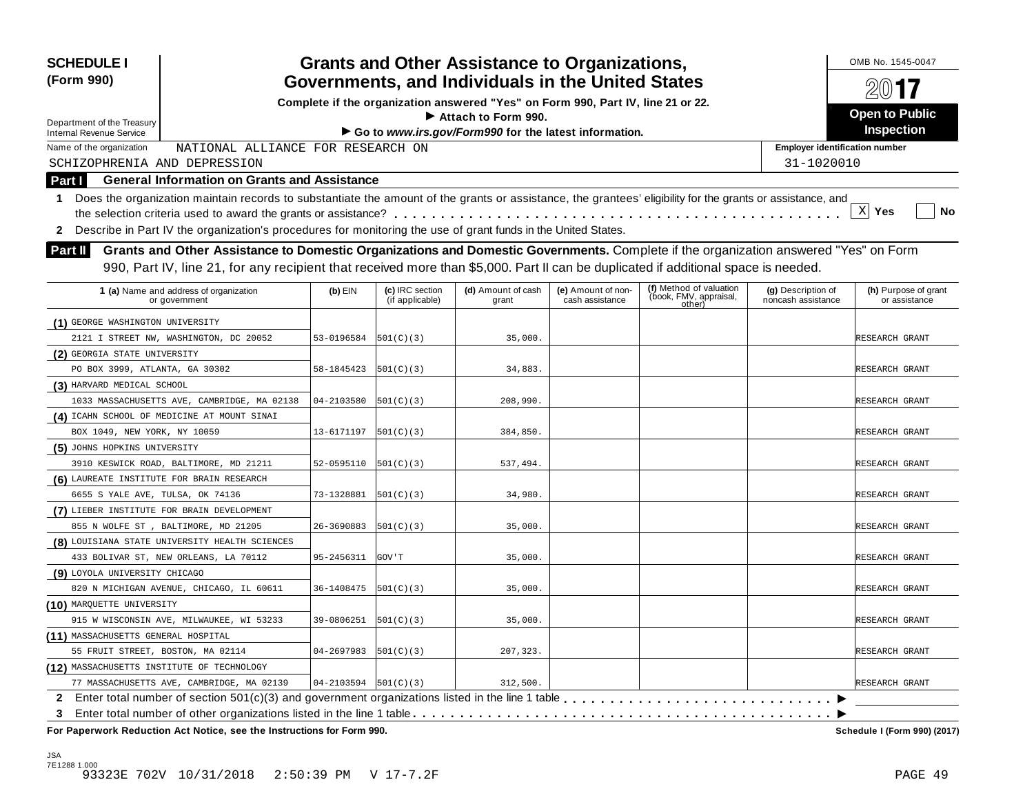**SCHEDULE I (Form 990)**

# Grants and Other Assistance to Organizations, Governments, and Individuals in the United States

**Complete if the organization answered "Yes" on Form 990, Part IV, line 21 or 22.**
► Attach to Form 990.
► Go to *www.irs.gov/Form990* for the latest information.

Department of the Treasury
Internal Revenue Service

OMB No. 1545-0047
2017
**Open to Public Inspection**

Name of the organization: NATIONAL ALLIANCE FOR RESEARCH ON SCHIZOPHRENIA AND DEPRESSION

Employer identification number: 31-1020010

## Part I General Information on Grants and Assistance

1 Does the organization maintain records to substantiate the amount of the grants or assistance, the grantees' eligibility for the grants or assistance, and the selection criteria used to award the grants or assistance? . . . . . [X] Yes [ ] No

2 Describe in Part IV the organization's procedures for monitoring the use of grant funds in the United States.

## Part II Grants and Other Assistance to Domestic Organizations and Domestic Governments.

Complete if the organization answered "Yes" on Form 990, Part IV, line 21, for any recipient that received more than $5,000. Part II can be duplicated if additional space is needed.

| 1 (a) Name and address of organization or government | (b) EIN | (c) IRC section (if applicable) | (d) Amount of cash grant | (e) Amount of non-cash assistance | (f) Method of valuation (book, FMV, appraisal, other) | (g) Description of noncash assistance | (h) Purpose of grant or assistance |
|---|---|---|---|---|---|---|---|
| (1) GEORGE WASHINGTON UNIVERSITY 2121 I STREET NW, WASHINGTON, DC 20052 | 53-0196584 | 501(C)(3) | 35,000. | | | | RESEARCH GRANT |
| (2) GEORGIA STATE UNIVERSITY PO BOX 3999, ATLANTA, GA 30302 | 58-1845423 | 501(C)(3) | 34,883. | | | | RESEARCH GRANT |
| (3) HARVARD MEDICAL SCHOOL 1033 MASSACHUSETTS AVE, CAMBRIDGE, MA 02138 | 04-2103580 | 501(C)(3) | 208,990. | | | | RESEARCH GRANT |
| (4) ICAHN SCHOOL OF MEDICINE AT MOUNT SINAI BOX 1049, NEW YORK, NY 10059 | 13-6171197 | 501(C)(3) | 384,850. | | | | RESEARCH GRANT |
| (5) JOHNS HOPKINS UNIVERSITY 3910 KESWICK ROAD, BALTIMORE, MD 21211 | 52-0595110 | 501(C)(3) | 537,494. | | | | RESEARCH GRANT |
| (6) LAUREATE INSTITUTE FOR BRAIN RESEARCH 6655 S YALE AVE, TULSA, OK 74136 | 73-1328881 | 501(C)(3) | 34,980. | | | | RESEARCH GRANT |
| (7) LIEBER INSTITUTE FOR BRAIN DEVELOPMENT 855 N WOLFE ST , BALTIMORE, MD 21205 | 26-3690883 | 501(C)(3) | 35,000. | | | | RESEARCH GRANT |
| (8) LOUISIANA STATE UNIVERSITY HEALTH SCIENCES 433 BOLIVAR ST, NEW ORLEANS, LA 70112 | 95-2456311 | GOV'T | 35,000. | | | | RESEARCH GRANT |
| (9) LOYOLA UNIVERSITY CHICAGO 820 N MICHIGAN AVENUE, CHICAGO, IL 60611 | 36-1408475 | 501(C)(3) | 35,000. | | | | RESEARCH GRANT |
| (10) MARQUETTE UNIVERSITY 915 W WISCONSIN AVE, MILWAUKEE, WI 53233 | 39-0806251 | 501(C)(3) | 35,000. | | | | RESEARCH GRANT |
| (11) MASSACHUSETTS GENERAL HOSPITAL 55 FRUIT STREET, BOSTON, MA 02114 | 04-2697983 | 501(C)(3) | 207,323. | | | | RESEARCH GRANT |
| (12) MASSACHUSETTS INSTITUTE OF TECHNOLOGY 77 MASSACHUSETTS AVE, CAMBRIDGE, MA 02139 | 04-2103594 | 501(C)(3) | 312,500. | | | | RESEARCH GRANT |

2 Enter total number of section 501(c)(3) and government organizations listed in the line 1 table . . . . . ►

3 Enter total number of other organizations listed in the line 1 table . . . . . ►

**For Paperwork Reduction Act Notice, see the Instructions for Form 990.** Schedule I (Form 990) (2017)

JSA
7E1288 1.000
93323E 702V 10/31/2018 2:50:39 PM V 17-7.2F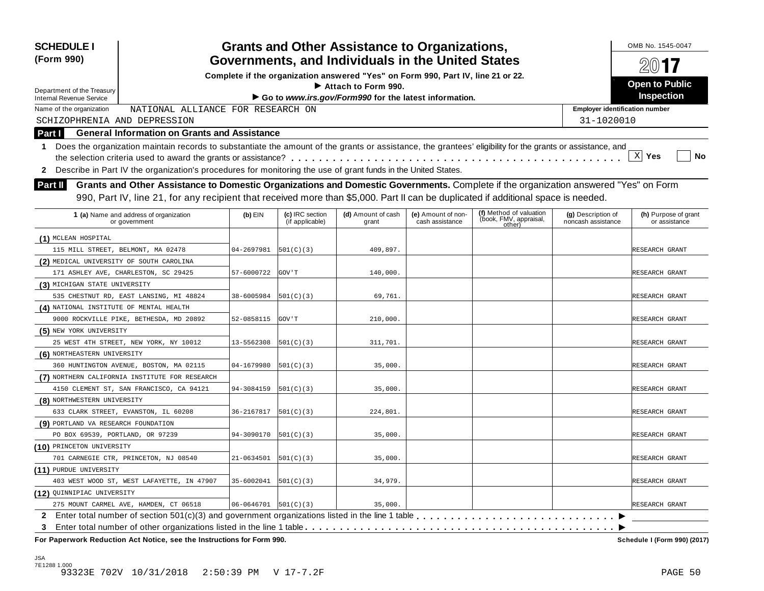**SCHEDULE I**
**(Form 990)**

Department of the Treasury
Internal Revenue Service

# Grants and Other Assistance to Organizations, Governments, and Individuals in the United States

**Complete if the organization answered "Yes" on Form 990, Part IV, line 21 or 22.**
**▶ Attach to Form 990.**
**▶ Go to *www.irs.gov/Form990* for the latest information.**

OMB No. 1545-0047
**2017**
**Open to Public Inspection**

Name of the organization: NATIONAL ALLIANCE FOR RESEARCH ON SCHIZOPHRENIA AND DEPRESSION

Employer identification number: 31-1020010

## Part I General Information on Grants and Assistance

**1** Does the organization maintain records to substantiate the amount of the grants or assistance, the grantees' eligibility for the grants or assistance, and the selection criteria used to award the grants or assistance? . . . . . [X] **Yes** [ ] **No**

**2** Describe in Part IV the organization's procedures for monitoring the use of grant funds in the United States.

## Part II Grants and Other Assistance to Domestic Organizations and Domestic Governments.

Complete if the organization answered "Yes" on Form 990, Part IV, line 21, for any recipient that received more than $5,000. Part II can be duplicated if additional space is needed.

| 1 (a) Name and address of organization or government | (b) EIN | (c) IRC section (if applicable) | (d) Amount of cash grant | (e) Amount of non-cash assistance | (f) Method of valuation (book, FMV, appraisal, other) | (g) Description of noncash assistance | (h) Purpose of grant or assistance |
|---|---|---|---|---|---|---|---|
| (1) MCLEAN HOSPITAL<br>115 MILL STREET, BELMONT, MA 02478 | 04-2697981 | 501(C)(3) | 409,897. | | | | RESEARCH GRANT |
| (2) MEDICAL UNIVERSITY OF SOUTH CAROLINA<br>171 ASHLEY AVE, CHARLESTON, SC 29425 | 57-6000722 | GOV'T | 140,000. | | | | RESEARCH GRANT |
| (3) MICHIGAN STATE UNIVERSITY<br>535 CHESTNUT RD, EAST LANSING, MI 48824 | 38-6005984 | 501(C)(3) | 69,761. | | | | RESEARCH GRANT |
| (4) NATIONAL INSTITUTE OF MENTAL HEALTH<br>9000 ROCKVILLE PIKE, BETHESDA, MD 20892 | 52-0858115 | GOV'T | 210,000. | | | | RESEARCH GRANT |
| (5) NEW YORK UNIVERSITY<br>25 WEST 4TH STREET, NEW YORK, NY 10012 | 13-5562308 | 501(C)(3) | 311,701. | | | | RESEARCH GRANT |
| (6) NORTHEASTERN UNIVERSITY<br>360 HUNTINGTON AVENUE, BOSTON, MA 02115 | 04-1679980 | 501(C)(3) | 35,000. | | | | RESEARCH GRANT |
| (7) NORTHERN CALIFORNIA INSTITUTE FOR RESEARCH<br>4150 CLEMENT ST, SAN FRANCISCO, CA 94121 | 94-3084159 | 501(C)(3) | 35,000. | | | | RESEARCH GRANT |
| (8) NORTHWESTERN UNIVERSITY<br>633 CLARK STREET, EVANSTON, IL 60208 | 36-2167817 | 501(C)(3) | 224,801. | | | | RESEARCH GRANT |
| (9) PORTLAND VA RESEARCH FOUNDATION<br>PO BOX 69539, PORTLAND, OR 97239 | 94-3090170 | 501(C)(3) | 35,000. | | | | RESEARCH GRANT |
| (10) PRINCETON UNIVERSITY<br>701 CARNEGIE CTR, PRINCETON, NJ 08540 | 21-0634501 | 501(C)(3) | 35,000. | | | | RESEARCH GRANT |
| (11) PURDUE UNIVERSITY<br>403 WEST WOOD ST, WEST LAFAYETTE, IN 47907 | 35-6002041 | 501(C)(3) | 34,979. | | | | RESEARCH GRANT |
| (12) QUINNIPIAC UNIVERSITY<br>275 MOUNT CARMEL AVE, HAMDEN, CT 06518 | 06-0646701 | 501(C)(3) | 35,000. | | | | RESEARCH GRANT |

**2** Enter total number of section 501(c)(3) and government organizations listed in the line 1 table . . . . . ▶

**3** Enter total number of other organizations listed in the line 1 table . . . . . ▶

**For Paperwork Reduction Act Notice, see the Instructions for Form 990.** **Schedule I (Form 990) (2017)**

JSA
7E1288 1.000
93323E 702V 10/31/2018 2:50:39 PM V 17-7.2F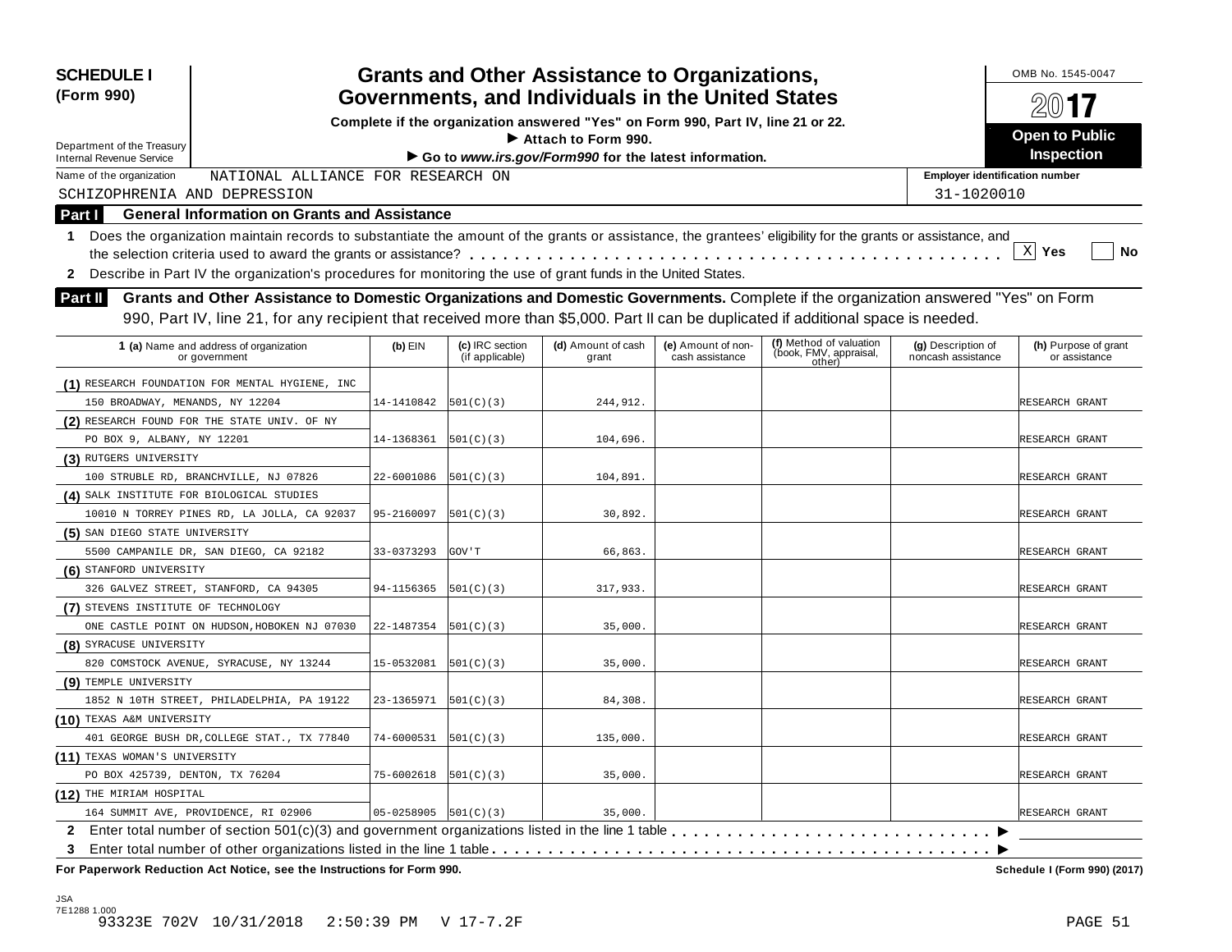**SCHEDULE I (Form 990)**

Department of the Treasury
Internal Revenue Service

# Grants and Other Assistance to Organizations, Governments, and Individuals in the United States

**Complete if the organization answered "Yes" on Form 990, Part IV, line 21 or 22.**
**► Attach to Form 990.**
**► Go to *www.irs.gov/Form990* for the latest information.**

OMB No. 1545-0047

**2017**

**Open to Public Inspection**

Name of the organization: NATIONAL ALLIANCE FOR RESEARCH ON SCHIZOPHRENIA AND DEPRESSION

Employer identification number: 31-1020010

## Part I General Information on Grants and Assistance

1 Does the organization maintain records to substantiate the amount of the grants or assistance, the grantees' eligibility for the grants or assistance, and the selection criteria used to award the grants or assistance? . . . . . [X] Yes [ ] No

2 Describe in Part IV the organization's procedures for monitoring the use of grant funds in the United States.

## Part II Grants and Other Assistance to Domestic Organizations and Domestic Governments.

Complete if the organization answered "Yes" on Form 990, Part IV, line 21, for any recipient that received more than $5,000. Part II can be duplicated if additional space is needed.

| 1 (a) Name and address of organization or government | (b) EIN | (c) IRC section (if applicable) | (d) Amount of cash grant | (e) Amount of non-cash assistance | (f) Method of valuation (book, FMV, appraisal, other) | (g) Description of noncash assistance | (h) Purpose of grant or assistance |
|---|---|---|---|---|---|---|---|
| (1) RESEARCH FOUNDATION FOR MENTAL HYGIENE, INC 150 BROADWAY, MENANDS, NY 12204 | 14-1410842 | 501(C)(3) | 244,912. | | | | RESEARCH GRANT |
| (2) RESEARCH FOUND FOR THE STATE UNIV. OF NY PO BOX 9, ALBANY, NY 12201 | 14-1368361 | 501(C)(3) | 104,696. | | | | RESEARCH GRANT |
| (3) RUTGERS UNIVERSITY 100 STRUBLE RD, BRANCHVILLE, NJ 07826 | 22-6001086 | 501(C)(3) | 104,891. | | | | RESEARCH GRANT |
| (4) SALK INSTITUTE FOR BIOLOGICAL STUDIES 10010 N TORREY PINES RD, LA JOLLA, CA 92037 | 95-2160097 | 501(C)(3) | 30,892. | | | | RESEARCH GRANT |
| (5) SAN DIEGO STATE UNIVERSITY 5500 CAMPANILE DR, SAN DIEGO, CA 92182 | 33-0373293 | GOV'T | 66,863. | | | | RESEARCH GRANT |
| (6) STANFORD UNIVERSITY 326 GALVEZ STREET, STANFORD, CA 94305 | 94-1156365 | 501(C)(3) | 317,933. | | | | RESEARCH GRANT |
| (7) STEVENS INSTITUTE OF TECHNOLOGY ONE CASTLE POINT ON HUDSON,HOBOKEN NJ 07030 | 22-1487354 | 501(C)(3) | 35,000. | | | | RESEARCH GRANT |
| (8) SYRACUSE UNIVERSITY 820 COMSTOCK AVENUE, SYRACUSE, NY 13244 | 15-0532081 | 501(C)(3) | 35,000. | | | | RESEARCH GRANT |
| (9) TEMPLE UNIVERSITY 1852 N 10TH STREET, PHILADELPHIA, PA 19122 | 23-1365971 | 501(C)(3) | 84,308. | | | | RESEARCH GRANT |
| (10) TEXAS A&M UNIVERSITY 401 GEORGE BUSH DR,COLLEGE STAT., TX 77840 | 74-6000531 | 501(C)(3) | 135,000. | | | | RESEARCH GRANT |
| (11) TEXAS WOMAN'S UNIVERSITY PO BOX 425739, DENTON, TX 76204 | 75-6002618 | 501(C)(3) | 35,000. | | | | RESEARCH GRANT |
| (12) THE MIRIAM HOSPITAL 164 SUMMIT AVE, PROVIDENCE, RI 02906 | 05-0258905 | 501(C)(3) | 35,000. | | | | RESEARCH GRANT |

2 Enter total number of section 501(c)(3) and government organizations listed in the line 1 table . . . . . ►

3 Enter total number of other organizations listed in the line 1 table . . . . . ►

**For Paperwork Reduction Act Notice, see the Instructions for Form 990.** **Schedule I (Form 990) (2017)**

JSA
7E1288 1.000
93323E 702V 10/31/2018 2:50:39 PM V 17-7.2F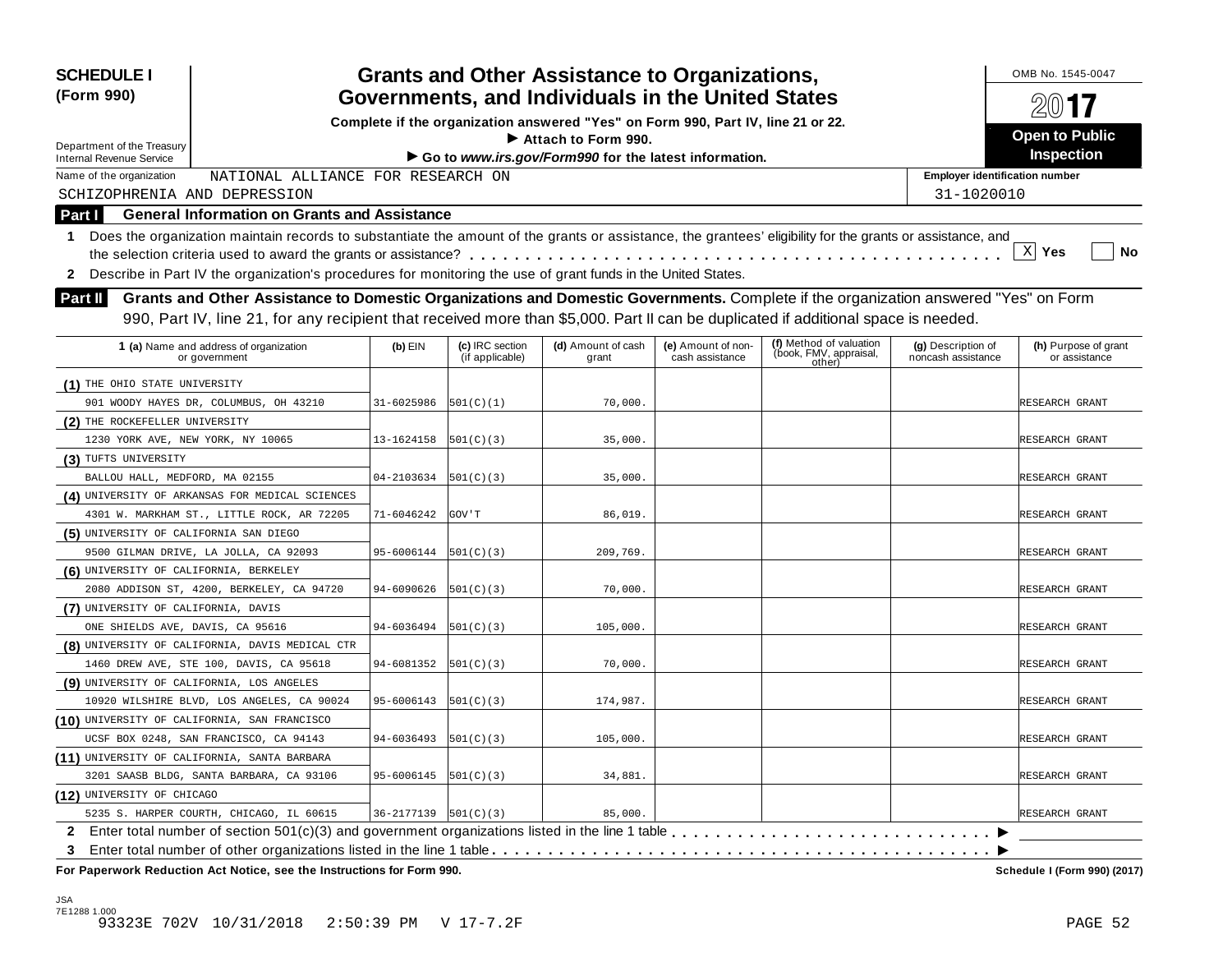**SCHEDULE I (Form 990)**

Department of the Treasury
Internal Revenue Service

# Grants and Other Assistance to Organizations, Governments, and Individuals in the United States

**Complete if the organization answered "Yes" on Form 990, Part IV, line 21 or 22.**
**▶ Attach to Form 990.**
**▶ Go to *www.irs.gov/Form990* for the latest information.**

OMB No. 1545-0047

**2017**

**Open to Public Inspection**

Name of the organization: NATIONAL ALLIANCE FOR RESEARCH ON SCHIZOPHRENIA AND DEPRESSION

Employer identification number: 31-1020010

## Part I General Information on Grants and Assistance

**1** Does the organization maintain records to substantiate the amount of the grants or assistance, the grantees' eligibility for the grants or assistance, and the selection criteria used to award the grants or assistance? . . . . . [X] Yes [ ] No

**2** Describe in Part IV the organization's procedures for monitoring the use of grant funds in the United States.

## Part II Grants and Other Assistance to Domestic Organizations and Domestic Governments.

Complete if the organization answered "Yes" on Form 990, Part IV, line 21, for any recipient that received more than $5,000. Part II can be duplicated if additional space is needed.

| | 1 (a) Name and address of organization or government | (b) EIN | (c) IRC section (if applicable) | (d) Amount of cash grant | (e) Amount of non-cash assistance | (f) Method of valuation (book, FMV, appraisal, other) | (g) Description of noncash assistance | (h) Purpose of grant or assistance |
|---|---|---|---|---|---|---|---|---|
| (1) | THE OHIO STATE UNIVERSITY<br>901 WOODY HAYES DR, COLUMBUS, OH 43210 | 31-6025986 | 501(C)(1) | 70,000. | | | | RESEARCH GRANT |
| (2) | THE ROCKEFELLER UNIVERSITY<br>1230 YORK AVE, NEW YORK, NY 10065 | 13-1624158 | 501(C)(3) | 35,000. | | | | RESEARCH GRANT |
| (3) | TUFTS UNIVERSITY<br>BALLOU HALL, MEDFORD, MA 02155 | 04-2103634 | 501(C)(3) | 35,000. | | | | RESEARCH GRANT |
| (4) | UNIVERSITY OF ARKANSAS FOR MEDICAL SCIENCES<br>4301 W. MARKHAM ST., LITTLE ROCK, AR 72205 | 71-6046242 | GOV'T | 86,019. | | | | RESEARCH GRANT |
| (5) | UNIVERSITY OF CALIFORNIA SAN DIEGO<br>9500 GILMAN DRIVE, LA JOLLA, CA 92093 | 95-6006144 | 501(C)(3) | 209,769. | | | | RESEARCH GRANT |
| (6) | UNIVERSITY OF CALIFORNIA, BERKELEY<br>2080 ADDISON ST, 4200, BERKELEY, CA 94720 | 94-6090626 | 501(C)(3) | 70,000. | | | | RESEARCH GRANT |
| (7) | UNIVERSITY OF CALIFORNIA, DAVIS<br>ONE SHIELDS AVE, DAVIS, CA 95616 | 94-6036494 | 501(C)(3) | 105,000. | | | | RESEARCH GRANT |
| (8) | UNIVERSITY OF CALIFORNIA, DAVIS MEDICAL CTR<br>1460 DREW AVE, STE 100, DAVIS, CA 95618 | 94-6081352 | 501(C)(3) | 70,000. | | | | RESEARCH GRANT |
| (9) | UNIVERSITY OF CALIFORNIA, LOS ANGELES<br>10920 WILSHIRE BLVD, LOS ANGELES, CA 90024 | 95-6006143 | 501(C)(3) | 174,987. | | | | RESEARCH GRANT |
| (10) | UNIVERSITY OF CALIFORNIA, SAN FRANCISCO<br>UCSF BOX 0248, SAN FRANCISCO, CA 94143 | 94-6036493 | 501(C)(3) | 105,000. | | | | RESEARCH GRANT |
| (11) | UNIVERSITY OF CALIFORNIA, SANTA BARBARA<br>3201 SAASB BLDG, SANTA BARBARA, CA 93106 | 95-6006145 | 501(C)(3) | 34,881. | | | | RESEARCH GRANT |
| (12) | UNIVERSITY OF CHICAGO<br>5235 S. HARPER COURTH, CHICAGO, IL 60615 | 36-2177139 | 501(C)(3) | 85,000. | | | | RESEARCH GRANT |

**2** Enter total number of section 501(c)(3) and government organizations listed in the line 1 table . . . . . ▶

**3** Enter total number of other organizations listed in the line 1 table . . . . . ▶

**For Paperwork Reduction Act Notice, see the Instructions for Form 990.** Schedule I (Form 990) (2017)

JSA
7E1288 1.000
93323E 702V 10/31/2018 2:50:39 PM V 17-7.2F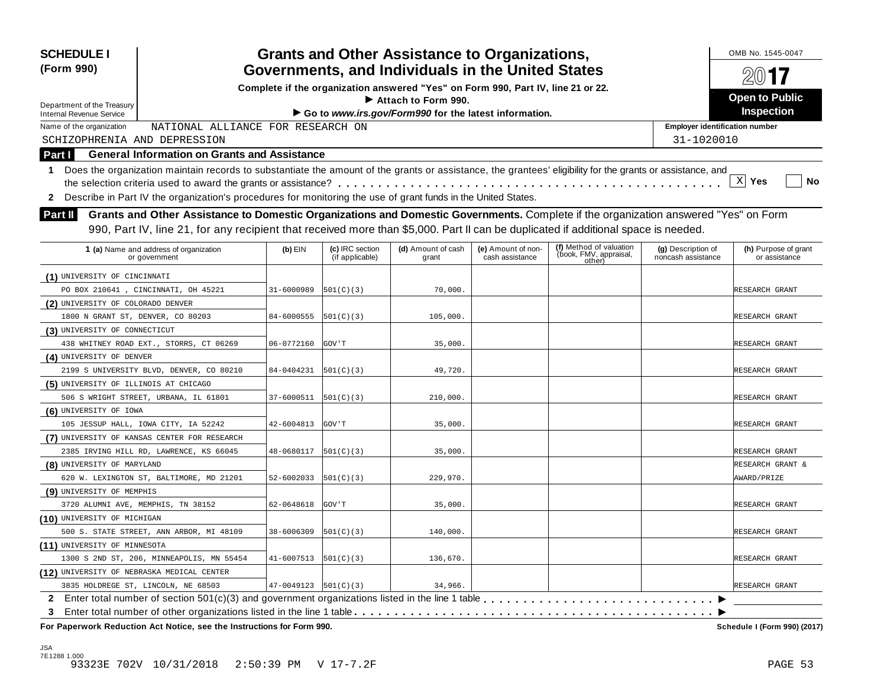**SCHEDULE I (Form 990)**

Department of the Treasury
Internal Revenue Service

# Grants and Other Assistance to Organizations, Governments, and Individuals in the United States

**Complete if the organization answered "Yes" on Form 990, Part IV, line 21 or 22.**
**▶ Attach to Form 990.**
**▶ Go to *www.irs.gov/Form990* for the latest information.**

OMB No. 1545-0047

**2017**

**Open to Public Inspection**

Name of the organization: NATIONAL ALLIANCE FOR RESEARCH ON SCHIZOPHRENIA AND DEPRESSION

Employer identification number: 31-1020010

## Part I General Information on Grants and Assistance

**1** Does the organization maintain records to substantiate the amount of the grants or assistance, the grantees' eligibility for the grants or assistance, and the selection criteria used to award the grants or assistance? . . . . . [X] Yes [ ] No

**2** Describe in Part IV the organization's procedures for monitoring the use of grant funds in the United States.

## Part II Grants and Other Assistance to Domestic Organizations and Domestic Governments.

Complete if the organization answered "Yes" on Form 990, Part IV, line 21, for any recipient that received more than $5,000. Part II can be duplicated if additional space is needed.

| 1 (a) Name and address of organization or government | (b) EIN | (c) IRC section (if applicable) | (d) Amount of cash grant | (e) Amount of non-cash assistance | (f) Method of valuation (book, FMV, appraisal, other) | (g) Description of noncash assistance | (h) Purpose of grant or assistance |
|---|---|---|---|---|---|---|---|
| (1) UNIVERSITY OF CINCINNATI<br>PO BOX 210641 , CINCINNATI, OH 45221 | 31-6000989 | 501(C)(3) | 70,000. | | | | RESEARCH GRANT |
| (2) UNIVERSITY OF COLORADO DENVER<br>1800 N GRANT ST, DENVER, CO 80203 | 84-6000555 | 501(C)(3) | 105,000. | | | | RESEARCH GRANT |
| (3) UNIVERSITY OF CONNECTICUT<br>438 WHITNEY ROAD EXT., STORRS, CT 06269 | 06-0772160 | GOV'T | 35,000. | | | | RESEARCH GRANT |
| (4) UNIVERSITY OF DENVER<br>2199 S UNIVERSITY BLVD, DENVER, CO 80210 | 84-0404231 | 501(C)(3) | 49,720. | | | | RESEARCH GRANT |
| (5) UNIVERSITY OF ILLINOIS AT CHICAGO<br>506 S WRIGHT STREET, URBANA, IL 61801 | 37-6000511 | 501(C)(3) | 210,000. | | | | RESEARCH GRANT |
| (6) UNIVERSITY OF IOWA<br>105 JESSUP HALL, IOWA CITY, IA 52242 | 42-6004813 | GOV'T | 35,000. | | | | RESEARCH GRANT |
| (7) UNIVERSITY OF KANSAS CENTER FOR RESEARCH<br>2385 IRVING HILL RD, LAWRENCE, KS 66045 | 48-0680117 | 501(C)(3) | 35,000. | | | | RESEARCH GRANT |
| (8) UNIVERSITY OF MARYLAND<br>620 W. LEXINGTON ST, BALTIMORE, MD 21201 | 52-6002033 | 501(C)(3) | 229,970. | | | | RESEARCH GRANT & AWARD/PRIZE |
| (9) UNIVERSITY OF MEMPHIS<br>3720 ALUMNI AVE, MEMPHIS, TN 38152 | 62-0648618 | GOV'T | 35,000. | | | | RESEARCH GRANT |
| (10) UNIVERSITY OF MICHIGAN<br>500 S. STATE STREET, ANN ARBOR, MI 48109 | 38-6006309 | 501(C)(3) | 140,000. | | | | RESEARCH GRANT |
| (11) UNIVERSITY OF MINNESOTA<br>1300 S 2ND ST, 206, MINNEAPOLIS, MN 55454 | 41-6007513 | 501(C)(3) | 136,670. | | | | RESEARCH GRANT |
| (12) UNIVERSITY OF NEBRASKA MEDICAL CENTER<br>3835 HOLDREGE ST, LINCOLN, NE 68503 | 47-0049123 | 501(C)(3) | 34,966. | | | | RESEARCH GRANT |

**2** Enter total number of section 501(c)(3) and government organizations listed in the line 1 table . . . . . ▶

**3** Enter total number of other organizations listed in the line 1 table . . . . . ▶

**For Paperwork Reduction Act Notice, see the Instructions for Form 990.** **Schedule I (Form 990) (2017)**

JSA
7E1288 1.000
93323E 702V 10/31/2018 2:50:39 PM V 17-7.2F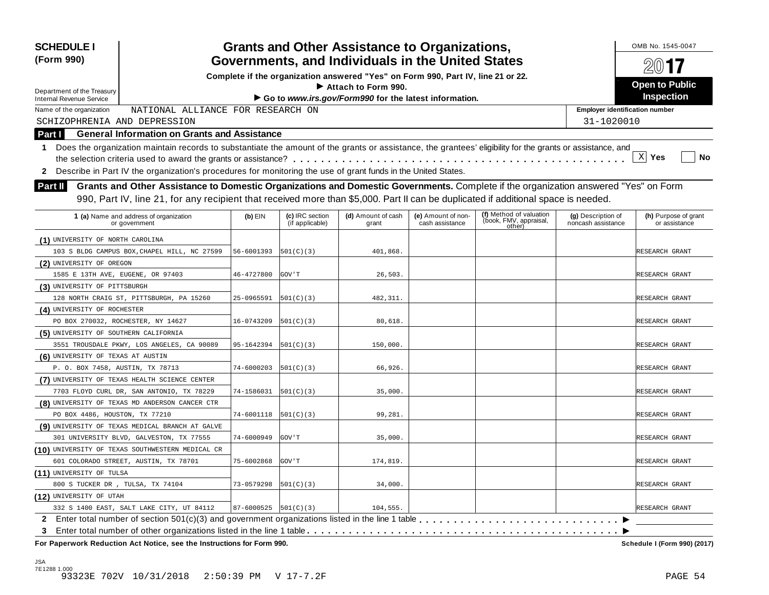**SCHEDULE I**
**(Form 990)**

Department of the Treasury
Internal Revenue Service

# Grants and Other Assistance to Organizations, Governments, and Individuals in the United States

**Complete if the organization answered "Yes" on Form 990, Part IV, line 21 or 22.**
▶ **Attach to Form 990.**
▶ **Go to *www.irs.gov/Form990* for the latest information.**

OMB No. 1545-0047
**2017**
**Open to Public Inspection**

Name of the organization: NATIONAL ALLIANCE FOR RESEARCH ON SCHIZOPHRENIA AND DEPRESSION

**Employer identification number** 31-1020010

## Part I General Information on Grants and Assistance

**1** Does the organization maintain records to substantiate the amount of the grants or assistance, the grantees' eligibility for the grants or assistance, and the selection criteria used to award the grants or assistance? . . . . . . . . [X] **Yes** [ ] **No**

**2** Describe in Part IV the organization's procedures for monitoring the use of grant funds in the United States.

## Part II Grants and Other Assistance to Domestic Organizations and Domestic Governments.

Complete if the organization answered "Yes" on Form 990, Part IV, line 21, for any recipient that received more than $5,000. Part II can be duplicated if additional space is needed.

| **1 (a)** Name and address of organization or government | **(b)** EIN | **(c)** IRC section (if applicable) | **(d)** Amount of cash grant | **(e)** Amount of non-cash assistance | **(f)** Method of valuation (book, FMV, appraisal, other) | **(g)** Description of noncash assistance | **(h)** Purpose of grant or assistance |
|---|---|---|---|---|---|---|---|
| (1) UNIVERSITY OF NORTH CAROLINA 103 S BLDG CAMPUS BOX,CHAPEL HILL, NC 27599 | 56-6001393 | 501(C)(3) | 401,868. | | | | RESEARCH GRANT |
| (2) UNIVERSITY OF OREGON 1585 E 13TH AVE, EUGENE, OR 97403 | 46-4727800 | GOV'T | 26,503. | | | | RESEARCH GRANT |
| (3) UNIVERSITY OF PITTSBURGH 128 NORTH CRAIG ST, PITTSBURGH, PA 15260 | 25-0965591 | 501(C)(3) | 482,311. | | | | RESEARCH GRANT |
| (4) UNIVERSITY OF ROCHESTER PO BOX 270032, ROCHESTER, NY 14627 | 16-0743209 | 501(C)(3) | 80,618. | | | | RESEARCH GRANT |
| (5) UNIVERSITY OF SOUTHERN CALIFORNIA 3551 TROUSDALE PKWY, LOS ANGELES, CA 90089 | 95-1642394 | 501(C)(3) | 150,000. | | | | RESEARCH GRANT |
| (6) UNIVERSITY OF TEXAS AT AUSTIN P. O. BOX 7458, AUSTIN, TX 78713 | 74-6000203 | 501(C)(3) | 66,926. | | | | RESEARCH GRANT |
| (7) UNIVERSITY OF TEXAS HEALTH SCIENCE CENTER 7703 FLOYD CURL DR, SAN ANTONIO, TX 78229 | 74-1586031 | 501(C)(3) | 35,000. | | | | RESEARCH GRANT |
| (8) UNIVERSITY OF TEXAS MD ANDERSON CANCER CTR PO BOX 4486, HOUSTON, TX 77210 | 74-6001118 | 501(C)(3) | 99,281. | | | | RESEARCH GRANT |
| (9) UNIVERSITY OF TEXAS MEDICAL BRANCH AT GALVE 301 UNIVERSITY BLVD, GALVESTON, TX 77555 | 74-6000949 | GOV'T | 35,000. | | | | RESEARCH GRANT |
| (10) UNIVERSITY OF TEXAS SOUTHWESTERN MEDICAL CR 601 COLORADO STREET, AUSTIN, TX 78701 | 75-6002868 | GOV'T | 174,819. | | | | RESEARCH GRANT |
| (11) UNIVERSITY OF TULSA 800 S TUCKER DR , TULSA, TX 74104 | 73-0579298 | 501(C)(3) | 34,000. | | | | RESEARCH GRANT |
| (12) UNIVERSITY OF UTAH 332 S 1400 EAST, SALT LAKE CITY, UT 84112 | 87-6000525 | 501(C)(3) | 104,555. | | | | RESEARCH GRANT |

**2** Enter total number of section 501(c)(3) and government organizations listed in the line 1 table . . . . . . . . ▶

**3** Enter total number of other organizations listed in the line 1 table . . . . . . . . ▶

**For Paperwork Reduction Act Notice, see the Instructions for Form 990.** **Schedule I (Form 990) (2017)**

JSA
7E1288 1.000
93323E 702V 10/31/2018 2:50:39 PM V 17-7.2F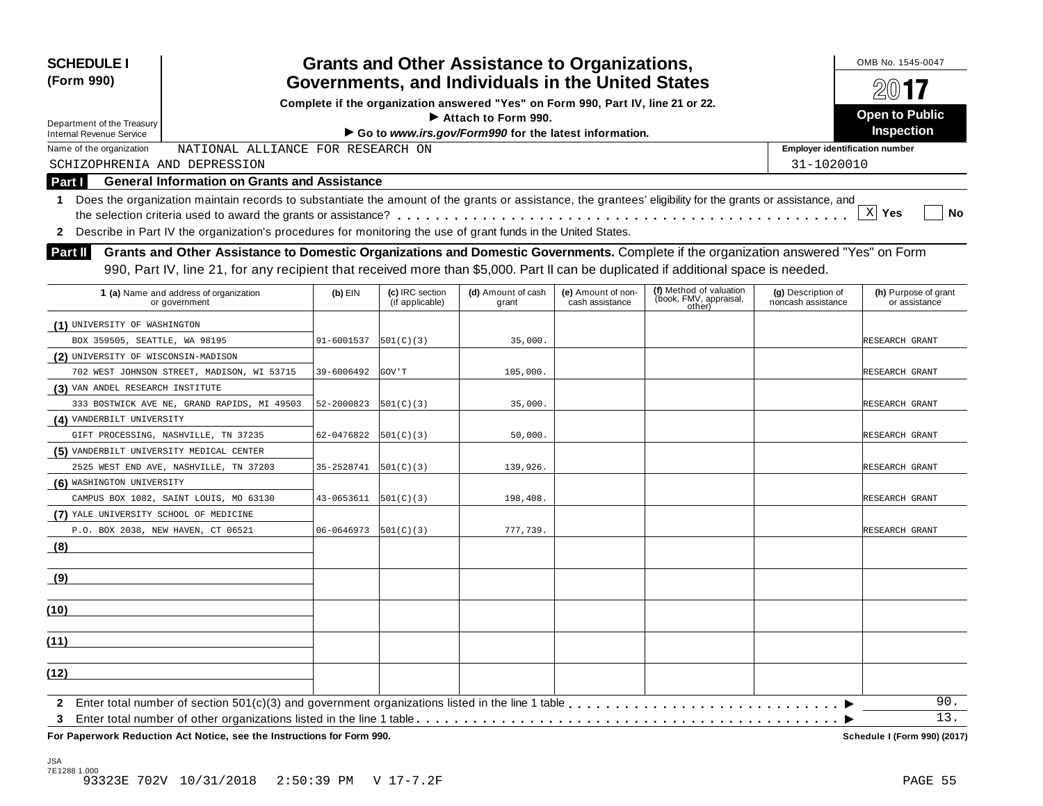**SCHEDULE I**
**(Form 990)**

Department of the Treasury
Internal Revenue Service

# Grants and Other Assistance to Organizations, Governments, and Individuals in the United States

**Complete if the organization answered "Yes" on Form 990, Part IV, line 21 or 22.**
**▶ Attach to Form 990.**
**▶ Go to *www.irs.gov/Form990* for the latest information.**

OMB No. 1545-0047

**2017**

**Open to Public Inspection**

Name of the organization: NATIONAL ALLIANCE FOR RESEARCH ON SCHIZOPHRENIA AND DEPRESSION

Employer identification number: 31-1020010

## Part I General Information on Grants and Assistance

**1** Does the organization maintain records to substantiate the amount of the grants or assistance, the grantees' eligibility for the grants or assistance, and the selection criteria used to award the grants or assistance? . . . . . [X] Yes [ ] No

**2** Describe in Part IV the organization's procedures for monitoring the use of grant funds in the United States.

## Part II Grants and Other Assistance to Domestic Organizations and Domestic Governments.

Complete if the organization answered "Yes" on Form 990, Part IV, line 21, for any recipient that received more than $5,000. Part II can be duplicated if additional space is needed.

| | 1 (a) Name and address of organization or government | (b) EIN | (c) IRC section (if applicable) | (d) Amount of cash grant | (e) Amount of non-cash assistance | (f) Method of valuation (book, FMV, appraisal, other) | (g) Description of noncash assistance | (h) Purpose of grant or assistance |
|---|---|---|---|---|---|---|---|---|
| (1) | UNIVERSITY OF WASHINGTON BOX 359505, SEATTLE, WA 98195 | 91-6001537 | 501(C)(3) | 35,000. | | | | RESEARCH GRANT |
| (2) | UNIVERSITY OF WISCONSIN-MADISON 702 WEST JOHNSON STREET, MADISON, WI 53715 | 39-6006492 | GOV'T | 105,000. | | | | RESEARCH GRANT |
| (3) | VAN ANDEL RESEARCH INSTITUTE 333 BOSTWICK AVE NE, GRAND RAPIDS, MI 49503 | 52-2000823 | 501(C)(3) | 35,000. | | | | RESEARCH GRANT |
| (4) | VANDERBILT UNIVERSITY GIFT PROCESSING, NASHVILLE, TN 37235 | 62-0476822 | 501(C)(3) | 50,000. | | | | RESEARCH GRANT |
| (5) | VANDERBILT UNIVERSITY MEDICAL CENTER 2525 WEST END AVE, NASHVILLE, TN 37203 | 35-2528741 | 501(C)(3) | 139,926. | | | | RESEARCH GRANT |
| (6) | WASHINGTON UNIVERSITY CAMPUS BOX 1082, SAINT LOUIS, MO 63130 | 43-0653611 | 501(C)(3) | 198,408. | | | | RESEARCH GRANT |
| (7) | YALE UNIVERSITY SCHOOL OF MEDICINE P.O. BOX 2038, NEW HAVEN, CT 06521 | 06-0646973 | 501(C)(3) | 777,739. | | | | RESEARCH GRANT |
| (8) | | | | | | | | |
| (9) | | | | | | | | |
| (10) | | | | | | | | |
| (11) | | | | | | | | |
| (12) | | | | | | | | |

**2** Enter total number of section 501(c)(3) and government organizations listed in the line 1 table . . . . . ▶ 90.

**3** Enter total number of other organizations listed in the line 1 table . . . . . ▶ 13.

**For Paperwork Reduction Act Notice, see the Instructions for Form 990.** **Schedule I (Form 990) (2017)**

JSA
7E1288 1.000
93323E 702V 10/31/2018 2:50:39 PM V 17-7.2F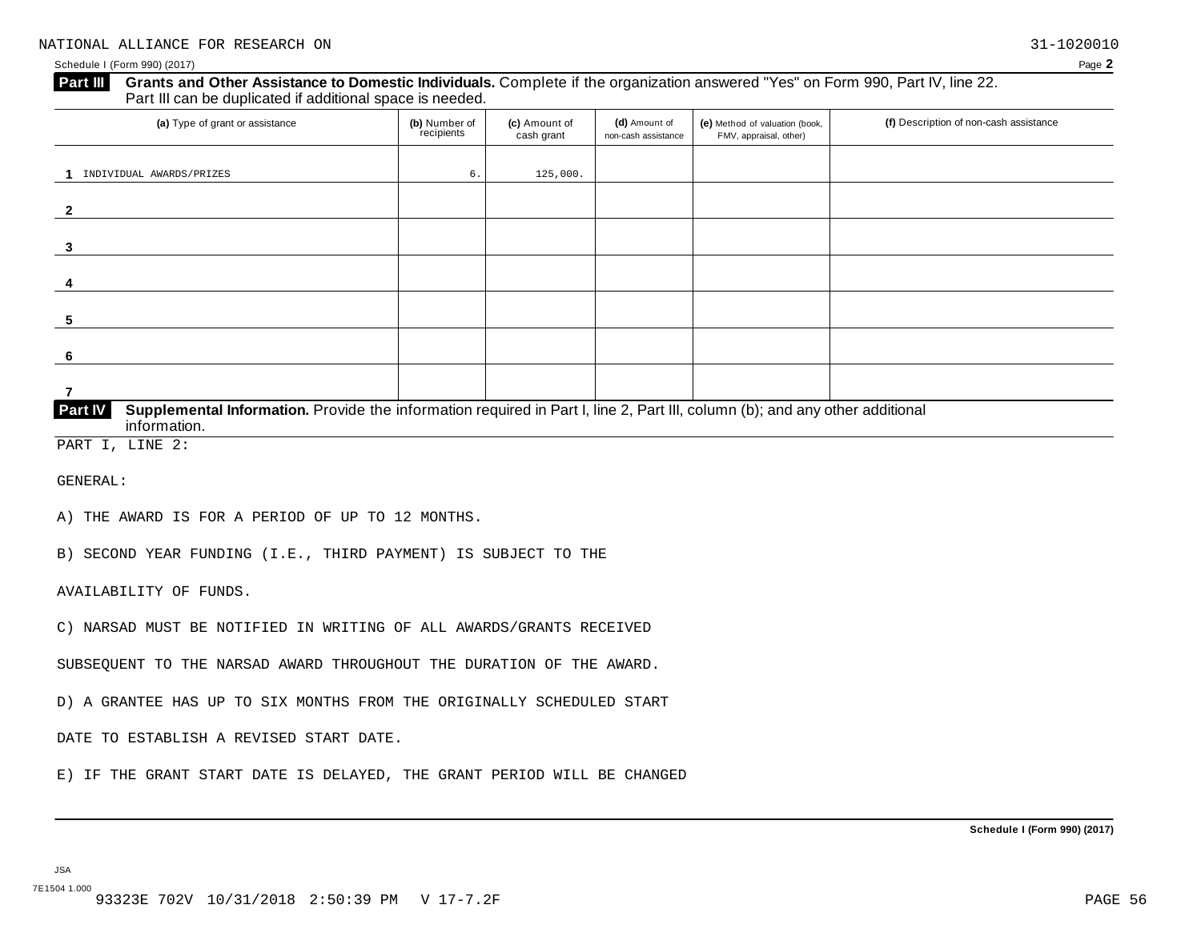NATIONAL ALLIANCE FOR RESEARCH ON 31-1020010

Schedule I (Form 990) (2017) Page **2**

**Part III** **Grants and Other Assistance to Domestic Individuals.** Complete if the organization answered "Yes" on Form 990, Part IV, line 22. Part III can be duplicated if additional space is needed.

| (a) Type of grant or assistance | (b) Number of recipients | (c) Amount of cash grant | (d) Amount of non-cash assistance | (e) Method of valuation (book, FMV, appraisal, other) | (f) Description of non-cash assistance |
|---|---|---|---|---|---|
| 1 INDIVIDUAL AWARDS/PRIZES | 6. | 125,000. | | | |
| 2 | | | | | |
| 3 | | | | | |
| 4 | | | | | |
| 5 | | | | | |
| 6 | | | | | |
| 7 | | | | | |

**Part IV** **Supplemental Information.** Provide the information required in Part I, line 2, Part III, column (b); and any other additional information.

PART I, LINE 2:

GENERAL:

A) THE AWARD IS FOR A PERIOD OF UP TO 12 MONTHS.

B) SECOND YEAR FUNDING (I.E., THIRD PAYMENT) IS SUBJECT TO THE AVAILABILITY OF FUNDS.

C) NARSAD MUST BE NOTIFIED IN WRITING OF ALL AWARDS/GRANTS RECEIVED SUBSEQUENT TO THE NARSAD AWARD THROUGHOUT THE DURATION OF THE AWARD.

D) A GRANTEE HAS UP TO SIX MONTHS FROM THE ORIGINALLY SCHEDULED START DATE TO ESTABLISH A REVISED START DATE.

E) IF THE GRANT START DATE IS DELAYED, THE GRANT PERIOD WILL BE CHANGED

**Schedule I (Form 990) (2017)**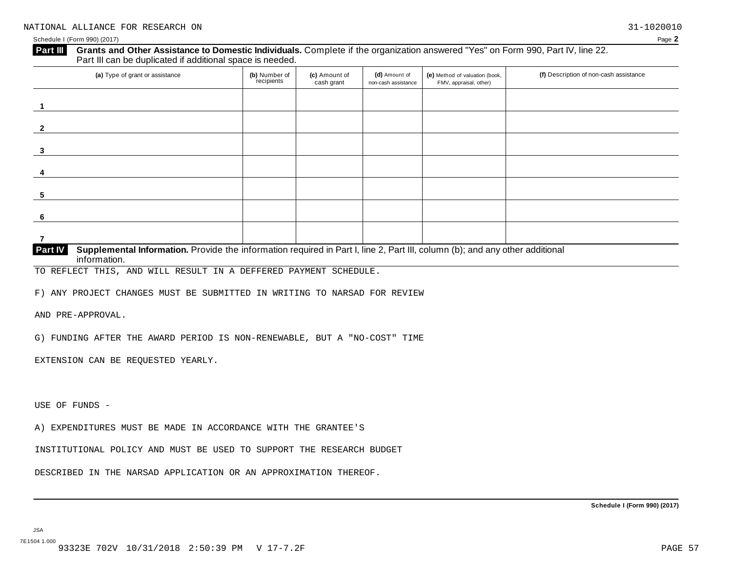**Part III** **Grants and Other Assistance to Domestic Individuals.** Complete if the organization answered "Yes" on Form 990, Part IV, line 22. Part III can be duplicated if additional space is needed.

| (a) Type of grant or assistance | (b) Number of recipients | (c) Amount of cash grant | (d) Amount of non-cash assistance | (e) Method of valuation (book, FMV, appraisal, other) | (f) Description of non-cash assistance |
|---|---|---|---|---|---|
| 1 | | | | | |
| 2 | | | | | |
| 3 | | | | | |
| 4 | | | | | |
| 5 | | | | | |
| 6 | | | | | |
| 7 | | | | | |

**Part IV** **Supplemental Information.** Provide the information required in Part I, line 2, Part III, column (b); and any other additional information.

TO REFLECT THIS, AND WILL RESULT IN A DEFFERED PAYMENT SCHEDULE.

F) ANY PROJECT CHANGES MUST BE SUBMITTED IN WRITING TO NARSAD FOR REVIEW

AND PRE-APPROVAL.

G) FUNDING AFTER THE AWARD PERIOD IS NON-RENEWABLE, BUT A "NO-COST" TIME

EXTENSION CAN BE REQUESTED YEARLY.

USE OF FUNDS -

A) EXPENDITURES MUST BE MADE IN ACCORDANCE WITH THE GRANTEE'S

INSTITUTIONAL POLICY AND MUST BE USED TO SUPPORT THE RESEARCH BUDGET

DESCRIBED IN THE NARSAD APPLICATION OR AN APPROXIMATION THEREOF.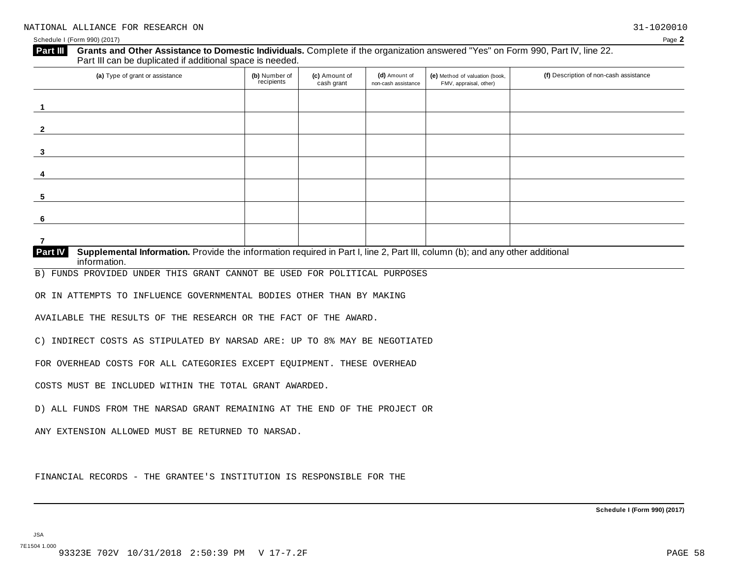NATIONAL ALLIANCE FOR RESEARCH ON 31-1020010

Schedule I (Form 990) (2017)

## Part III Grants and Other Assistance to Domestic Individuals.

Complete if the organization answered "Yes" on Form 990, Part IV, line 22. Part III can be duplicated if additional space is needed.

| | (a) Type of grant or assistance | (b) Number of recipients | (c) Amount of cash grant | (d) Amount of non-cash assistance | (e) Method of valuation (book, FMV, appraisal, other) | (f) Description of non-cash assistance |
|---|---|---|---|---|---|---|
| 1 | | | | | | |
| 2 | | | | | | |
| 3 | | | | | | |
| 4 | | | | | | |
| 5 | | | | | | |
| 6 | | | | | | |
| 7 | | | | | | |

## Part IV Supplemental Information.

Provide the information required in Part I, line 2, Part III, column (b); and any other additional information.

B) FUNDS PROVIDED UNDER THIS GRANT CANNOT BE USED FOR POLITICAL PURPOSES

OR IN ATTEMPTS TO INFLUENCE GOVERNMENTAL BODIES OTHER THAN BY MAKING

AVAILABLE THE RESULTS OF THE RESEARCH OR THE FACT OF THE AWARD.

C) INDIRECT COSTS AS STIPULATED BY NARSAD ARE: UP TO 8% MAY BE NEGOTIATED

FOR OVERHEAD COSTS FOR ALL CATEGORIES EXCEPT EQUIPMENT. THESE OVERHEAD

COSTS MUST BE INCLUDED WITHIN THE TOTAL GRANT AWARDED.

D) ALL FUNDS FROM THE NARSAD GRANT REMAINING AT THE END OF THE PROJECT OR

ANY EXTENSION ALLOWED MUST BE RETURNED TO NARSAD.

FINANCIAL RECORDS - THE GRANTEE'S INSTITUTION IS RESPONSIBLE FOR THE

Schedule I (Form 990) (2017)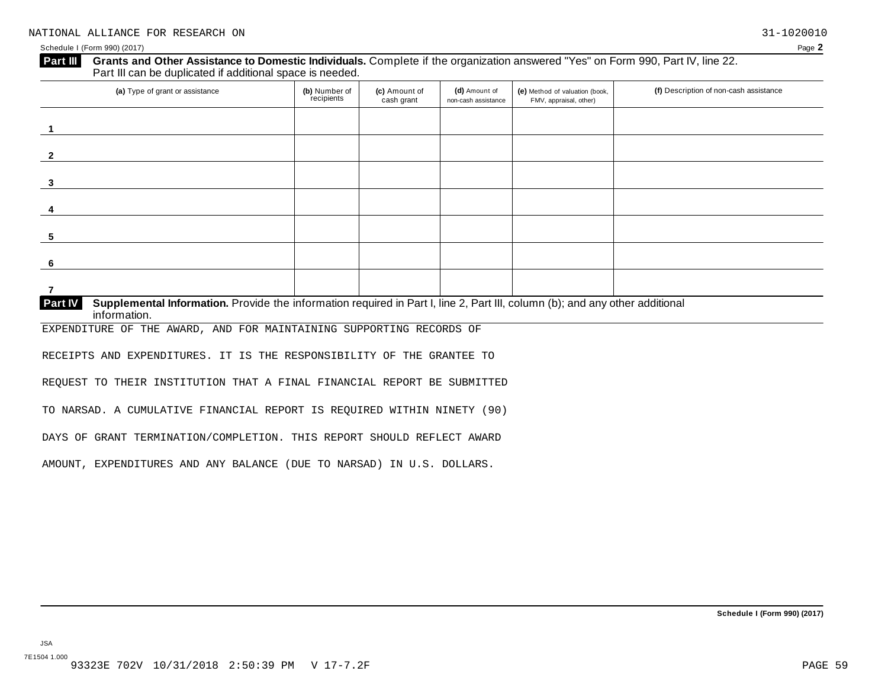NATIONAL ALLIANCE FOR RESEARCH ON 31-1020010

Schedule I (Form 990) (2017) Page **2**

**Part III** **Grants and Other Assistance to Domestic Individuals.** Complete if the organization answered "Yes" on Form 990, Part IV, line 22. Part III can be duplicated if additional space is needed.

| (a) Type of grant or assistance | (b) Number of recipients | (c) Amount of cash grant | (d) Amount of non-cash assistance | (e) Method of valuation (book, FMV, appraisal, other) | (f) Description of non-cash assistance |
|---|---|---|---|---|---|
| 1 | | | | | |
| 2 | | | | | |
| 3 | | | | | |
| 4 | | | | | |
| 5 | | | | | |
| 6 | | | | | |
| 7 | | | | | |

**Part IV** **Supplemental Information.** Provide the information required in Part I, line 2, Part III, column (b); and any other additional information.

EXPENDITURE OF THE AWARD, AND FOR MAINTAINING SUPPORTING RECORDS OF

RECEIPTS AND EXPENDITURES. IT IS THE RESPONSIBILITY OF THE GRANTEE TO

REQUEST TO THEIR INSTITUTION THAT A FINAL FINANCIAL REPORT BE SUBMITTED

TO NARSAD. A CUMULATIVE FINANCIAL REPORT IS REQUIRED WITHIN NINETY (90)

DAYS OF GRANT TERMINATION/COMPLETION. THIS REPORT SHOULD REFLECT AWARD

AMOUNT, EXPENDITURES AND ANY BALANCE (DUE TO NARSAD) IN U.S. DOLLARS.

**Schedule I (Form 990) (2017)**

JSA
7E1504 1.000
93323E 702V 10/31/2018 2:50:39 PM V 17-7.2F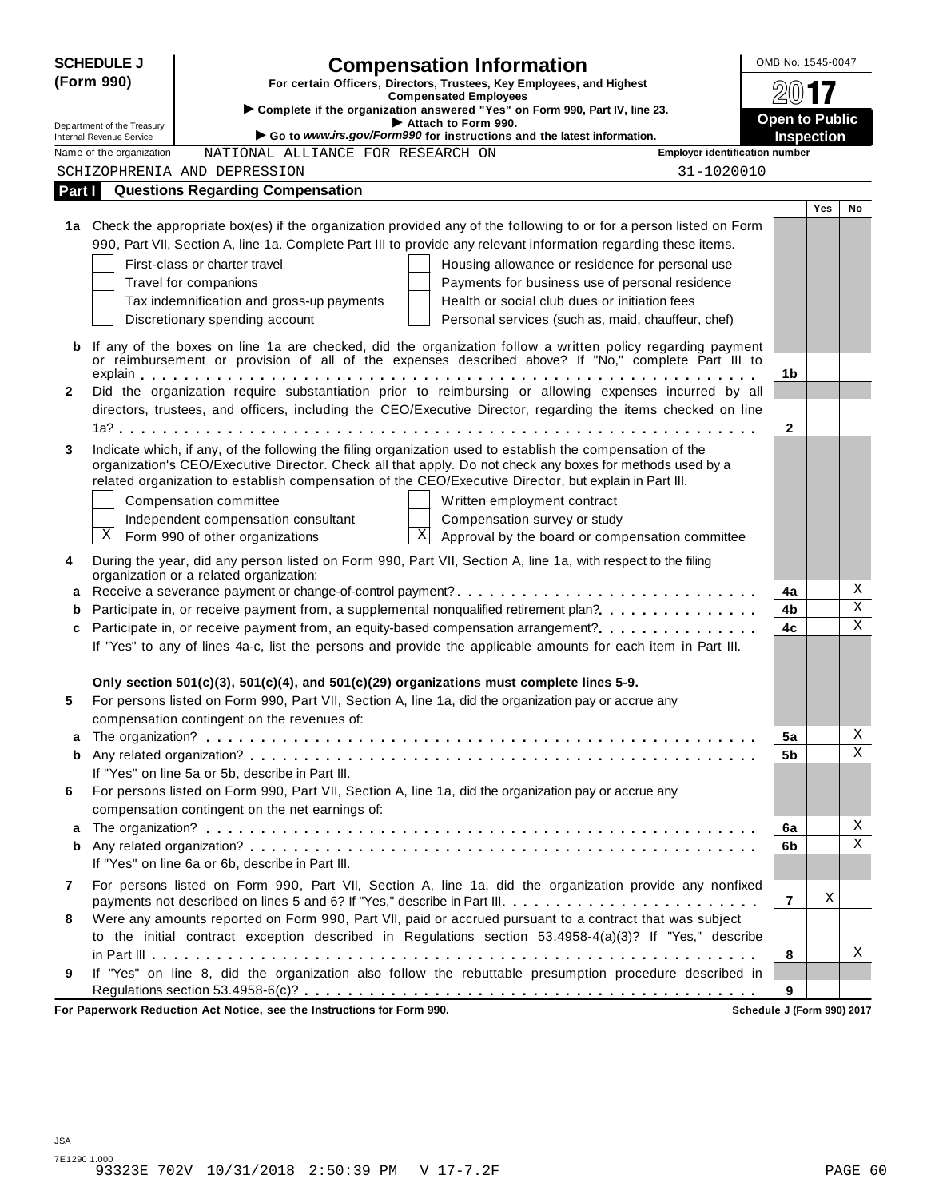**SCHEDULE J (Form 990)**

# Compensation Information

**For certain Officers, Directors, Trustees, Key Employees, and Highest Compensated Employees**

▶ Complete if the organization answered "Yes" on Form 990, Part IV, line 23.

▶ Attach to Form 990.

▶ Go to *www.irs.gov/Form990* for instructions and the latest information.

Department of the Treasury
Internal Revenue Service

OMB No. 1545-0047

2017

**Open to Public Inspection**

Name of the organization: NATIONAL ALLIANCE FOR RESEARCH ON SCHIZOPHRENIA AND DEPRESSION

Employer identification number: 31-1020010

## Part I Questions Regarding Compensation

| | | | Yes | No |
|---|---|---|---|---|
| **1a** | Check the appropriate box(es) if the organization provided any of the following to or for a person listed on Form 990, Part VII, Section A, line 1a. Complete Part III to provide any relevant information regarding these items.<br>☐ First-class or charter travel ☐ Housing allowance or residence for personal use<br>☐ Travel for companions ☐ Payments for business use of personal residence<br>☐ Tax indemnification and gross-up payments ☐ Health or social club dues or initiation fees<br>☐ Discretionary spending account ☐ Personal services (such as, maid, chauffeur, chef) | | | |
| **b** | If any of the boxes on line 1a are checked, did the organization follow a written policy regarding payment or reimbursement or provision of all of the expenses described above? If "No," complete Part III to explain | 1b | | |
| **2** | Did the organization require substantiation prior to reimbursing or allowing expenses incurred by all directors, trustees, and officers, including the CEO/Executive Director, regarding the items checked on line 1a? | 2 | | |
| **3** | Indicate which, if any, of the following the filing organization used to establish the compensation of the organization's CEO/Executive Director. Check all that apply. Do not check any boxes for methods used by a related organization to establish compensation of the CEO/Executive Director, but explain in Part III.<br>☐ Compensation committee ☐ Written employment contract<br>☐ Independent compensation consultant ☐ Compensation survey or study<br>☒ Form 990 of other organizations ☒ Approval by the board or compensation committee | | | |
| **4** | During the year, did any person listed on Form 990, Part VII, Section A, line 1a, with respect to the filing organization or a related organization: | | | |
| **a** | Receive a severance payment or change-of-control payment? | 4a | | X |
| **b** | Participate in, or receive payment from, a supplemental nonqualified retirement plan? | 4b | | X |
| **c** | Participate in, or receive payment from, an equity-based compensation arrangement? | 4c | | X |
| | If "Yes" to any of lines 4a-c, list the persons and provide the applicable amounts for each item in Part III. | | | |
| | **Only section 501(c)(3), 501(c)(4), and 501(c)(29) organizations must complete lines 5-9.** | | | |
| **5** | For persons listed on Form 990, Part VII, Section A, line 1a, did the organization pay or accrue any compensation contingent on the revenues of: | | | |
| **a** | The organization? | 5a | | X |
| **b** | Any related organization? | 5b | | X |
| | If "Yes" on line 5a or 5b, describe in Part III. | | | |
| **6** | For persons listed on Form 990, Part VII, Section A, line 1a, did the organization pay or accrue any compensation contingent on the net earnings of: | | | |
| **a** | The organization? | 6a | | X |
| **b** | Any related organization? | 6b | | X |
| | If "Yes" on line 6a or 6b, describe in Part III. | | | |
| **7** | For persons listed on Form 990, Part VII, Section A, line 1a, did the organization provide any nonfixed payments not described on lines 5 and 6? If "Yes," describe in Part III. | 7 | X | |
| **8** | Were any amounts reported on Form 990, Part VII, paid or accrued pursuant to a contract that was subject to the initial contract exception described in Regulations section 53.4958-4(a)(3)? If "Yes," describe in Part III | 8 | | X |
| **9** | If "Yes" on line 8, did the organization also follow the rebuttable presumption procedure described in Regulations section 53.4958-6(c)? | 9 | | |

**For Paperwork Reduction Act Notice, see the Instructions for Form 990.** **Schedule J (Form 990) 2017**

JSA
7E1290 1.000
93323E 702V 10/31/2018 2:50:39 PM V 17-7.2F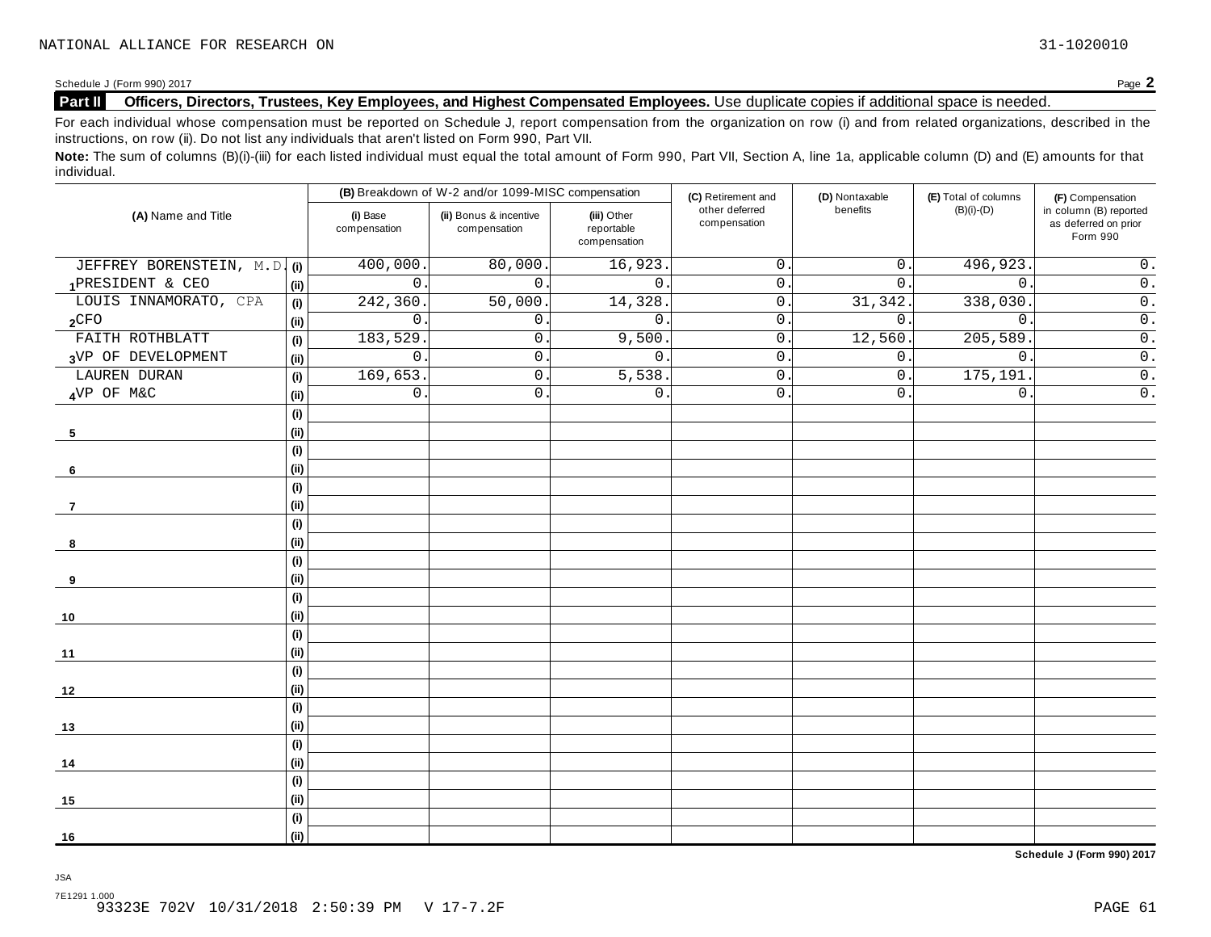NATIONAL ALLIANCE FOR RESEARCH ON 31-1020010

Schedule J (Form 990) 2017 Page **2**

**Part II Officers, Directors, Trustees, Key Employees, and Highest Compensated Employees.** Use duplicate copies if additional space is needed.

For each individual whose compensation must be reported on Schedule J, report compensation from the organization on row (i) and from related organizations, described in the instructions, on row (ii). Do not list any individuals that aren't listed on Form 990, Part VII.

**Note:** The sum of columns (B)(i)-(iii) for each listed individual must equal the total amount of Form 990, Part VII, Section A, line 1a, applicable column (D) and (E) amounts for that individual.

| (A) Name and Title | | (B) Breakdown of W-2 and/or 1099-MISC compensation | | | (C) Retirement and other deferred compensation | (D) Nontaxable benefits | (E) Total of columns (B)(i)-(D) | (F) Compensation in column (B) reported as deferred on prior Form 990 |
|---|---|---|---|---|---|---|---|---|
| | | (i) Base compensation | (ii) Bonus & incentive compensation | (iii) Other reportable compensation | | | | |
| JEFFREY BORENSTEIN, M.D. | (i) | 400,000. | 80,000. | 16,923. | 0. | 0. | 496,923. | 0. |
| 1 PRESIDENT & CEO | (ii) | 0. | 0. | 0. | 0. | 0. | 0. | 0. |
| LOUIS INNAMORATO, CPA | (i) | 242,360. | 50,000. | 14,328. | 0. | 31,342. | 338,030. | 0. |
| 2 CFO | (ii) | 0. | 0. | 0. | 0. | 0. | 0. | 0. |
| FAITH ROTHBLATT | (i) | 183,529. | 0. | 9,500. | 0. | 12,560. | 205,589. | 0. |
| 3 VP OF DEVELOPMENT | (ii) | 0. | 0. | 0. | 0. | 0. | 0. | 0. |
| LAUREN DURAN | (i) | 169,653. | 0. | 5,538. | 0. | 0. | 175,191. | 0. |
| 4 VP OF M&C | (ii) | 0. | 0. | 0. | 0. | 0. | 0. | 0. |
| | (i) | | | | | | | |
| 5 | (ii) | | | | | | | |
| | (i) | | | | | | | |
| 6 | (ii) | | | | | | | |
| | (i) | | | | | | | |
| 7 | (ii) | | | | | | | |
| | (i) | | | | | | | |
| 8 | (ii) | | | | | | | |
| | (i) | | | | | | | |
| 9 | (ii) | | | | | | | |
| | (i) | | | | | | | |
| 10 | (ii) | | | | | | | |
| | (i) | | | | | | | |
| 11 | (ii) | | | | | | | |
| | (i) | | | | | | | |
| 12 | (ii) | | | | | | | |
| | (i) | | | | | | | |
| 13 | (ii) | | | | | | | |
| | (i) | | | | | | | |
| 14 | (ii) | | | | | | | |
| | (i) | | | | | | | |
| 15 | (ii) | | | | | | | |
| | (i) | | | | | | | |
| 16 | (ii) | | | | | | | |

**Schedule J (Form 990) 2017**

JSA

7E1291 1.000
93323E 702V 10/31/2018 2:50:39 PM V 17-7.2F PAGE 61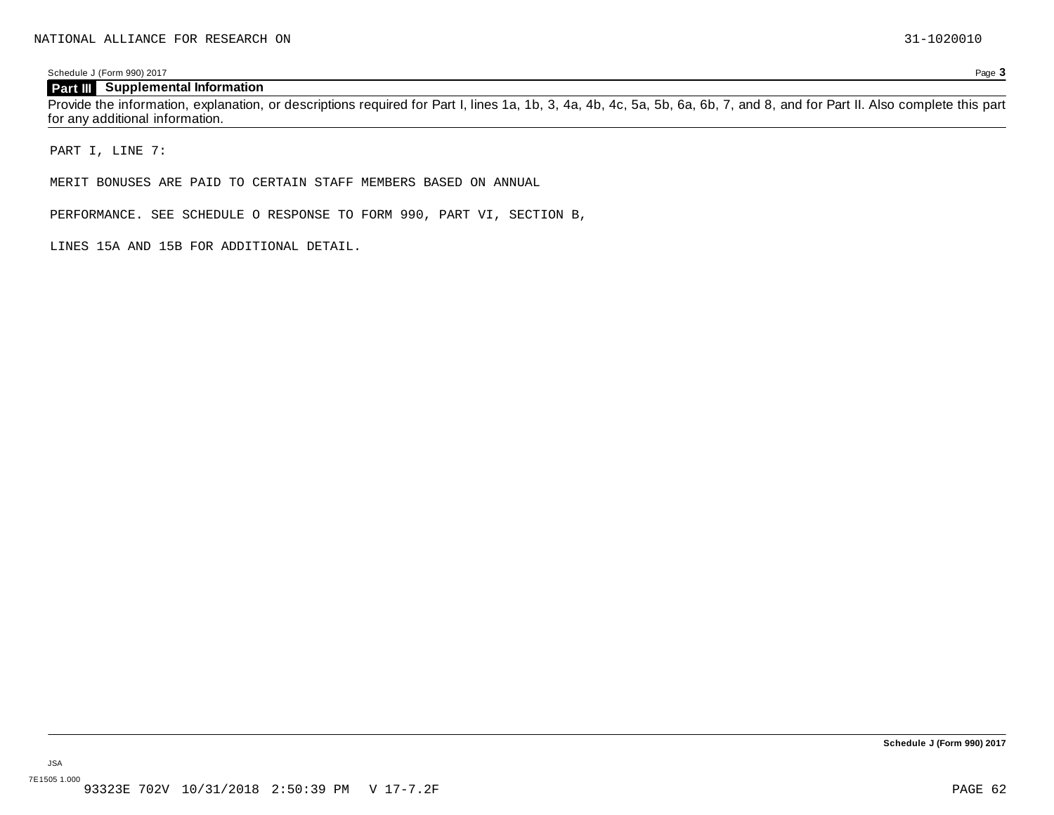NATIONAL ALLIANCE FOR RESEARCH ON 31-1020010

Schedule J (Form 990) 2017 Page **3**

## Part III Supplemental Information

Provide the information, explanation, or descriptions required for Part I, lines 1a, 1b, 3, 4a, 4b, 4c, 5a, 5b, 6a, 6b, 7, and 8, and for Part II. Also complete this part for any additional information.

PART I, LINE 7:

MERIT BONUSES ARE PAID TO CERTAIN STAFF MEMBERS BASED ON ANNUAL

PERFORMANCE. SEE SCHEDULE O RESPONSE TO FORM 990, PART VI, SECTION B,

LINES 15A AND 15B FOR ADDITIONAL DETAIL.

**Schedule J (Form 990) 2017**

JSA

7E1505 1.000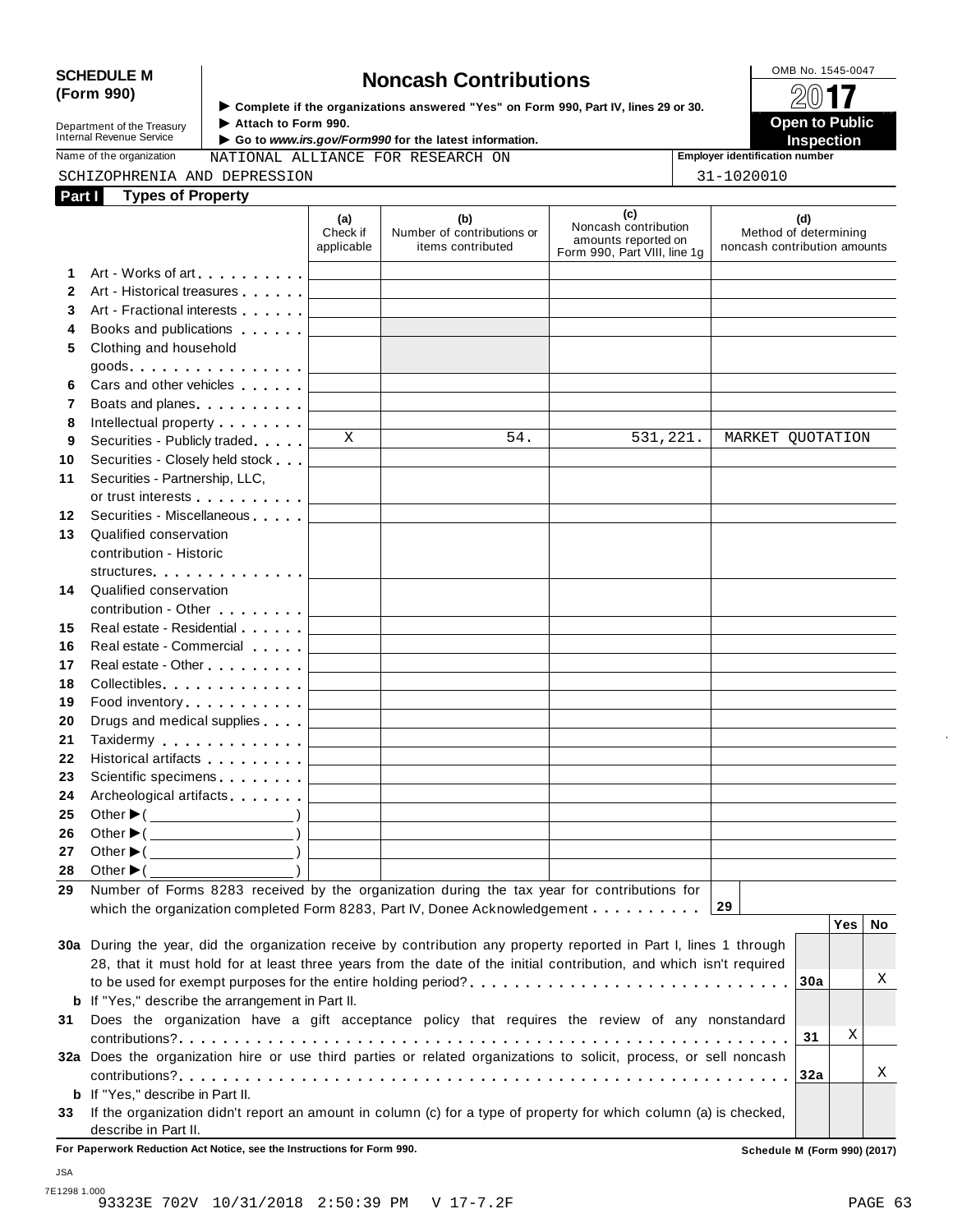**SCHEDULE M (Form 990)**

Department of the Treasury
Internal Revenue Service

# Noncash Contributions

► Complete if the organizations answered "Yes" on Form 990, Part IV, lines 29 or 30.
► Attach to Form 990.
► Go to *www.irs.gov/Form990* for the latest information.

OMB No. 1545-0047

**2017**

**Open to Public Inspection**

Name of the organization: NATIONAL ALLIANCE FOR RESEARCH ON SCHIZOPHRENIA AND DEPRESSION

Employer identification number: 31-1020010

## Part I Types of Property

| | | (a) Check if applicable | (b) Number of contributions or items contributed | (c) Noncash contribution amounts reported on Form 990, Part VIII, line 1g | (d) Method of determining noncash contribution amounts |
|---|---|---|---|---|---|
| 1 | Art - Works of art | | | | |
| 2 | Art - Historical treasures | | | | |
| 3 | Art - Fractional interests | | | | |
| 4 | Books and publications | | | | |
| 5 | Clothing and household goods | | | | |
| 6 | Cars and other vehicles | | | | |
| 7 | Boats and planes | | | | |
| 8 | Intellectual property | | | | |
| 9 | Securities - Publicly traded | X | 54. | 531,221. | MARKET QUOTATION |
| 10 | Securities - Closely held stock | | | | |
| 11 | Securities - Partnership, LLC, or trust interests | | | | |
| 12 | Securities - Miscellaneous | | | | |
| 13 | Qualified conservation contribution - Historic structures | | | | |
| 14 | Qualified conservation contribution - Other | | | | |
| 15 | Real estate - Residential | | | | |
| 16 | Real estate - Commercial | | | | |
| 17 | Real estate - Other | | | | |
| 18 | Collectibles | | | | |
| 19 | Food inventory | | | | |
| 20 | Drugs and medical supplies | | | | |
| 21 | Taxidermy | | | | |
| 22 | Historical artifacts | | | | |
| 23 | Scientific specimens | | | | |
| 24 | Archeological artifacts | | | | |
| 25 | Other ► ( ) | | | | |
| 26 | Other ► ( ) | | | | |
| 27 | Other ► ( ) | | | | |
| 28 | Other ► ( ) | | | | |

29 Number of Forms 8283 received by the organization during the tax year for contributions for which the organization completed Form 8283, Part IV, Donee Acknowledgement . . . . . **29**

| | | | Yes | No |
|---|---|---|---|---|
| 30a | During the year, did the organization receive by contribution any property reported in Part I, lines 1 through 28, that it must hold for at least three years from the date of the initial contribution, and which isn't required to be used for exempt purposes for the entire holding period? | 30a | | X |
| b | If "Yes," describe the arrangement in Part II. | | | |
| 31 | Does the organization have a gift acceptance policy that requires the review of any nonstandard contributions? | 31 | X | |
| 32a | Does the organization hire or use third parties or related organizations to solicit, process, or sell noncash contributions? | 32a | | X |
| b | If "Yes," describe in Part II. | | | |
| 33 | If the organization didn't report an amount in column (c) for a type of property for which column (a) is checked, describe in Part II. | | | |

**For Paperwork Reduction Act Notice, see the Instructions for Form 990.** **Schedule M (Form 990) (2017)**

JSA
7E1298 1.000
93323E 702V 10/31/2018 2:50:39 PM V 17-7.2F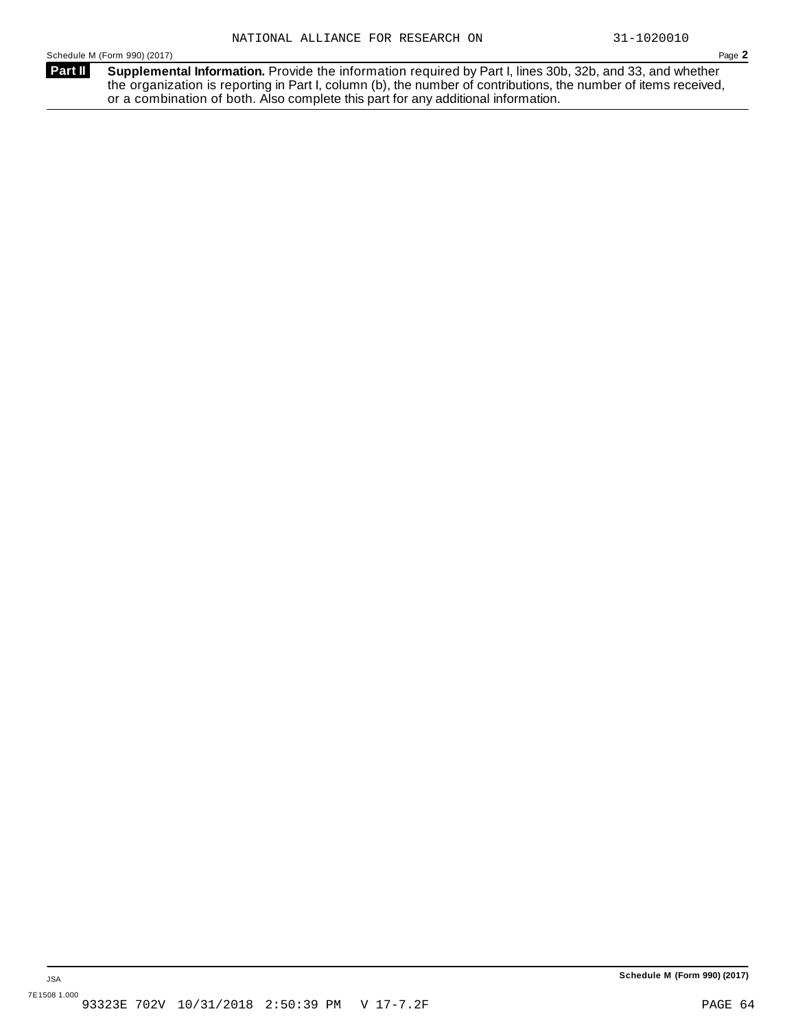NATIONAL ALLIANCE FOR RESEARCH ON 31-1020010

Schedule M (Form 990) (2017) Page **2**

**Part II** **Supplemental Information.** Provide the information required by Part I, lines 30b, 32b, and 33, and whether the organization is reporting in Part I, column (b), the number of contributions, the number of items received, or a combination of both. Also complete this part for any additional information.

JSA

7E1508 1.000

**Schedule M (Form 990) (2017)**

93323E 702V 10/31/2018 2:50:39 PM V 17-7.2F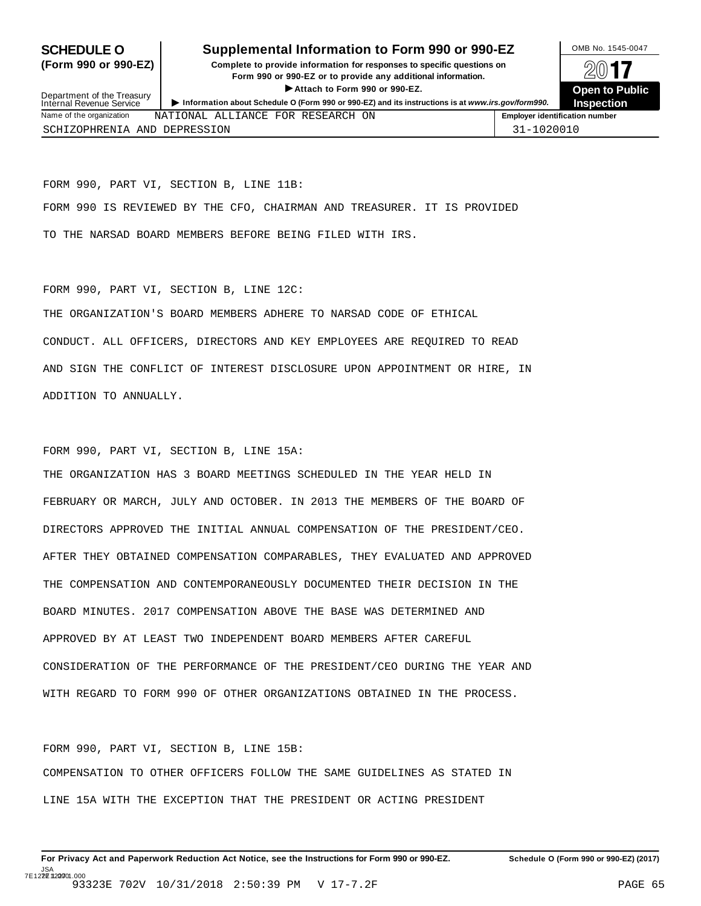**SCHEDULE O**
**(Form 990 or 990-EZ)**

Department of the Treasury
Internal Revenue Service

# Supplemental Information to Form 990 or 990-EZ

**Complete to provide information for responses to specific questions on Form 990 or 990-EZ or to provide any additional information.**

▶ **Attach to Form 990 or 990-EZ.**

▶ **Information about Schedule O (Form 990 or 990-EZ) and its instructions is at *www.irs.gov/form990*.**

OMB No. 1545-0047

**2017**

**Open to Public Inspection**

| Name of the organization | Employer identification number |
|---|---|
| NATIONAL ALLIANCE FOR RESEARCH ON SCHIZOPHRENIA AND DEPRESSION | 31-1020010 |

FORM 990, PART VI, SECTION B, LINE 11B:

FORM 990 IS REVIEWED BY THE CFO, CHAIRMAN AND TREASURER. IT IS PROVIDED TO THE NARSAD BOARD MEMBERS BEFORE BEING FILED WITH IRS.

FORM 990, PART VI, SECTION B, LINE 12C:

THE ORGANIZATION'S BOARD MEMBERS ADHERE TO NARSAD CODE OF ETHICAL CONDUCT. ALL OFFICERS, DIRECTORS AND KEY EMPLOYEES ARE REQUIRED TO READ AND SIGN THE CONFLICT OF INTEREST DISCLOSURE UPON APPOINTMENT OR HIRE, IN ADDITION TO ANNUALLY.

FORM 990, PART VI, SECTION B, LINE 15A:

THE ORGANIZATION HAS 3 BOARD MEETINGS SCHEDULED IN THE YEAR HELD IN FEBRUARY OR MARCH, JULY AND OCTOBER. IN 2013 THE MEMBERS OF THE BOARD OF DIRECTORS APPROVED THE INITIAL ANNUAL COMPENSATION OF THE PRESIDENT/CEO. AFTER THEY OBTAINED COMPENSATION COMPARABLES, THEY EVALUATED AND APPROVED THE COMPENSATION AND CONTEMPORANEOUSLY DOCUMENTED THEIR DECISION IN THE BOARD MINUTES. 2017 COMPENSATION ABOVE THE BASE WAS DETERMINED AND APPROVED BY AT LEAST TWO INDEPENDENT BOARD MEMBERS AFTER CAREFUL CONSIDERATION OF THE PERFORMANCE OF THE PRESIDENT/CEO DURING THE YEAR AND WITH REGARD TO FORM 990 OF OTHER ORGANIZATIONS OBTAINED IN THE PROCESS.

FORM 990, PART VI, SECTION B, LINE 15B:

COMPENSATION TO OTHER OFFICERS FOLLOW THE SAME GUIDELINES AS STATED IN LINE 15A WITH THE EXCEPTION THAT THE PRESIDENT OR ACTING PRESIDENT

**For Privacy Act and Paperwork Reduction Act Notice, see the Instructions for Form 990 or 990-EZ.** **Schedule O (Form 990 or 990-EZ) (2017)**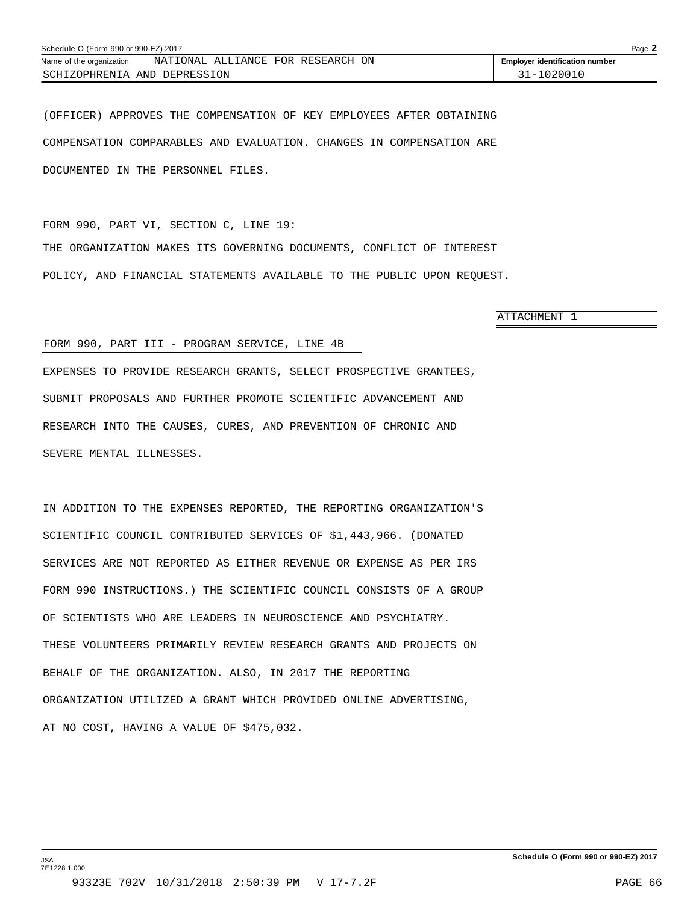Schedule O (Form 990 or 990-EZ) 2017

Name of the organization NATIONAL ALLIANCE FOR RESEARCH ON SCHIZOPHRENIA AND DEPRESSION

Employer identification number 31-1020010

(OFFICER) APPROVES THE COMPENSATION OF KEY EMPLOYEES AFTER OBTAINING COMPENSATION COMPARABLES AND EVALUATION. CHANGES IN COMPENSATION ARE DOCUMENTED IN THE PERSONNEL FILES.

FORM 990, PART VI, SECTION C, LINE 19:

THE ORGANIZATION MAKES ITS GOVERNING DOCUMENTS, CONFLICT OF INTEREST POLICY, AND FINANCIAL STATEMENTS AVAILABLE TO THE PUBLIC UPON REQUEST.

ATTACHMENT 1

FORM 990, PART III - PROGRAM SERVICE, LINE 4B

EXPENSES TO PROVIDE RESEARCH GRANTS, SELECT PROSPECTIVE GRANTEES, SUBMIT PROPOSALS AND FURTHER PROMOTE SCIENTIFIC ADVANCEMENT AND RESEARCH INTO THE CAUSES, CURES, AND PREVENTION OF CHRONIC AND SEVERE MENTAL ILLNESSES.

IN ADDITION TO THE EXPENSES REPORTED, THE REPORTING ORGANIZATION'S SCIENTIFIC COUNCIL CONTRIBUTED SERVICES OF $1,443,966. (DONATED SERVICES ARE NOT REPORTED AS EITHER REVENUE OR EXPENSE AS PER IRS FORM 990 INSTRUCTIONS.) THE SCIENTIFIC COUNCIL CONSISTS OF A GROUP OF SCIENTISTS WHO ARE LEADERS IN NEUROSCIENCE AND PSYCHIATRY. THESE VOLUNTEERS PRIMARILY REVIEW RESEARCH GRANTS AND PROJECTS ON BEHALF OF THE ORGANIZATION. ALSO, IN 2017 THE REPORTING ORGANIZATION UTILIZED A GRANT WHICH PROVIDED ONLINE ADVERTISING, AT NO COST, HAVING A VALUE OF $475,032.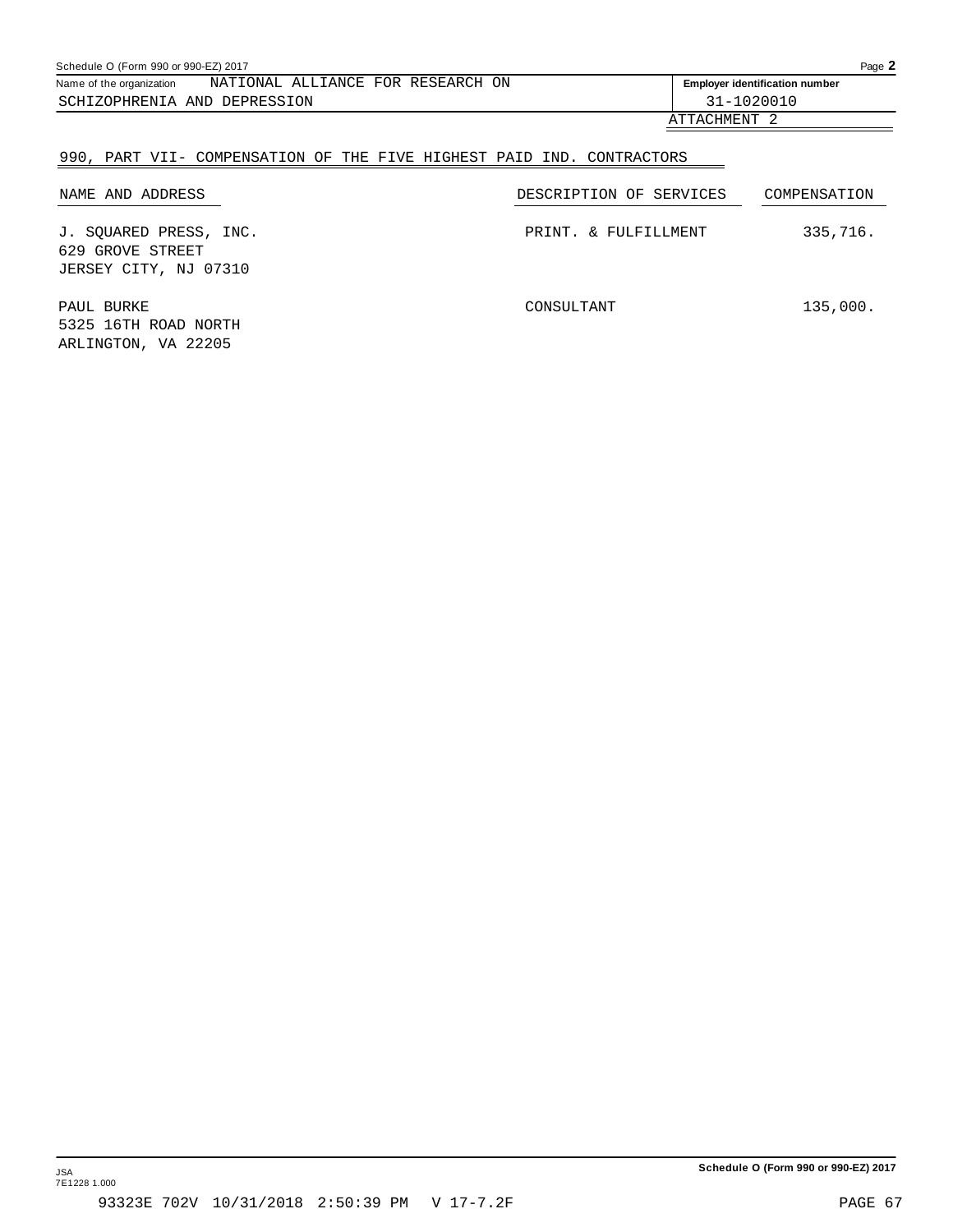Name of the organization: NATIONAL ALLIANCE FOR RESEARCH ON SCHIZOPHRENIA AND DEPRESSION

**Employer identification number:** 31-1020010

ATTACHMENT 2

## 990, PART VII- COMPENSATION OF THE FIVE HIGHEST PAID IND. CONTRACTORS

| NAME AND ADDRESS | DESCRIPTION OF SERVICES | COMPENSATION |
|---|---|---|
| J. SQUARED PRESS, INC.<br>629 GROVE STREET<br>JERSEY CITY, NJ 07310 | PRINT. & FULFILLMENT | 335,716. |
| PAUL BURKE<br>5325 16TH ROAD NORTH<br>ARLINGTON, VA 22205 | CONSULTANT | 135,000. |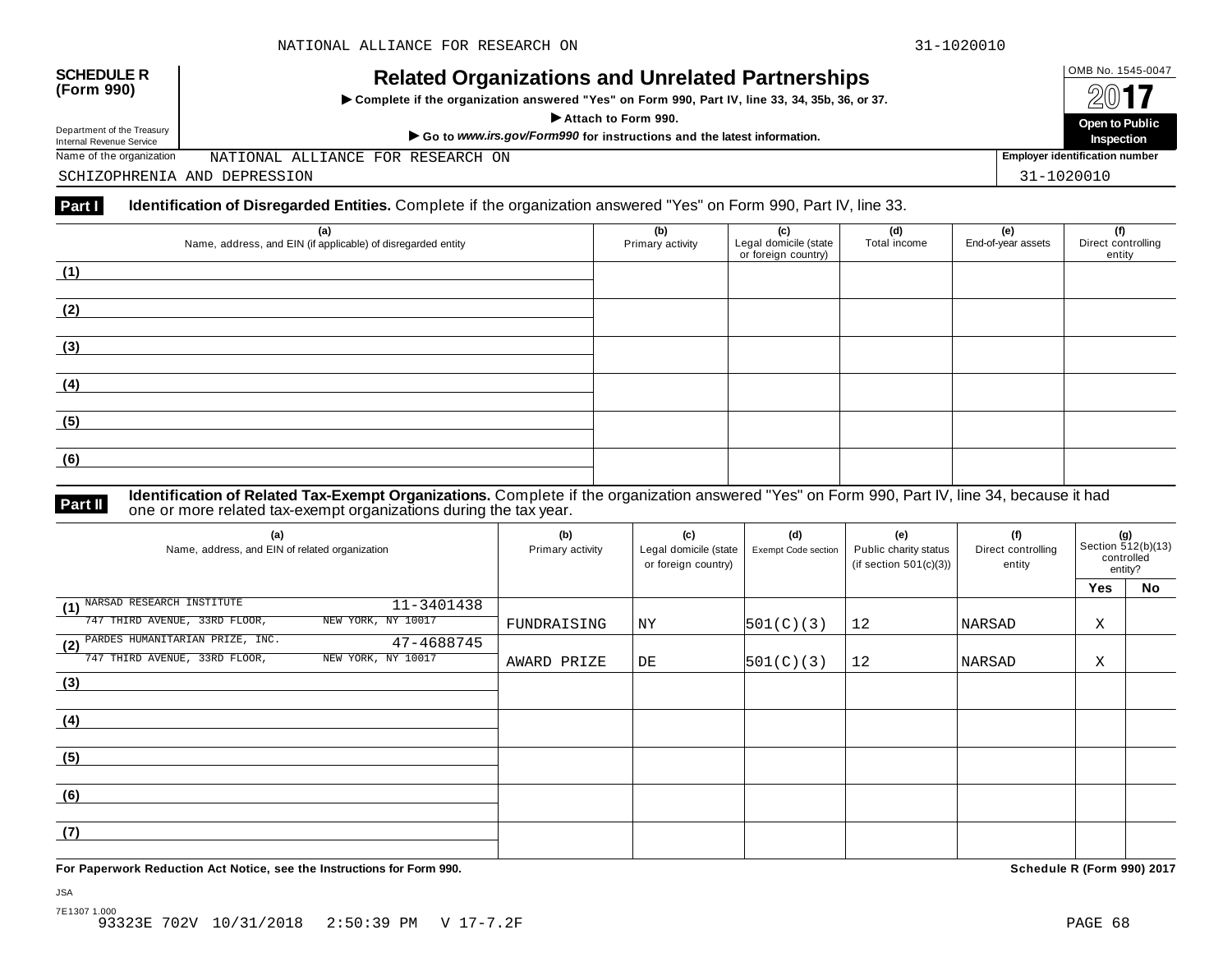**SCHEDULE R (Form 990)**

Department of the Treasury
Internal Revenue Service

# Related Organizations and Unrelated Partnerships

▶ Complete if the organization answered "Yes" on Form 990, Part IV, line 33, 34, 35b, 36, or 37.

▶ Attach to Form 990.

▶ Go to *www.irs.gov/Form990* for instructions and the latest information.

OMB No. 1545-0047

2017

**Open to Public Inspection**

Name of the organization: NATIONAL ALLIANCE FOR RESEARCH ON SCHIZOPHRENIA AND DEPRESSION

Employer identification number: 31-1020010

## Part I Identification of Disregarded Entities.

Complete if the organization answered "Yes" on Form 990, Part IV, line 33.

| (a) Name, address, and EIN (if applicable) of disregarded entity | (b) Primary activity | (c) Legal domicile (state or foreign country) | (d) Total income | (e) End-of-year assets | (f) Direct controlling entity |
|---|---|---|---|---|---|
| (1) | | | | | |
| (2) | | | | | |
| (3) | | | | | |
| (4) | | | | | |
| (5) | | | | | |
| (6) | | | | | |

## Part II Identification of Related Tax-Exempt Organizations.

Complete if the organization answered "Yes" on Form 990, Part IV, line 34, because it had one or more related tax-exempt organizations during the tax year.

| (a) Name, address, and EIN of related organization | (b) Primary activity | (c) Legal domicile (state or foreign country) | (d) Exempt Code section | (e) Public charity status (if section 501(c)(3)) | (f) Direct controlling entity | (g) Section 512(b)(13) controlled entity? Yes | No |
|---|---|---|---|---|---|---|---|
| (1) NARSAD RESEARCH INSTITUTE 11-3401438 747 THIRD AVENUE, 33RD FLOOR, NEW YORK, NY 10017 | FUNDRAISING | NY | 501(C)(3) | 12 | NARSAD | X | |
| (2) PARDES HUMANITARIAN PRIZE, INC. 47-4688745 747 THIRD AVENUE, 33RD FLOOR, NEW YORK, NY 10017 | AWARD PRIZE | DE | 501(C)(3) | 12 | NARSAD | X | |
| (3) | | | | | | | |
| (4) | | | | | | | |
| (5) | | | | | | | |
| (6) | | | | | | | |
| (7) | | | | | | | |

**For Paperwork Reduction Act Notice, see the Instructions for Form 990.**

**Schedule R (Form 990) 2017**

JSA
7E1307 1.000
93323E 702V 10/31/2018 2:50:39 PM V 17-7.2F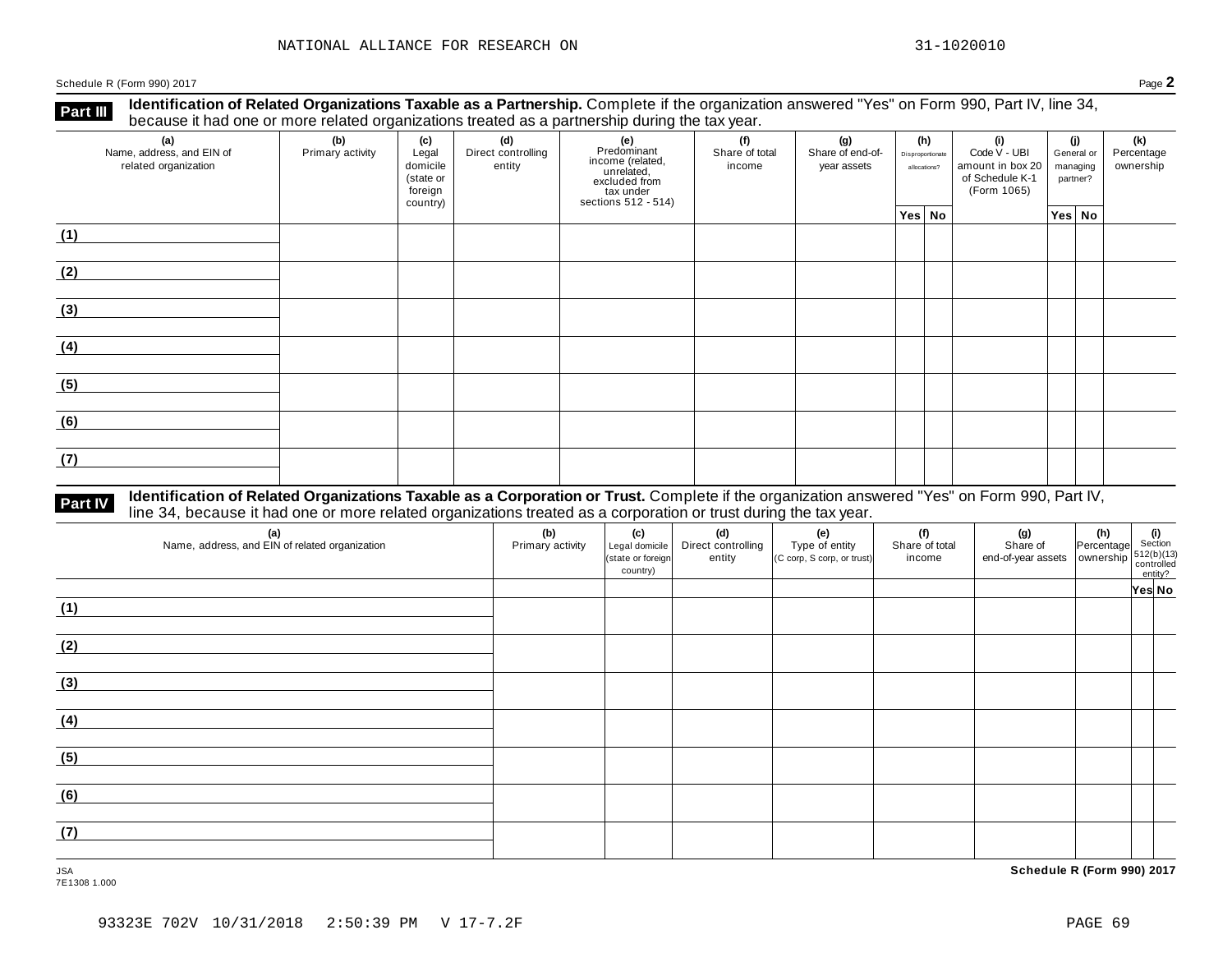NATIONAL ALLIANCE FOR RESEARCH ON 31-1020010

Schedule R (Form 990) 2017 Page **2**

**Part III** **Identification of Related Organizations Taxable as a Partnership.** Complete if the organization answered "Yes" on Form 990, Part IV, line 34, because it had one or more related organizations treated as a partnership during the tax year.

| (a) Name, address, and EIN of related organization | (b) Primary activity | (c) Legal domicile (state or foreign country) | (d) Direct controlling entity | (e) Predominant income (related, unrelated, excluded from tax under sections 512 - 514) | (f) Share of total income | (g) Share of end-of-year assets | (h) Disproportionate allocations? | | (i) Code V - UBI amount in box 20 of Schedule K-1 (Form 1065) | (j) General or managing partner? | | (k) Percentage ownership |
|---|---|---|---|---|---|---|---|---|---|---|---|---|
| | | | | | | | Yes | No | | Yes | No | |
| (1) | | | | | | | | | | | | |
| (2) | | | | | | | | | | | | |
| (3) | | | | | | | | | | | | |
| (4) | | | | | | | | | | | | |
| (5) | | | | | | | | | | | | |
| (6) | | | | | | | | | | | | |
| (7) | | | | | | | | | | | | |

**Part IV** **Identification of Related Organizations Taxable as a Corporation or Trust.** Complete if the organization answered "Yes" on Form 990, Part IV, line 34, because it had one or more related organizations treated as a corporation or trust during the tax year.

| (a) Name, address, and EIN of related organization | (b) Primary activity | (c) Legal domicile (state or foreign country) | (d) Direct controlling entity | (e) Type of entity (C corp, S corp, or trust) | (f) Share of total income | (g) Share of end-of-year assets | (h) Percentage ownership | (i) Section 512(b)(13) controlled entity? | |
|---|---|---|---|---|---|---|---|---|---|
| | | | | | | | | Yes | No |
| (1) | | | | | | | | | |
| (2) | | | | | | | | | |
| (3) | | | | | | | | | |
| (4) | | | | | | | | | |
| (5) | | | | | | | | | |
| (6) | | | | | | | | | |
| (7) | | | | | | | | | |

JSA
7E1308 1.000

**Schedule R (Form 990) 2017**

93323E 702V 10/31/2018 2:50:39 PM V 17-7.2F PAGE 69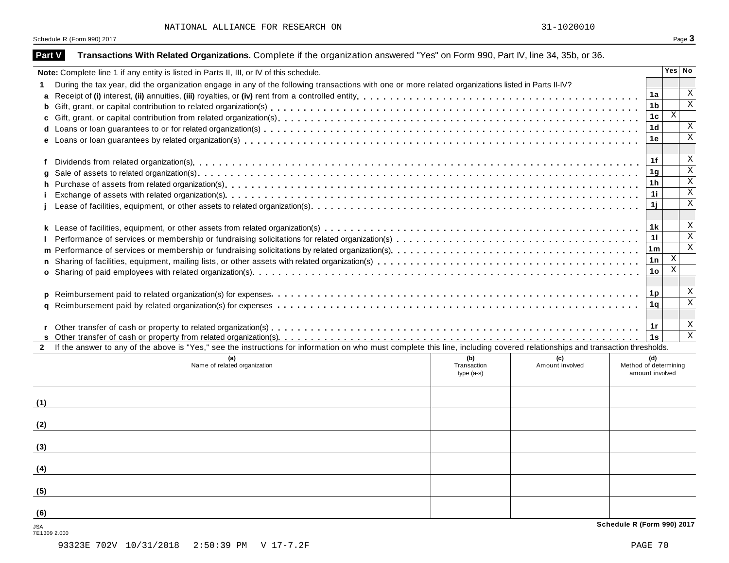NATIONAL ALLIANCE FOR RESEARCH ON 31-1020010

## Part V Transactions With Related Organizations. Complete if the organization answered "Yes" on Form 990, Part IV, line 34, 35b, or 36.

**Note:** Complete line 1 if any entity is listed in Parts II, III, or IV of this schedule.

| | | | Yes | No |
|---|---|---|---|---|
| **1** | During the tax year, did the organization engage in any of the following transactions with one or more related organizations listed in Parts II-IV? | | | |
| **a** | Receipt of **(i)** interest, **(ii)** annuities, **(iii)** royalties, or **(iv)** rent from a controlled entity | 1a | | X |
| **b** | Gift, grant, or capital contribution to related organization(s) | 1b | | X |
| **c** | Gift, grant, or capital contribution from related organization(s) | 1c | X | |
| **d** | Loans or loan guarantees to or for related organization(s) | 1d | | X |
| **e** | Loans or loan guarantees by related organization(s) | 1e | | X |
| **f** | Dividends from related organization(s) | 1f | | X |
| **g** | Sale of assets to related organization(s) | 1g | | X |
| **h** | Purchase of assets from related organization(s) | 1h | | X |
| **i** | Exchange of assets with related organization(s) | 1i | | X |
| **j** | Lease of facilities, equipment, or other assets to related organization(s) | 1j | | X |
| **k** | Lease of facilities, equipment, or other assets from related organization(s) | 1k | | X |
| **l** | Performance of services or membership or fundraising solicitations for related organization(s) | 1l | | X |
| **m** | Performance of services or membership or fundraising solicitations by related organization(s) | 1m | | X |
| **n** | Sharing of facilities, equipment, mailing lists, or other assets with related organization(s) | 1n | X | |
| **o** | Sharing of paid employees with related organization(s) | 1o | X | |
| **p** | Reimbursement paid to related organization(s) for expenses | 1p | | X |
| **q** | Reimbursement paid by related organization(s) for expenses | 1q | | X |
| **r** | Other transfer of cash or property to related organization(s) | 1r | | X |
| **s** | Other transfer of cash or property from related organization(s) | 1s | | X |

**2** If the answer to any of the above is "Yes," see the instructions for information on who must complete this line, including covered relationships and transaction thresholds.

| | (a) Name of related organization | (b) Transaction type (a-s) | (c) Amount involved | (d) Method of determining amount involved |
|---|---|---|---|---|
| (1) | | | | |
| (2) | | | | |
| (3) | | | | |
| (4) | | | | |
| (5) | | | | |
| (6) | | | | |

JSA
7E1309 2.000

93323E 702V 10/31/2018 2:50:39 PM V 17-7.2F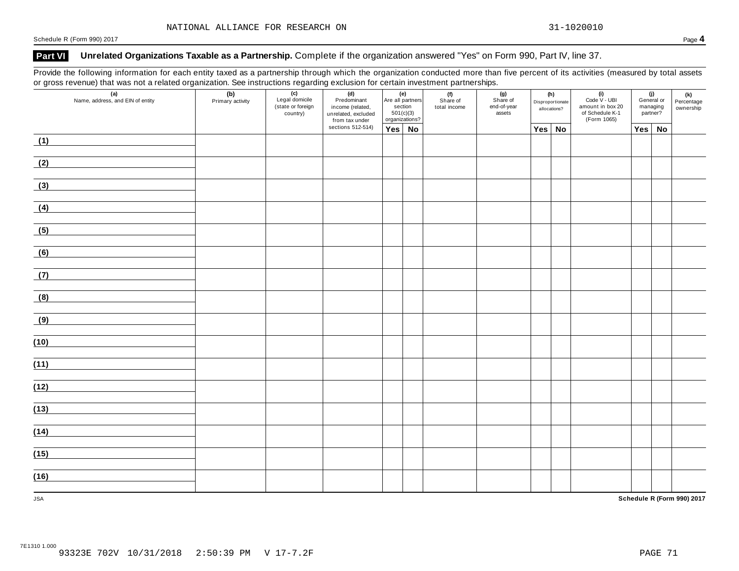NATIONAL ALLIANCE FOR RESEARCH ON 31-1020010

## Part VI Unrelated Organizations Taxable as a Partnership. 
Complete if the organization answered "Yes" on Form 990, Part IV, line 37.

Provide the following information for each entity taxed as a partnership through which the organization conducted more than five percent of its activities (measured by total assets or gross revenue) that was not a related organization. See instructions regarding exclusion for certain investment partnerships.

| (a) Name, address, and EIN of entity | (b) Primary activity | (c) Legal domicile (state or foreign country) | (d) Predominant income (related, unrelated, excluded from tax under sections 512-514) | (e) Are all partners section 501(c)(3) organizations? | | (f) Share of total income | (g) Share of end-of-year assets | (h) Disproportionate allocations? | | (i) Code V - UBI amount in box 20 of Schedule K-1 (Form 1065) | (j) General or managing partner? | | (k) Percentage ownership |
|---|---|---|---|---|---|---|---|---|---|---|---|---|---|
| | | | | Yes | No | | | Yes | No | | Yes | No | |
| (1) | | | | | | | | | | | | | |
| (2) | | | | | | | | | | | | | |
| (3) | | | | | | | | | | | | | |
| (4) | | | | | | | | | | | | | |
| (5) | | | | | | | | | | | | | |
| (6) | | | | | | | | | | | | | |
| (7) | | | | | | | | | | | | | |
| (8) | | | | | | | | | | | | | |
| (9) | | | | | | | | | | | | | |
| (10) | | | | | | | | | | | | | |
| (11) | | | | | | | | | | | | | |
| (12) | | | | | | | | | | | | | |
| (13) | | | | | | | | | | | | | |
| (14) | | | | | | | | | | | | | |
| (15) | | | | | | | | | | | | | |
| (16) | | | | | | | | | | | | | |

JSA

7E1310 1.000
93323E 702V 10/31/2018 2:50:39 PM V 17-7.2F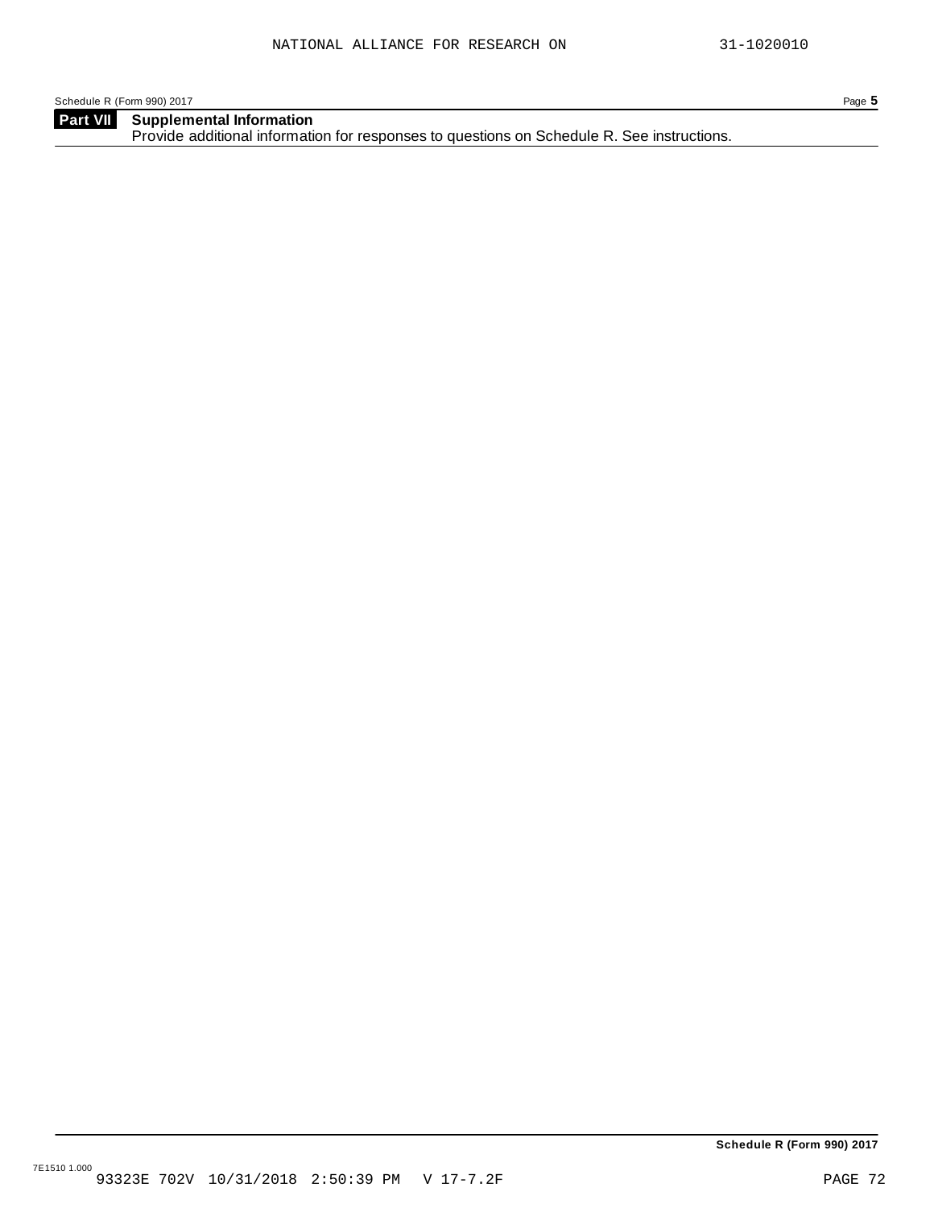## Part VII Supplemental Information

Provide additional information for responses to questions on Schedule R. See instructions.